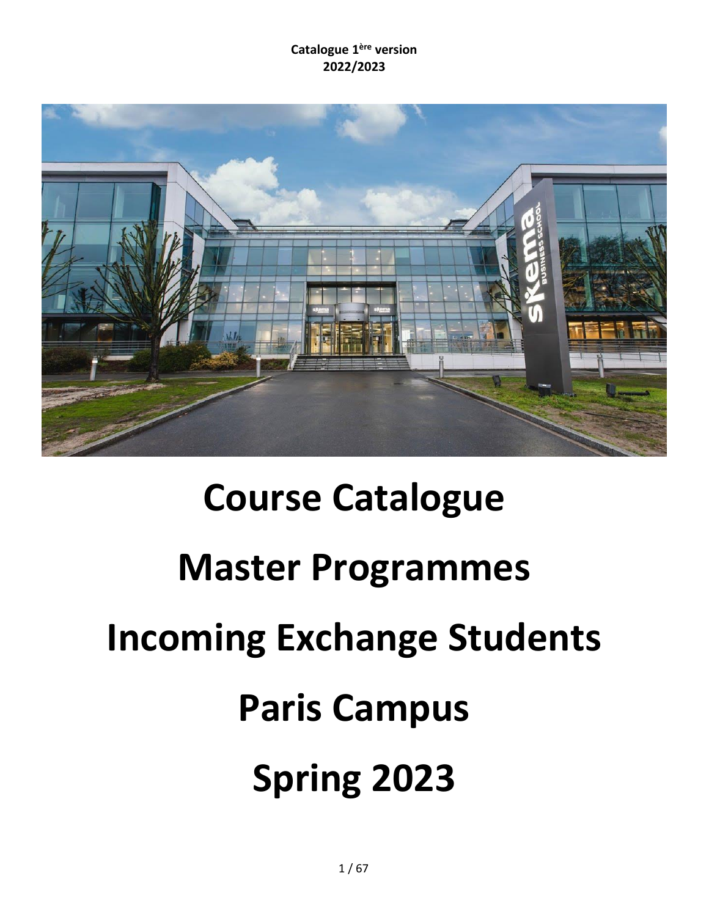**Catalogue 1ère version**
**2022/2023**

# Course Catalogue

# Master Programmes

# Incoming Exchange Students

# Paris Campus

# Spring 2023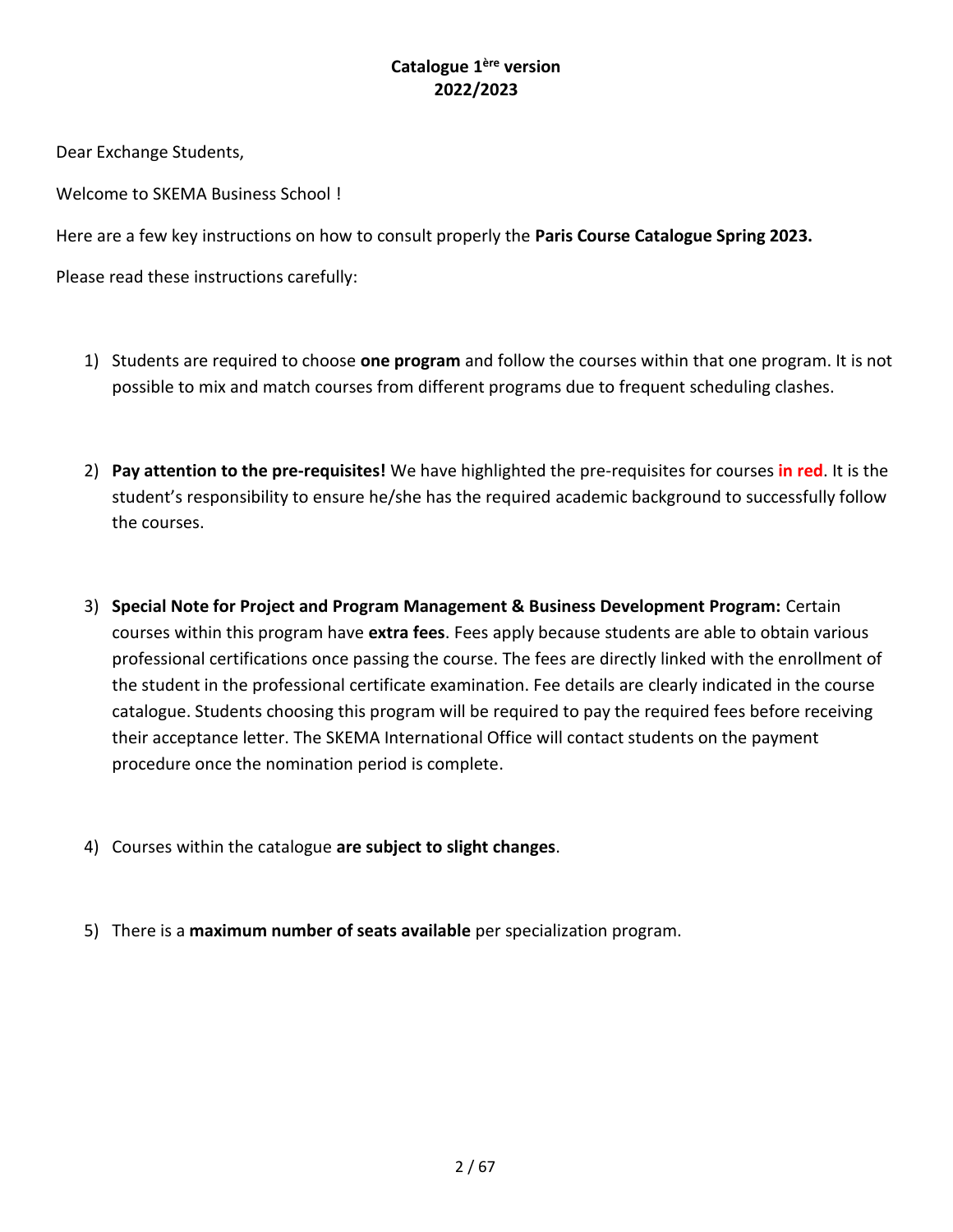**Catalogue 1ère version**
**2022/2023**

Dear Exchange Students,

Welcome to SKEMA Business School !

Here are a few key instructions on how to consult properly the **Paris Course Catalogue Spring 2023.**

Please read these instructions carefully:

1) Students are required to choose **one program** and follow the courses within that one program. It is not possible to mix and match courses from different programs due to frequent scheduling clashes.

2) **Pay attention to the pre-requisites!** We have highlighted the pre-requisites for courses **in red**. It is the student's responsibility to ensure he/she has the required academic background to successfully follow the courses.

3) **Special Note for Project and Program Management & Business Development Program:** Certain courses within this program have **extra fees**. Fees apply because students are able to obtain various professional certifications once passing the course. The fees are directly linked with the enrollment of the student in the professional certificate examination. Fee details are clearly indicated in the course catalogue. Students choosing this program will be required to pay the required fees before receiving their acceptance letter. The SKEMA International Office will contact students on the payment procedure once the nomination period is complete.

4) Courses within the catalogue **are subject to slight changes**.

5) There is a **maximum number of seats available** per specialization program.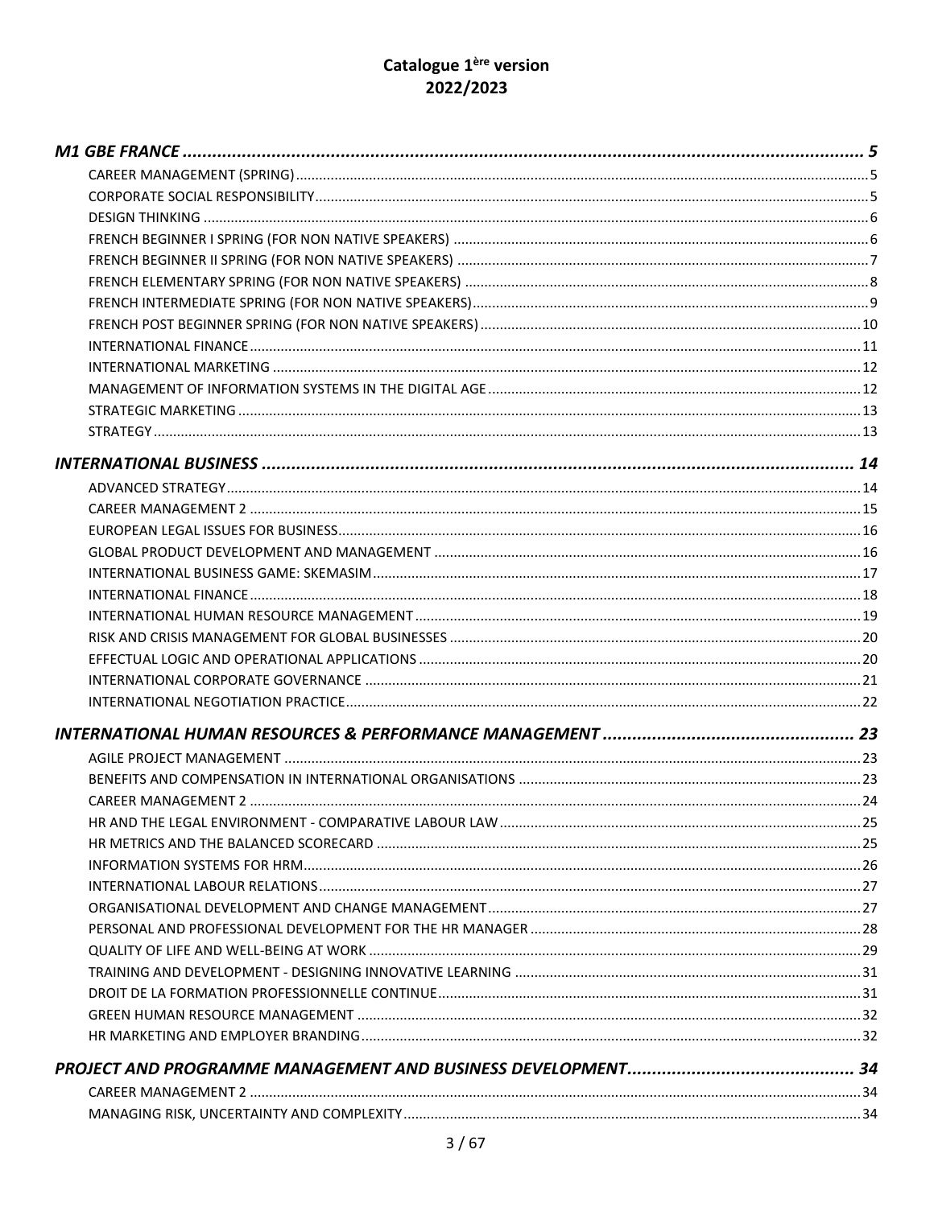# Catalogue 1ère version 2022/2023

*M1 GBE FRANCE* ..... 5
- CAREER MANAGEMENT (SPRING) ..... 5
- CORPORATE SOCIAL RESPONSIBILITY ..... 5
- DESIGN THINKING ..... 6
- FRENCH BEGINNER I SPRING (FOR NON NATIVE SPEAKERS) ..... 6
- FRENCH BEGINNER II SPRING (FOR NON NATIVE SPEAKERS) ..... 7
- FRENCH ELEMENTARY SPRING (FOR NON NATIVE SPEAKERS) ..... 8
- FRENCH INTERMEDIATE SPRING (FOR NON NATIVE SPEAKERS) ..... 9
- FRENCH POST BEGINNER SPRING (FOR NON NATIVE SPEAKERS) ..... 10
- INTERNATIONAL FINANCE ..... 11
- INTERNATIONAL MARKETING ..... 12
- MANAGEMENT OF INFORMATION SYSTEMS IN THE DIGITAL AGE ..... 12
- STRATEGIC MARKETING ..... 13
- STRATEGY ..... 13

*INTERNATIONAL BUSINESS* ..... 14
- ADVANCED STRATEGY ..... 14
- CAREER MANAGEMENT 2 ..... 15
- EUROPEAN LEGAL ISSUES FOR BUSINESS ..... 16
- GLOBAL PRODUCT DEVELOPMENT AND MANAGEMENT ..... 16
- INTERNATIONAL BUSINESS GAME: SKEMASIM ..... 17
- INTERNATIONAL FINANCE ..... 18
- INTERNATIONAL HUMAN RESOURCE MANAGEMENT ..... 19
- RISK AND CRISIS MANAGEMENT FOR GLOBAL BUSINESSES ..... 20
- EFFECTUAL LOGIC AND OPERATIONAL APPLICATIONS ..... 20
- INTERNATIONAL CORPORATE GOVERNANCE ..... 21
- INTERNATIONAL NEGOTIATION PRACTICE ..... 22

*INTERNATIONAL HUMAN RESOURCES & PERFORMANCE MANAGEMENT* ..... 23
- AGILE PROJECT MANAGEMENT ..... 23
- BENEFITS AND COMPENSATION IN INTERNATIONAL ORGANISATIONS ..... 23
- CAREER MANAGEMENT 2 ..... 24
- HR AND THE LEGAL ENVIRONMENT - COMPARATIVE LABOUR LAW ..... 25
- HR METRICS AND THE BALANCED SCORECARD ..... 25
- INFORMATION SYSTEMS FOR HRM ..... 26
- INTERNATIONAL LABOUR RELATIONS ..... 27
- ORGANISATIONAL DEVELOPMENT AND CHANGE MANAGEMENT ..... 27
- PERSONAL AND PROFESSIONAL DEVELOPMENT FOR THE HR MANAGER ..... 28
- QUALITY OF LIFE AND WELL-BEING AT WORK ..... 29
- TRAINING AND DEVELOPMENT - DESIGNING INNOVATIVE LEARNING ..... 31
- DROIT DE LA FORMATION PROFESSIONNELLE CONTINUE ..... 31
- GREEN HUMAN RESOURCE MANAGEMENT ..... 32
- HR MARKETING AND EMPLOYER BRANDING ..... 32

*PROJECT AND PROGRAMME MANAGEMENT AND BUSINESS DEVELOPMENT* ..... 34
- CAREER MANAGEMENT 2 ..... 34
- MANAGING RISK, UNCERTAINTY AND COMPLEXITY ..... 34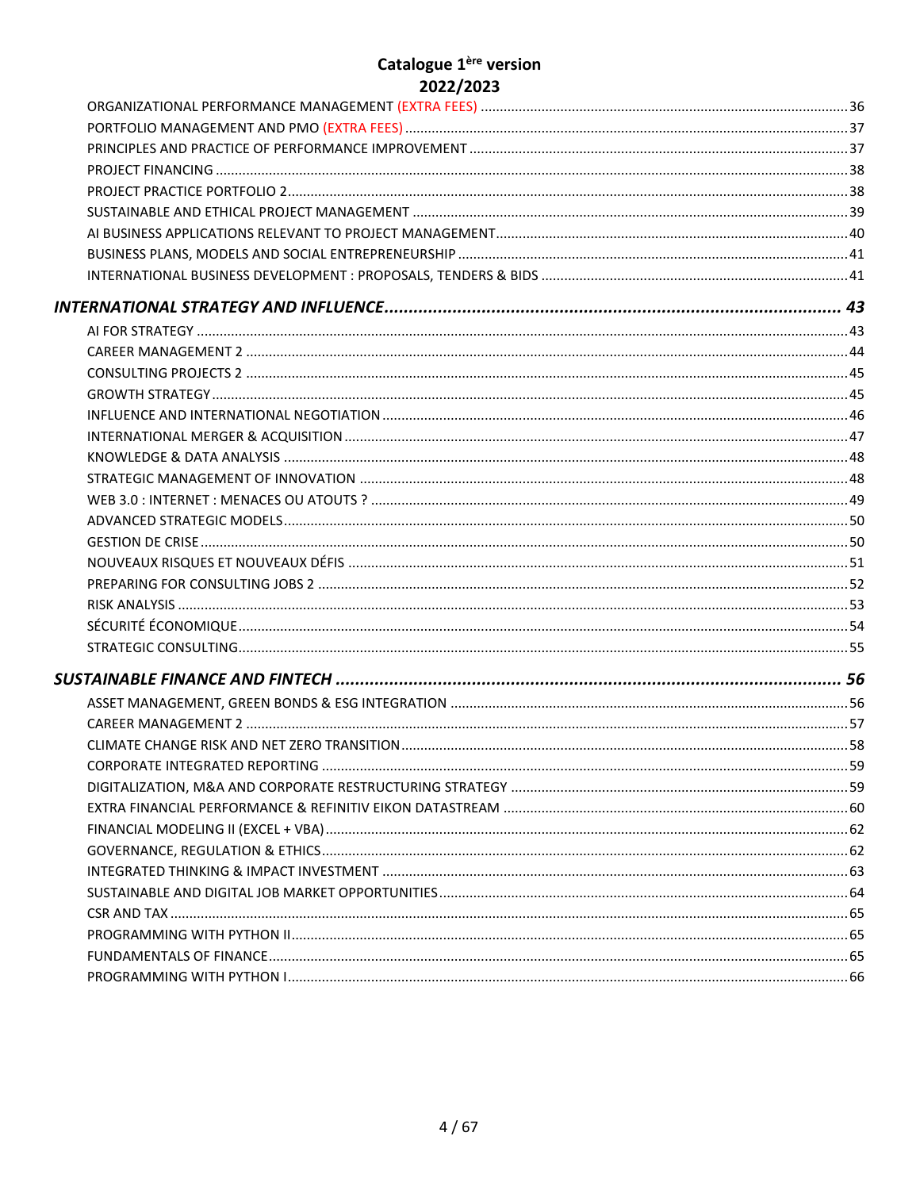# Catalogue 1ère version
# 2022/2023

- ORGANIZATIONAL PERFORMANCE MANAGEMENT (EXTRA FEES) ... 36
- PORTFOLIO MANAGEMENT AND PMO (EXTRA FEES) ... 37
- PRINCIPLES AND PRACTICE OF PERFORMANCE IMPROVEMENT ... 37
- PROJECT FINANCING ... 38
- PROJECT PRACTICE PORTFOLIO 2 ... 38
- SUSTAINABLE AND ETHICAL PROJECT MANAGEMENT ... 39
- AI BUSINESS APPLICATIONS RELEVANT TO PROJECT MANAGEMENT ... 40
- BUSINESS PLANS, MODELS AND SOCIAL ENTREPRENEURSHIP ... 41
- INTERNATIONAL BUSINESS DEVELOPMENT : PROPOSALS, TENDERS & BIDS ... 41

***INTERNATIONAL STRATEGY AND INFLUENCE ... 43***

- AI FOR STRATEGY ... 43
- CAREER MANAGEMENT 2 ... 44
- CONSULTING PROJECTS 2 ... 45
- GROWTH STRATEGY ... 45
- INFLUENCE AND INTERNATIONAL NEGOTIATION ... 46
- INTERNATIONAL MERGER & ACQUISITION ... 47
- KNOWLEDGE & DATA ANALYSIS ... 48
- STRATEGIC MANAGEMENT OF INNOVATION ... 48
- WEB 3.0 : INTERNET : MENACES OU ATOUTS ? ... 49
- ADVANCED STRATEGIC MODELS ... 50
- GESTION DE CRISE ... 50
- NOUVEAUX RISQUES ET NOUVEAUX DÉFIS ... 51
- PREPARING FOR CONSULTING JOBS 2 ... 52
- RISK ANALYSIS ... 53
- SÉCURITÉ ÉCONOMIQUE ... 54
- STRATEGIC CONSULTING ... 55

***SUSTAINABLE FINANCE AND FINTECH ... 56***

- ASSET MANAGEMENT, GREEN BONDS & ESG INTEGRATION ... 56
- CAREER MANAGEMENT 2 ... 57
- CLIMATE CHANGE RISK AND NET ZERO TRANSITION ... 58
- CORPORATE INTEGRATED REPORTING ... 59
- DIGITALIZATION, M&A AND CORPORATE RESTRUCTURING STRATEGY ... 59
- EXTRA FINANCIAL PERFORMANCE & REFINITIV EIKON DATASTREAM ... 60
- FINANCIAL MODELING II (EXCEL + VBA) ... 62
- GOVERNANCE, REGULATION & ETHICS ... 62
- INTEGRATED THINKING & IMPACT INVESTMENT ... 63
- SUSTAINABLE AND DIGITAL JOB MARKET OPPORTUNITIES ... 64
- CSR AND TAX ... 65
- PROGRAMMING WITH PYTHON II ... 65
- FUNDAMENTALS OF FINANCE ... 65
- PROGRAMMING WITH PYTHON I ... 66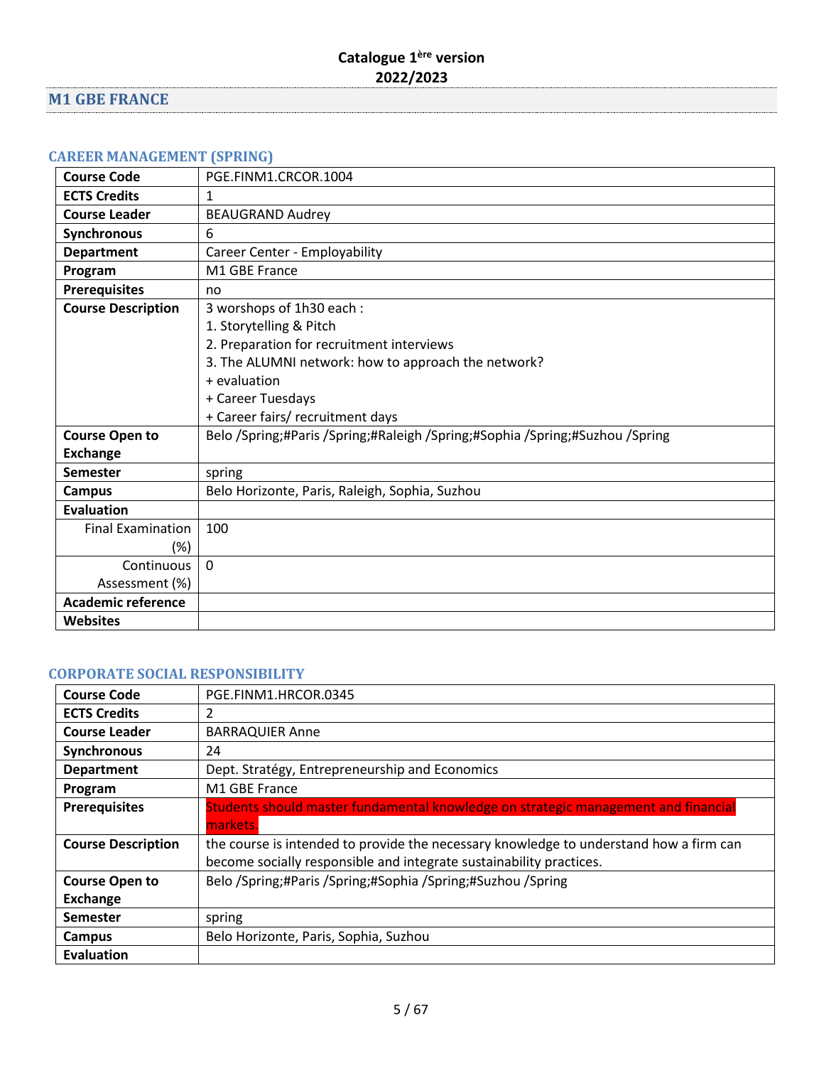**Catalogue 1ère version**
**2022/2023**

## M1 GBE FRANCE

### CAREER MANAGEMENT (SPRING)

| | |
|---|---|
| **Course Code** | PGE.FINM1.CRCOR.1004 |
| **ECTS Credits** | 1 |
| **Course Leader** | BEAUGRAND Audrey |
| **Synchronous** | 6 |
| **Department** | Career Center - Employability |
| **Program** | M1 GBE France |
| **Prerequisites** | no |
| **Course Description** | 3 worshops of 1h30 each :<br>1. Storytelling & Pitch<br>2. Preparation for recruitment interviews<br>3. The ALUMNI network: how to approach the network?<br>+ evaluation<br>+ Career Tuesdays<br>+ Career fairs/ recruitment days |
| **Course Open to Exchange** | Belo /Spring;#Paris /Spring;#Raleigh /Spring;#Sophia /Spring;#Suzhou /Spring |
| **Semester** | spring |
| **Campus** | Belo Horizonte, Paris, Raleigh, Sophia, Suzhou |
| **Evaluation** | |
| Final Examination (%) | 100 |
| Continuous Assessment (%) | 0 |
| **Academic reference** | |
| **Websites** | |

### CORPORATE SOCIAL RESPONSIBILITY

| | |
|---|---|
| **Course Code** | PGE.FINM1.HRCOR.0345 |
| **ECTS Credits** | 2 |
| **Course Leader** | BARRAQUIER Anne |
| **Synchronous** | 24 |
| **Department** | Dept. Stratégy, Entrepreneurship and Economics |
| **Program** | M1 GBE France |
| **Prerequisites** | Students should master fundamental knowledge on strategic management and financial markets. |
| **Course Description** | the course is intended to provide the necessary knowledge to understand how a firm can become socially responsible and integrate sustainability practices. |
| **Course Open to Exchange** | Belo /Spring;#Paris /Spring;#Sophia /Spring;#Suzhou /Spring |
| **Semester** | spring |
| **Campus** | Belo Horizonte, Paris, Sophia, Suzhou |
| **Evaluation** | |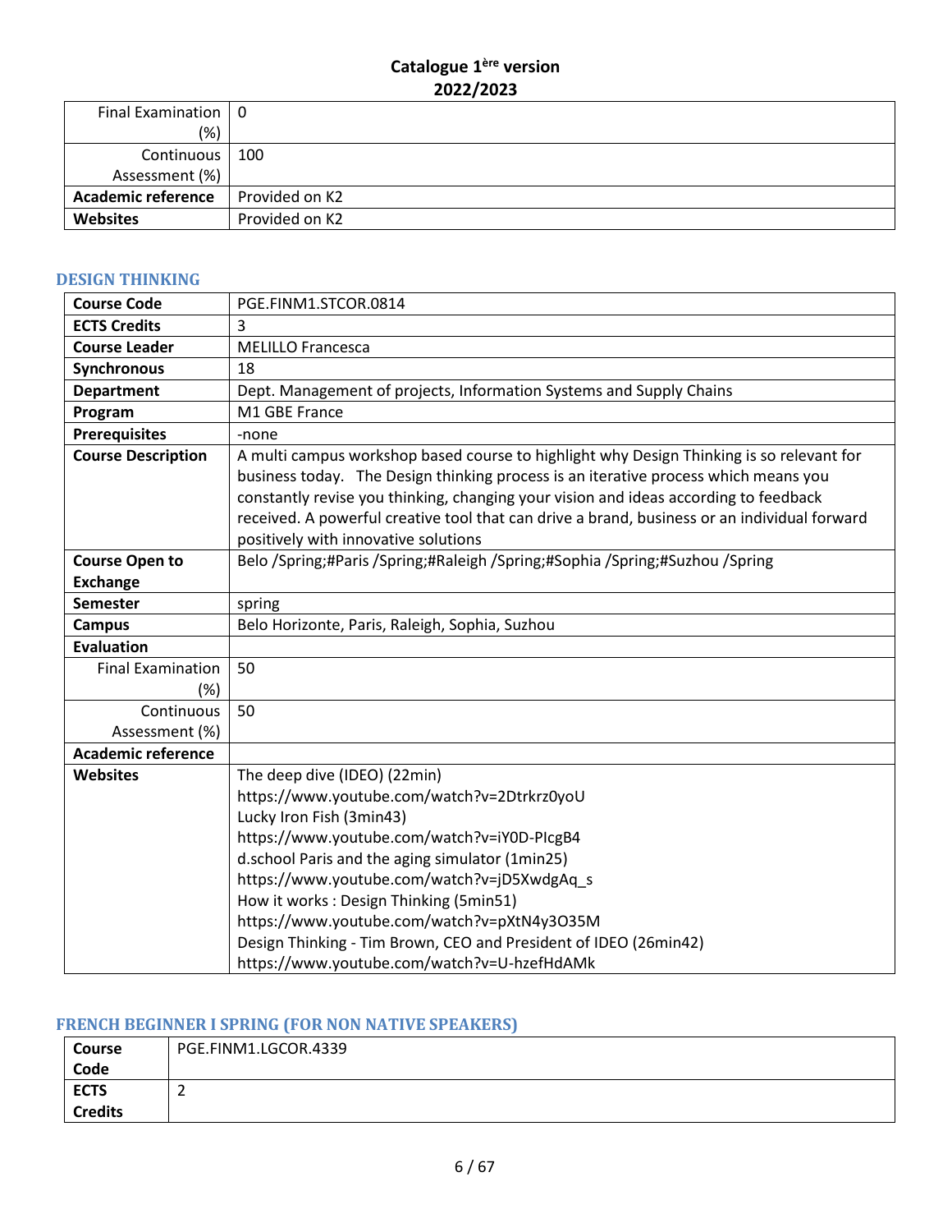| | |
|---|---|
| Final Examination (%) | 0 |
| Continuous Assessment (%) | 100 |
| **Academic reference** | Provided on K2 |
| **Websites** | Provided on K2 |

## DESIGN THINKING

| | |
|---|---|
| **Course Code** | PGE.FINM1.STCOR.0814 |
| **ECTS Credits** | 3 |
| **Course Leader** | MELILLO Francesca |
| **Synchronous** | 18 |
| **Department** | Dept. Management of projects, Information Systems and Supply Chains |
| **Program** | M1 GBE France |
| **Prerequisites** | -none |
| **Course Description** | A multi campus workshop based course to highlight why Design Thinking is so relevant for business today. The Design thinking process is an iterative process which means you constantly revise you thinking, changing your vision and ideas according to feedback received. A powerful creative tool that can drive a brand, business or an individual forward positively with innovative solutions |
| **Course Open to Exchange** | Belo /Spring;#Paris /Spring;#Raleigh /Spring;#Sophia /Spring;#Suzhou /Spring |
| **Semester** | spring |
| **Campus** | Belo Horizonte, Paris, Raleigh, Sophia, Suzhou |
| **Evaluation** | |
| Final Examination (%) | 50 |
| Continuous Assessment (%) | 50 |
| **Academic reference** | |
| **Websites** | The deep dive (IDEO) (22min)<br>https://www.youtube.com/watch?v=2Dtrkrz0yoU<br>Lucky Iron Fish (3min43)<br>https://www.youtube.com/watch?v=iY0D-PIcgB4<br>d.school Paris and the aging simulator (1min25)<br>https://www.youtube.com/watch?v=jD5XwdgAq_s<br>How it works : Design Thinking (5min51)<br>https://www.youtube.com/watch?v=pXtN4y3O35M<br>Design Thinking - Tim Brown, CEO and President of IDEO (26min42)<br>https://www.youtube.com/watch?v=U-hzefHdAMk |

## FRENCH BEGINNER I SPRING (FOR NON NATIVE SPEAKERS)

| | |
|---|---|
| **Course Code** | PGE.FINM1.LGCOR.4339 |
| **ECTS Credits** | 2 |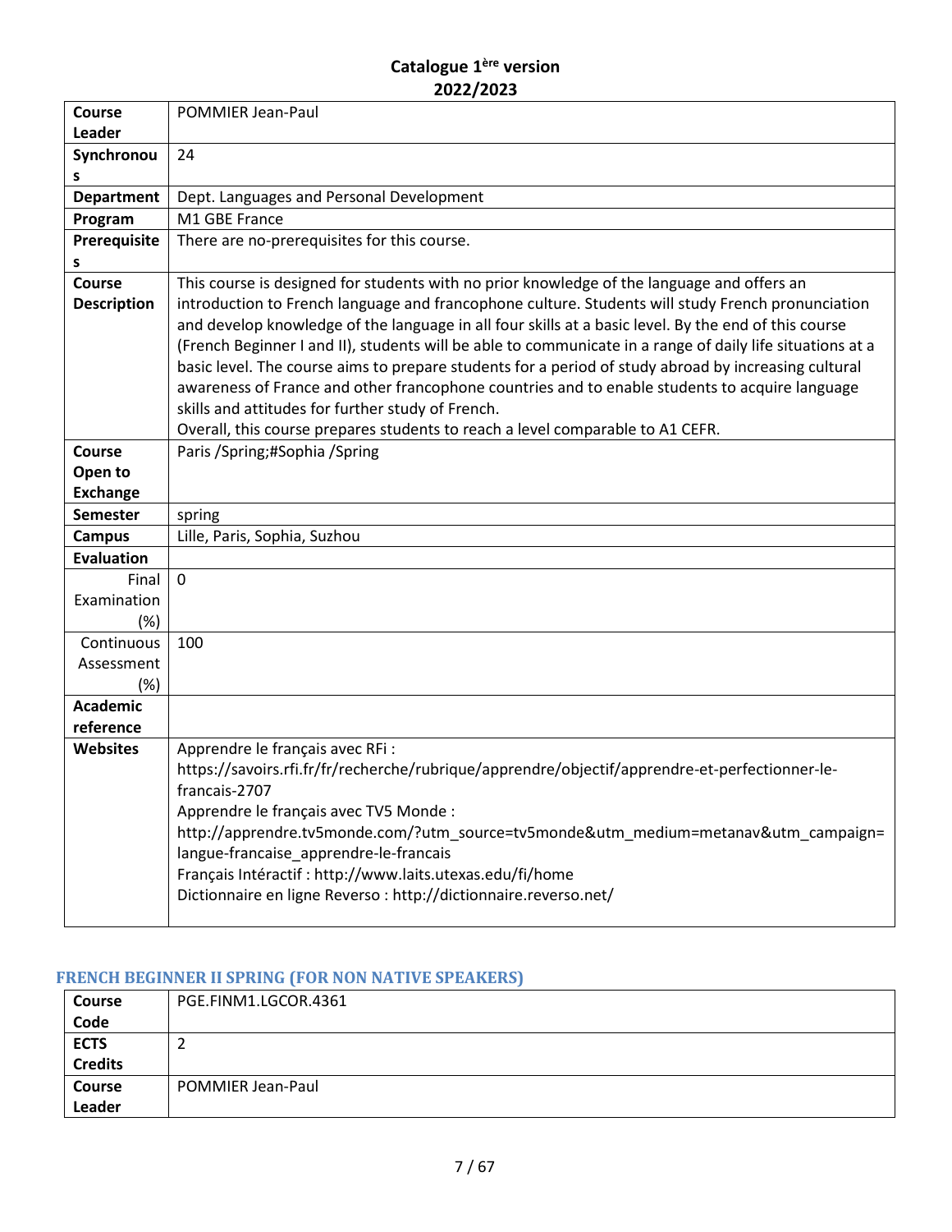**Catalogue 1ère version**
**2022/2023**

| | |
|---|---|
| **Course Leader** | POMMIER Jean-Paul |
| **Synchronous** | 24 |
| **Department** | Dept. Languages and Personal Development |
| **Program** | M1 GBE France |
| **Prerequisites** | There are no-prerequisites for this course. |
| **Course Description** | This course is designed for students with no prior knowledge of the language and offers an introduction to French language and francophone culture. Students will study French pronunciation and develop knowledge of the language in all four skills at a basic level. By the end of this course (French Beginner I and II), students will be able to communicate in a range of daily life situations at a basic level. The course aims to prepare students for a period of study abroad by increasing cultural awareness of France and other francophone countries and to enable students to acquire language skills and attitudes for further study of French.<br>Overall, this course prepares students to reach a level comparable to A1 CEFR. |
| **Course Open to Exchange** | Paris /Spring;#Sophia /Spring |
| **Semester** | spring |
| **Campus** | Lille, Paris, Sophia, Suzhou |
| **Evaluation** | |
| Final Examination (%) | 0 |
| Continuous Assessment (%) | 100 |
| **Academic reference** | |
| **Websites** | Apprendre le français avec RFi :<br>https://savoirs.rfi.fr/fr/recherche/rubrique/apprendre/objectif/apprendre-et-perfectionner-le-francais-2707<br>Apprendre le français avec TV5 Monde :<br>http://apprendre.tv5monde.com/?utm_source=tv5monde&utm_medium=metanav&utm_campaign=langue-francaise_apprendre-le-francais<br>Français Intéractif : http://www.laits.utexas.edu/fi/home<br>Dictionnaire en ligne Reverso : http://dictionnaire.reverso.net/ |

### FRENCH BEGINNER II SPRING (FOR NON NATIVE SPEAKERS)

| | |
|---|---|
| **Course Code** | PGE.FINM1.LGCOR.4361 |
| **ECTS Credits** | 2 |
| **Course Leader** | POMMIER Jean-Paul |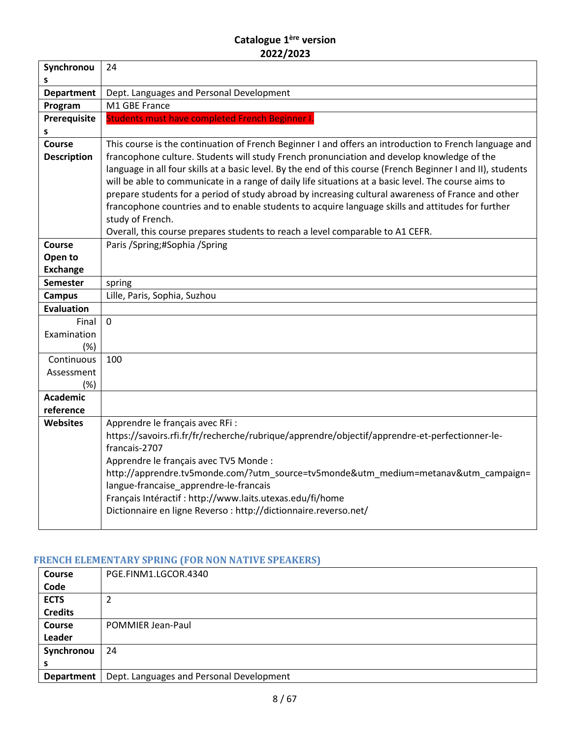| | |
|---|---|
| Synchronous | 24 |
| Department | Dept. Languages and Personal Development |
| Program | M1 GBE France |
| Prerequisites | Students must have completed French Beginner I. |
| Course Description | This course is the continuation of French Beginner I and offers an introduction to French language and francophone culture. Students will study French pronunciation and develop knowledge of the language in all four skills at a basic level. By the end of this course (French Beginner I and II), students will be able to communicate in a range of daily life situations at a basic level. The course aims to prepare students for a period of study abroad by increasing cultural awareness of France and other francophone countries and to enable students to acquire language skills and attitudes for further study of French.<br>Overall, this course prepares students to reach a level comparable to A1 CEFR. |
| Course Open to Exchange | Paris /Spring;#Sophia /Spring |
| Semester | spring |
| Campus | Lille, Paris, Sophia, Suzhou |
| Evaluation | |
| Final Examination (%) | 0 |
| Continuous Assessment (%) | 100 |
| Academic reference | |
| Websites | Apprendre le français avec RFi :<br>https://savoirs.rfi.fr/fr/recherche/rubrique/apprendre/objectif/apprendre-et-perfectionner-le-francais-2707<br>Apprendre le français avec TV5 Monde :<br>http://apprendre.tv5monde.com/?utm_source=tv5monde&utm_medium=metanav&utm_campaign=langue-francaise_apprendre-le-francais<br>Français Intéractif : http://www.laits.utexas.edu/fi/home<br>Dictionnaire en ligne Reverso : http://dictionnaire.reverso.net/ |

## FRENCH ELEMENTARY SPRING (FOR NON NATIVE SPEAKERS)

| | |
|---|---|
| Course Code | PGE.FINM1.LGCOR.4340 |
| ECTS Credits | 2 |
| Course Leader | POMMIER Jean-Paul |
| Synchronous | 24 |
| Department | Dept. Languages and Personal Development |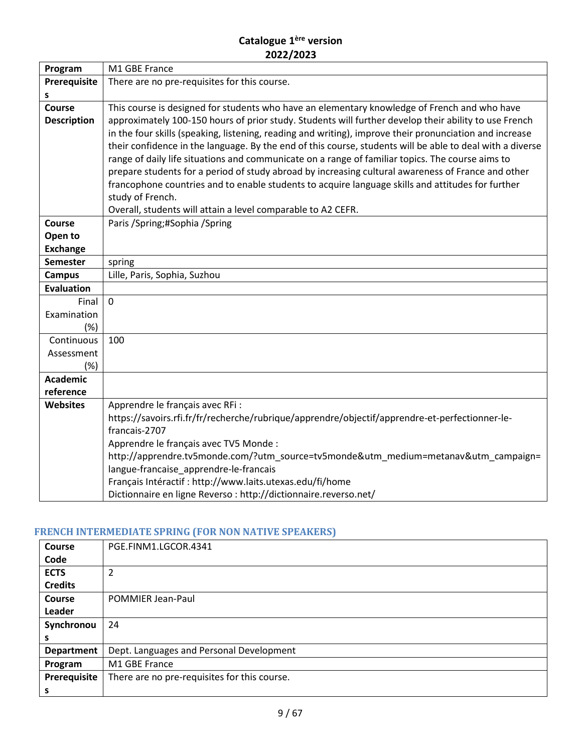**Catalogue 1ère version 2022/2023**

| | |
|---|---|
| **Program** | M1 GBE France |
| **Prerequisites** | There are no pre-requisites for this course. |
| **Course Description** | This course is designed for students who have an elementary knowledge of French and who have approximately 100-150 hours of prior study. Students will further develop their ability to use French in the four skills (speaking, listening, reading and writing), improve their pronunciation and increase their confidence in the language. By the end of this course, students will be able to deal with a diverse range of daily life situations and communicate on a range of familiar topics. The course aims to prepare students for a period of study abroad by increasing cultural awareness of France and other francophone countries and to enable students to acquire language skills and attitudes for further study of French.<br>Overall, students will attain a level comparable to A2 CEFR. |
| **Course Open to Exchange** | Paris /Spring;#Sophia /Spring |
| **Semester** | spring |
| **Campus** | Lille, Paris, Sophia, Suzhou |
| **Evaluation** | |
| Final Examination (%) | 0 |
| Continuous Assessment (%) | 100 |
| **Academic reference** | |
| **Websites** | Apprendre le français avec RFi :<br>https://savoirs.rfi.fr/fr/recherche/rubrique/apprendre/objectif/apprendre-et-perfectionner-le-francais-2707<br>Apprendre le français avec TV5 Monde :<br>http://apprendre.tv5monde.com/?utm_source=tv5monde&utm_medium=metanav&utm_campaign=langue-francaise_apprendre-le-francais<br>Français Intéractif : http://www.laits.utexas.edu/fi/home<br>Dictionnaire en ligne Reverso : http://dictionnaire.reverso.net/ |

## FRENCH INTERMEDIATE SPRING (FOR NON NATIVE SPEAKERS)

| | |
|---|---|
| **Course Code** | PGE.FINM1.LGCOR.4341 |
| **ECTS Credits** | 2 |
| **Course Leader** | POMMIER Jean-Paul |
| **Synchronous** | 24 |
| **Department** | Dept. Languages and Personal Development |
| **Program** | M1 GBE France |
| **Prerequisites** | There are no pre-requisites for this course. |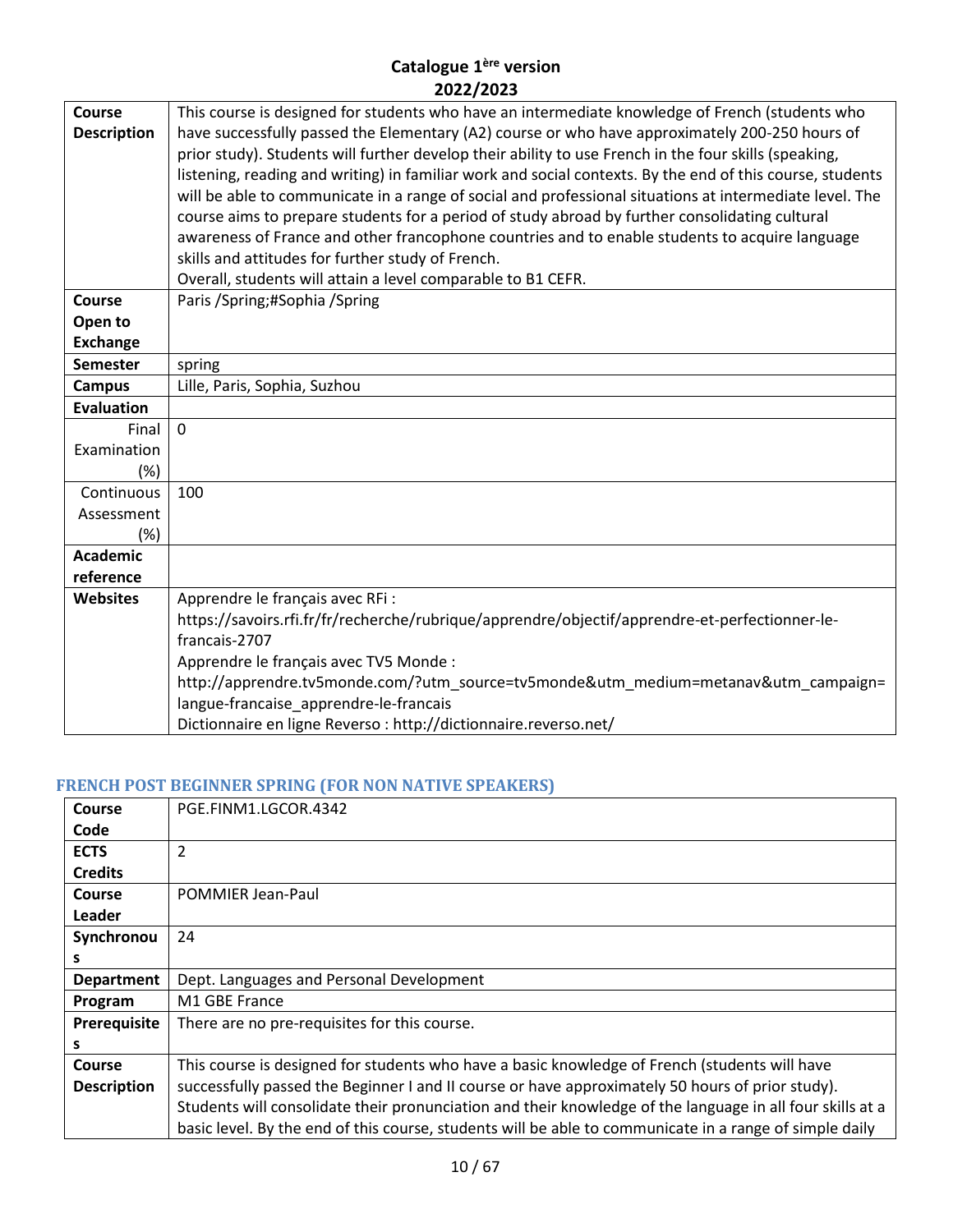| Course Description | This course is designed for students who have an intermediate knowledge of French (students who have successfully passed the Elementary (A2) course or who have approximately 200-250 hours of prior study). Students will further develop their ability to use French in the four skills (speaking, listening, reading and writing) in familiar work and social contexts. By the end of this course, students will be able to communicate in a range of social and professional situations at intermediate level. The course aims to prepare students for a period of study abroad by further consolidating cultural awareness of France and other francophone countries and to enable students to acquire language skills and attitudes for further study of French.<br>Overall, students will attain a level comparable to B1 CEFR. |
|---|---|
| Course Open to Exchange | Paris /Spring;#Sophia /Spring |
| Semester | spring |
| Campus | Lille, Paris, Sophia, Suzhou |
| Evaluation | |
| Final Examination (%) | 0 |
| Continuous Assessment (%) | 100 |
| Academic reference | |
| Websites | Apprendre le français avec RFi :<br>https://savoirs.rfi.fr/fr/recherche/rubrique/apprendre/objectif/apprendre-et-perfectionner-le-francais-2707<br>Apprendre le français avec TV5 Monde :<br>http://apprendre.tv5monde.com/?utm_source=tv5monde&utm_medium=metanav&utm_campaign=langue-francaise_apprendre-le-francais<br>Dictionnaire en ligne Reverso : http://dictionnaire.reverso.net/ |

## FRENCH POST BEGINNER SPRING (FOR NON NATIVE SPEAKERS)

| Course Code | PGE.FINM1.LGCOR.4342 |
|---|---|
| ECTS Credits | 2 |
| Course Leader | POMMIER Jean-Paul |
| Synchronous | 24 |
| Department | Dept. Languages and Personal Development |
| Program | M1 GBE France |
| Prerequisites | There are no pre-requisites for this course. |
| Course Description | This course is designed for students who have a basic knowledge of French (students will have successfully passed the Beginner I and II course or have approximately 50 hours of prior study). Students will consolidate their pronunciation and their knowledge of the language in all four skills at a basic level. By the end of this course, students will be able to communicate in a range of simple daily |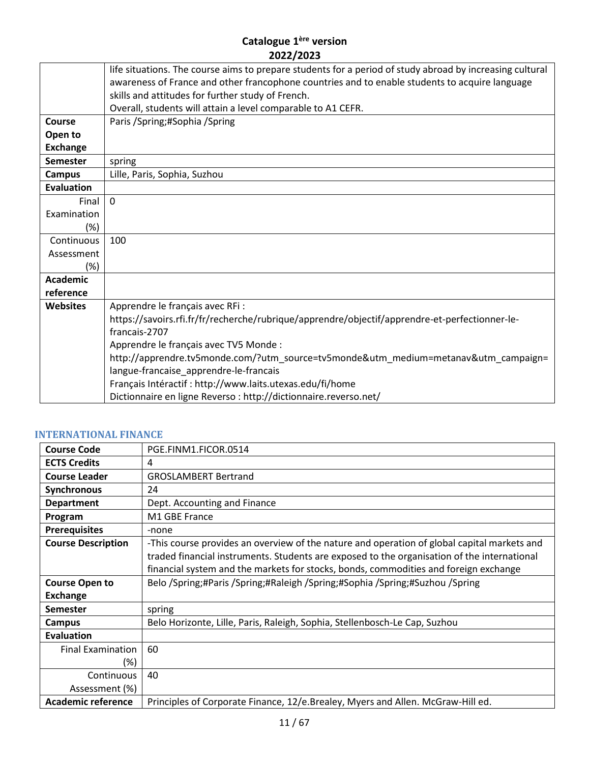| | |
|---|---|
| | life situations. The course aims to prepare students for a period of study abroad by increasing cultural awareness of France and other francophone countries and to enable students to acquire language skills and attitudes for further study of French.<br>Overall, students will attain a level comparable to A1 CEFR. |
| **Course Open to Exchange** | Paris /Spring;#Sophia /Spring |
| **Semester** | spring |
| **Campus** | Lille, Paris, Sophia, Suzhou |
| **Evaluation** | |
| Final Examination (%) | 0 |
| Continuous Assessment (%) | 100 |
| **Academic reference** | |
| **Websites** | Apprendre le français avec RFi :<br>https://savoirs.rfi.fr/fr/recherche/rubrique/apprendre/objectif/apprendre-et-perfectionner-le-francais-2707<br>Apprendre le français avec TV5 Monde :<br>http://apprendre.tv5monde.com/?utm_source=tv5monde&utm_medium=metanav&utm_campaign=langue-francaise_apprendre-le-francais<br>Français Intéractif : http://www.laits.utexas.edu/fi/home<br>Dictionnaire en ligne Reverso : http://dictionnaire.reverso.net/ |

### INTERNATIONAL FINANCE

| | |
|---|---|
| **Course Code** | PGE.FINM1.FICOR.0514 |
| **ECTS Credits** | 4 |
| **Course Leader** | GROSLAMBERT Bertrand |
| **Synchronous** | 24 |
| **Department** | Dept. Accounting and Finance |
| **Program** | M1 GBE France |
| **Prerequisites** | -none |
| **Course Description** | -This course provides an overview of the nature and operation of global capital markets and traded financial instruments. Students are exposed to the organisation of the international financial system and the markets for stocks, bonds, commodities and foreign exchange |
| **Course Open to Exchange** | Belo /Spring;#Paris /Spring;#Raleigh /Spring;#Sophia /Spring;#Suzhou /Spring |
| **Semester** | spring |
| **Campus** | Belo Horizonte, Lille, Paris, Raleigh, Sophia, Stellenbosch-Le Cap, Suzhou |
| **Evaluation** | |
| Final Examination (%) | 60 |
| Continuous Assessment (%) | 40 |
| **Academic reference** | Principles of Corporate Finance, 12/e.Brealey, Myers and Allen. McGraw-Hill ed. |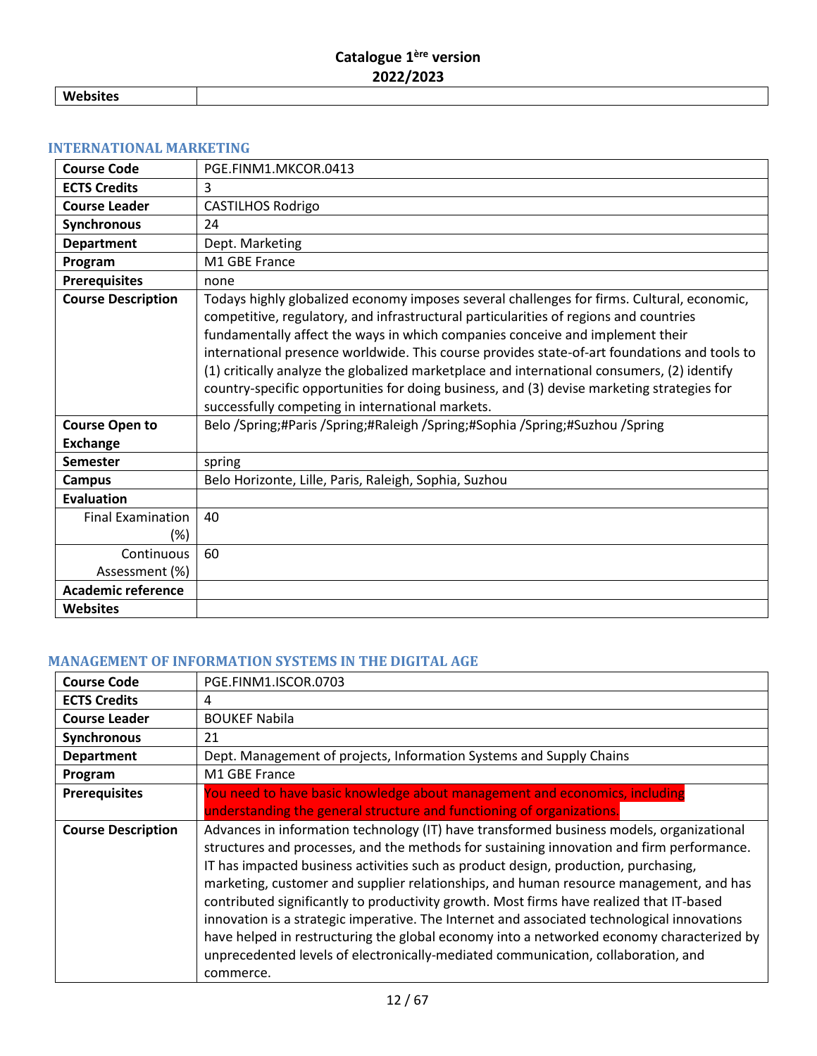| Websites | |
|---|---|

## INTERNATIONAL MARKETING

| Course Code | PGE.FINM1.MKCOR.0413 |
|---|---|
| ECTS Credits | 3 |
| Course Leader | CASTILHOS Rodrigo |
| Synchronous | 24 |
| Department | Dept. Marketing |
| Program | M1 GBE France |
| Prerequisites | none |
| Course Description | Todays highly globalized economy imposes several challenges for firms. Cultural, economic, competitive, regulatory, and infrastructural particularities of regions and countries fundamentally affect the ways in which companies conceive and implement their international presence worldwide. This course provides state-of-art foundations and tools to (1) critically analyze the globalized marketplace and international consumers, (2) identify country-specific opportunities for doing business, and (3) devise marketing strategies for successfully competing in international markets. |
| Course Open to Exchange | Belo /Spring;#Paris /Spring;#Raleigh /Spring;#Sophia /Spring;#Suzhou /Spring |
| Semester | spring |
| Campus | Belo Horizonte, Lille, Paris, Raleigh, Sophia, Suzhou |
| Evaluation | |
| Final Examination (%) | 40 |
| Continuous Assessment (%) | 60 |
| Academic reference | |
| Websites | |

## MANAGEMENT OF INFORMATION SYSTEMS IN THE DIGITAL AGE

| Course Code | PGE.FINM1.ISCOR.0703 |
|---|---|
| ECTS Credits | 4 |
| Course Leader | BOUKEF Nabila |
| Synchronous | 21 |
| Department | Dept. Management of projects, Information Systems and Supply Chains |
| Program | M1 GBE France |
| Prerequisites | You need to have basic knowledge about management and economics, including understanding the general structure and functioning of organizations. |
| Course Description | Advances in information technology (IT) have transformed business models, organizational structures and processes, and the methods for sustaining innovation and firm performance. IT has impacted business activities such as product design, production, purchasing, marketing, customer and supplier relationships, and human resource management, and has contributed significantly to productivity growth. Most firms have realized that IT-based innovation is a strategic imperative. The Internet and associated technological innovations have helped in restructuring the global economy into a networked economy characterized by unprecedented levels of electronically-mediated communication, collaboration, and commerce. |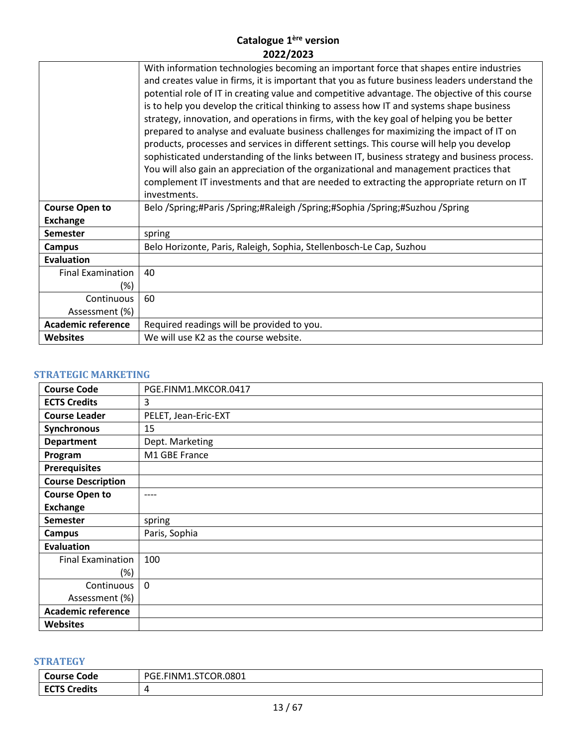| | |
|---|---|
| | With information technologies becoming an important force that shapes entire industries and creates value in firms, it is important that you as future business leaders understand the potential role of IT in creating value and competitive advantage. The objective of this course is to help you develop the critical thinking to assess how IT and systems shape business strategy, innovation, and operations in firms, with the key goal of helping you be better prepared to analyse and evaluate business challenges for maximizing the impact of IT on products, processes and services in different settings. This course will help you develop sophisticated understanding of the links between IT, business strategy and business process. You will also gain an appreciation of the organizational and management practices that complement IT investments and that are needed to extracting the appropriate return on IT investments. |
| **Course Open to Exchange** | Belo /Spring;#Paris /Spring;#Raleigh /Spring;#Sophia /Spring;#Suzhou /Spring |
| **Semester** | spring |
| **Campus** | Belo Horizonte, Paris, Raleigh, Sophia, Stellenbosch-Le Cap, Suzhou |
| **Evaluation** | |
| Final Examination (%) | 40 |
| Continuous Assessment (%) | 60 |
| **Academic reference** | Required readings will be provided to you. |
| **Websites** | We will use K2 as the course website. |

## STRATEGIC MARKETING

| | |
|---|---|
| **Course Code** | PGE.FINM1.MKCOR.0417 |
| **ECTS Credits** | 3 |
| **Course Leader** | PELET, Jean-Eric-EXT |
| **Synchronous** | 15 |
| **Department** | Dept. Marketing |
| **Program** | M1 GBE France |
| **Prerequisites** | |
| **Course Description** | |
| **Course Open to Exchange** | ---- |
| **Semester** | spring |
| **Campus** | Paris, Sophia |
| **Evaluation** | |
| Final Examination (%) | 100 |
| Continuous Assessment (%) | 0 |
| **Academic reference** | |
| **Websites** | |

## STRATEGY

| | |
|---|---|
| **Course Code** | PGE.FINM1.STCOR.0801 |
| **ECTS Credits** | 4 |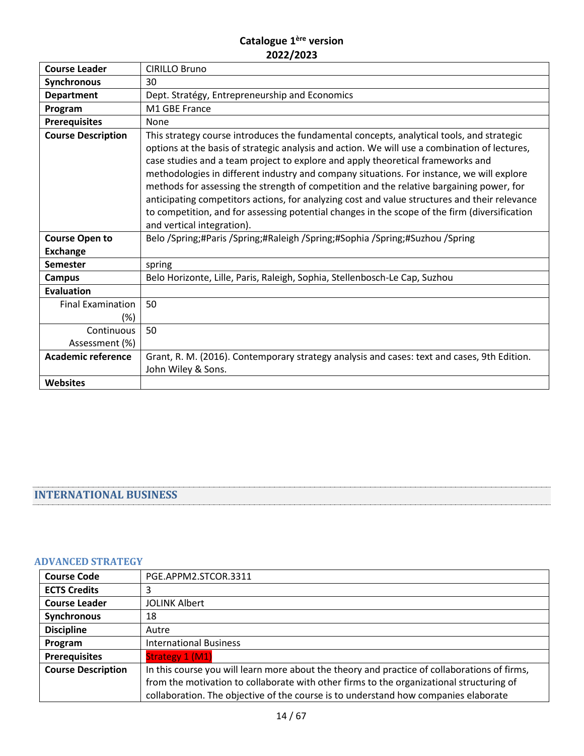| Course Leader | CIRILLO Bruno |
| --- | --- |
| Synchronous | 30 |
| Department | Dept. Stratégy, Entrepreneurship and Economics |
| Program | M1 GBE France |
| Prerequisites | None |
| Course Description | This strategy course introduces the fundamental concepts, analytical tools, and strategic options at the basis of strategic analysis and action. We will use a combination of lectures, case studies and a team project to explore and apply theoretical frameworks and methodologies in different industry and company situations. For instance, we will explore methods for assessing the strength of competition and the relative bargaining power, for anticipating competitors actions, for analyzing cost and value structures and their relevance to competition, and for assessing potential changes in the scope of the firm (diversification and vertical integration). |
| Course Open to Exchange | Belo /Spring;#Paris /Spring;#Raleigh /Spring;#Sophia /Spring;#Suzhou /Spring |
| Semester | spring |
| Campus | Belo Horizonte, Lille, Paris, Raleigh, Sophia, Stellenbosch-Le Cap, Suzhou |
| Evaluation | |
| Final Examination (%) | 50 |
| Continuous Assessment (%) | 50 |
| Academic reference | Grant, R. M. (2016). Contemporary strategy analysis and cases: text and cases, 9th Edition. John Wiley & Sons. |
| Websites | |

## INTERNATIONAL BUSINESS

### ADVANCED STRATEGY

| Course Code | PGE.APPM2.STCOR.3311 |
| --- | --- |
| ECTS Credits | 3 |
| Course Leader | JOLINK Albert |
| Synchronous | 18 |
| Discipline | Autre |
| Program | International Business |
| Prerequisites | Strategy 1 (M1) |
| Course Description | In this course you will learn more about the theory and practice of collaborations of firms, from the motivation to collaborate with other firms to the organizational structuring of collaboration. The objective of the course is to understand how companies elaborate |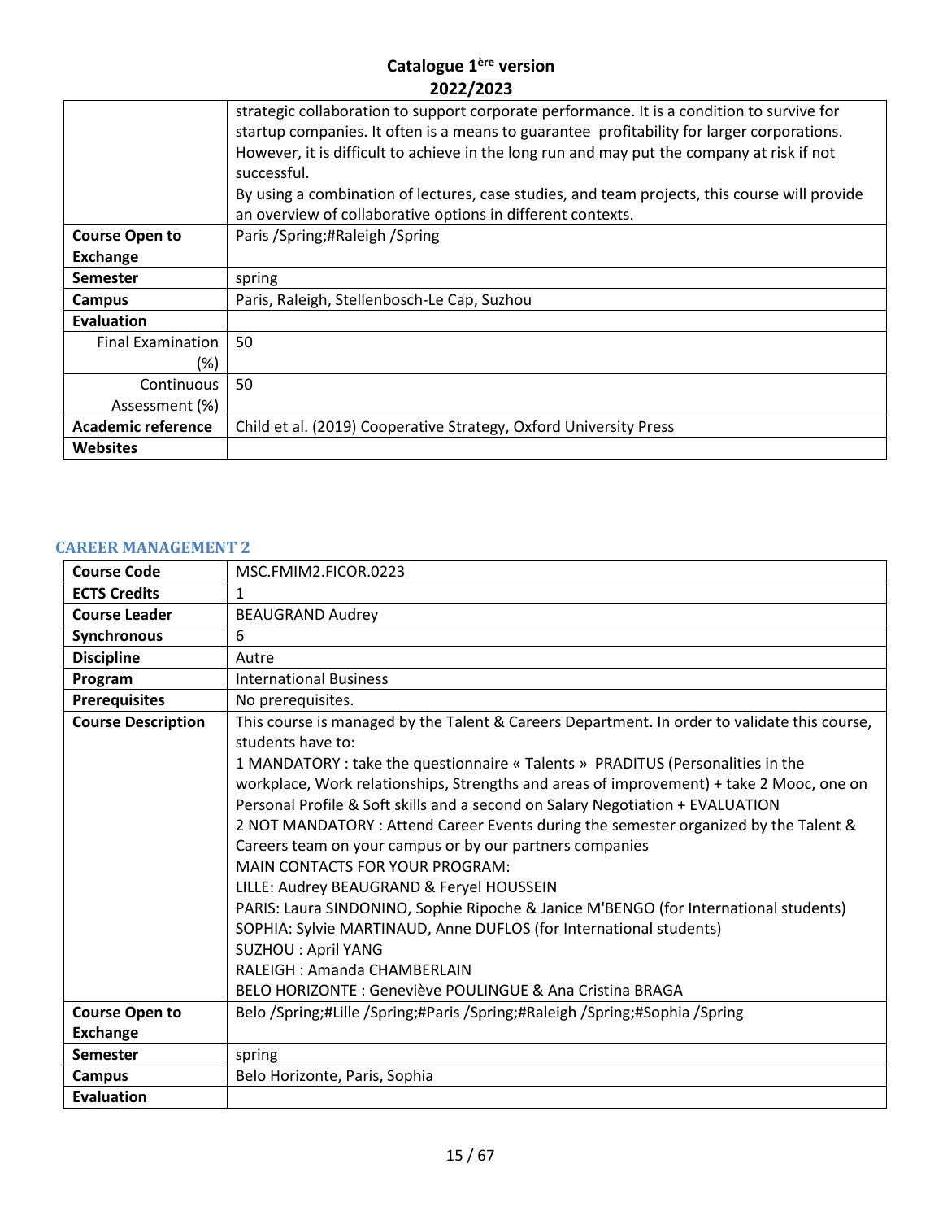| | |
|---|---|
| | strategic collaboration to support corporate performance. It is a condition to survive for startup companies. It often is a means to guarantee profitability for larger corporations. However, it is difficult to achieve in the long run and may put the company at risk if not successful.<br>By using a combination of lectures, case studies, and team projects, this course will provide an overview of collaborative options in different contexts. |
| **Course Open to Exchange** | Paris /Spring;#Raleigh /Spring |
| **Semester** | spring |
| **Campus** | Paris, Raleigh, Stellenbosch-Le Cap, Suzhou |
| **Evaluation** | |
| Final Examination (%) | 50 |
| Continuous Assessment (%) | 50 |
| **Academic reference** | Child et al. (2019) Cooperative Strategy, Oxford University Press |
| **Websites** | |

## CAREER MANAGEMENT 2

| | |
|---|---|
| **Course Code** | MSC.FMIM2.FICOR.0223 |
| **ECTS Credits** | 1 |
| **Course Leader** | BEAUGRAND Audrey |
| **Synchronous** | 6 |
| **Discipline** | Autre |
| **Program** | International Business |
| **Prerequisites** | No prerequisites. |
| **Course Description** | This course is managed by the Talent & Careers Department. In order to validate this course, students have to:<br>1 MANDATORY : take the questionnaire « Talents » PRADITUS (Personalities in the workplace, Work relationships, Strengths and areas of improvement) + take 2 Mooc, one on Personal Profile & Soft skills and a second on Salary Negotiation + EVALUATION<br>2 NOT MANDATORY : Attend Career Events during the semester organized by the Talent & Careers team on your campus or by our partners companies<br>MAIN CONTACTS FOR YOUR PROGRAM:<br>LILLE: Audrey BEAUGRAND & Feryel HOUSSEIN<br>PARIS: Laura SINDONINO, Sophie Ripoche & Janice M'BENGO (for International students)<br>SOPHIA: Sylvie MARTINAUD, Anne DUFLOS (for International students)<br>SUZHOU : April YANG<br>RALEIGH : Amanda CHAMBERLAIN<br>BELO HORIZONTE : Geneviève POULINGUE & Ana Cristina BRAGA |
| **Course Open to Exchange** | Belo /Spring;#Lille /Spring;#Paris /Spring;#Raleigh /Spring;#Sophia /Spring |
| **Semester** | spring |
| **Campus** | Belo Horizonte, Paris, Sophia |
| **Evaluation** | |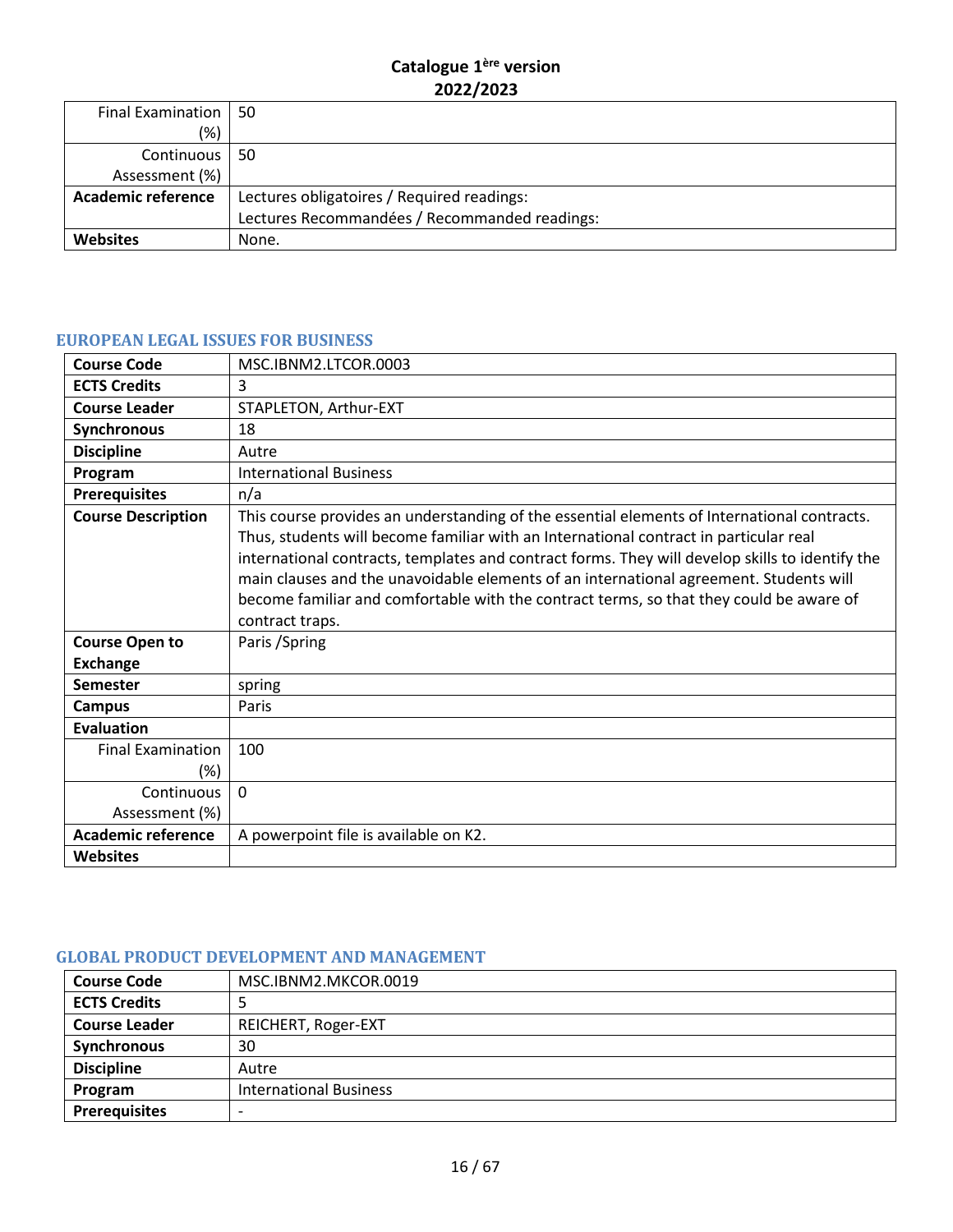| | |
|---|---|
| Final Examination (%) | 50 |
| Continuous Assessment (%) | 50 |
| **Academic reference** | Lectures obligatoires / Required readings:<br>Lectures Recommandées / Recommanded readings: |
| **Websites** | None. |

## EUROPEAN LEGAL ISSUES FOR BUSINESS

| | |
|---|---|
| **Course Code** | MSC.IBNM2.LTCOR.0003 |
| **ECTS Credits** | 3 |
| **Course Leader** | STAPLETON, Arthur-EXT |
| **Synchronous** | 18 |
| **Discipline** | Autre |
| **Program** | International Business |
| **Prerequisites** | n/a |
| **Course Description** | This course provides an understanding of the essential elements of International contracts. Thus, students will become familiar with an International contract in particular real international contracts, templates and contract forms. They will develop skills to identify the main clauses and the unavoidable elements of an international agreement. Students will become familiar and comfortable with the contract terms, so that they could be aware of contract traps. |
| **Course Open to Exchange** | Paris /Spring |
| **Semester** | spring |
| **Campus** | Paris |
| **Evaluation** | |
| Final Examination (%) | 100 |
| Continuous Assessment (%) | 0 |
| **Academic reference** | A powerpoint file is available on K2. |
| **Websites** | |

## GLOBAL PRODUCT DEVELOPMENT AND MANAGEMENT

| | |
|---|---|
| **Course Code** | MSC.IBNM2.MKCOR.0019 |
| **ECTS Credits** | 5 |
| **Course Leader** | REICHERT, Roger-EXT |
| **Synchronous** | 30 |
| **Discipline** | Autre |
| **Program** | International Business |
| **Prerequisites** | - |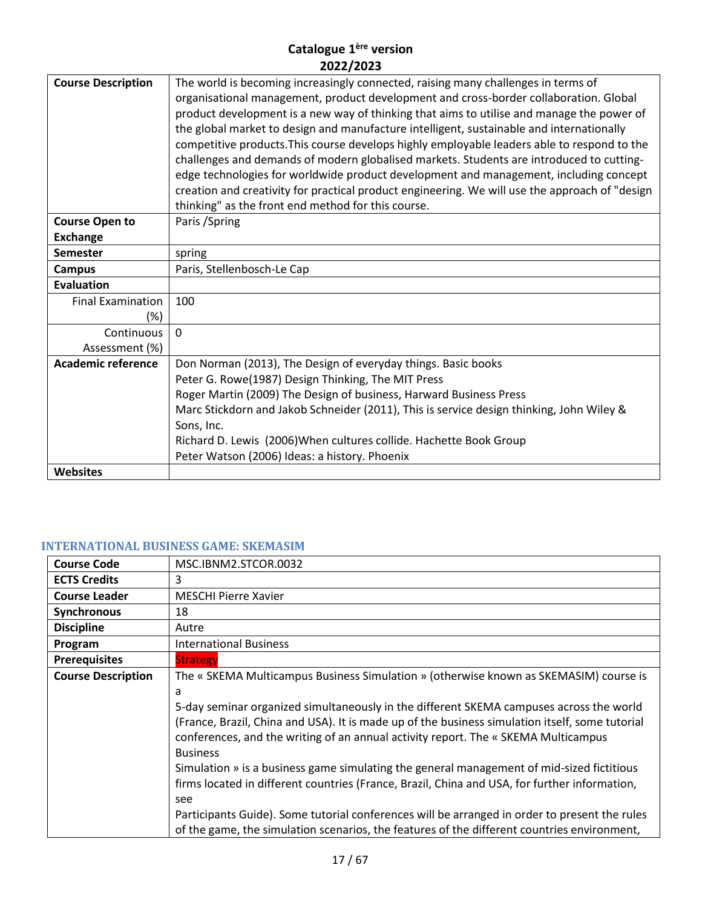| | |
|---|---|
| **Course Description** | The world is becoming increasingly connected, raising many challenges in terms of organisational management, product development and cross-border collaboration. Global product development is a new way of thinking that aims to utilise and manage the power of the global market to design and manufacture intelligent, sustainable and internationally competitive products.This course develops highly employable leaders able to respond to the challenges and demands of modern globalised markets. Students are introduced to cutting-edge technologies for worldwide product development and management, including concept creation and creativity for practical product engineering. We will use the approach of "design thinking" as the front end method for this course. |
| **Course Open to Exchange** | Paris /Spring |
| **Semester** | spring |
| **Campus** | Paris, Stellenbosch-Le Cap |
| **Evaluation** | |
| Final Examination (%) | 100 |
| Continuous Assessment (%) | 0 |
| **Academic reference** | Don Norman (2013), The Design of everyday things. Basic books<br>Peter G. Rowe(1987) Design Thinking, The MIT Press<br>Roger Martin (2009) The Design of business, Harward Business Press<br>Marc Stickdorn and Jakob Schneider (2011), This is service design thinking, John Wiley & Sons, Inc.<br>Richard D. Lewis (2006)When cultures collide. Hachette Book Group<br>Peter Watson (2006) Ideas: a history. Phoenix |
| **Websites** | |

### INTERNATIONAL BUSINESS GAME: SKEMASIM

| | |
|---|---|
| **Course Code** | MSC.IBNM2.STCOR.0032 |
| **ECTS Credits** | 3 |
| **Course Leader** | MESCHI Pierre Xavier |
| **Synchronous** | 18 |
| **Discipline** | Autre |
| **Program** | International Business |
| **Prerequisites** | Strategy |
| **Course Description** | The « SKEMA Multicampus Business Simulation » (otherwise known as SKEMASIM) course is a<br>5-day seminar organized simultaneously in the different SKEMA campuses across the world (France, Brazil, China and USA). It is made up of the business simulation itself, some tutorial conferences, and the writing of an annual activity report. The « SKEMA Multicampus Business<br>Simulation » is a business game simulating the general management of mid-sized fictitious firms located in different countries (France, Brazil, China and USA, for further information, see<br>Participants Guide). Some tutorial conferences will be arranged in order to present the rules of the game, the simulation scenarios, the features of the different countries environment, |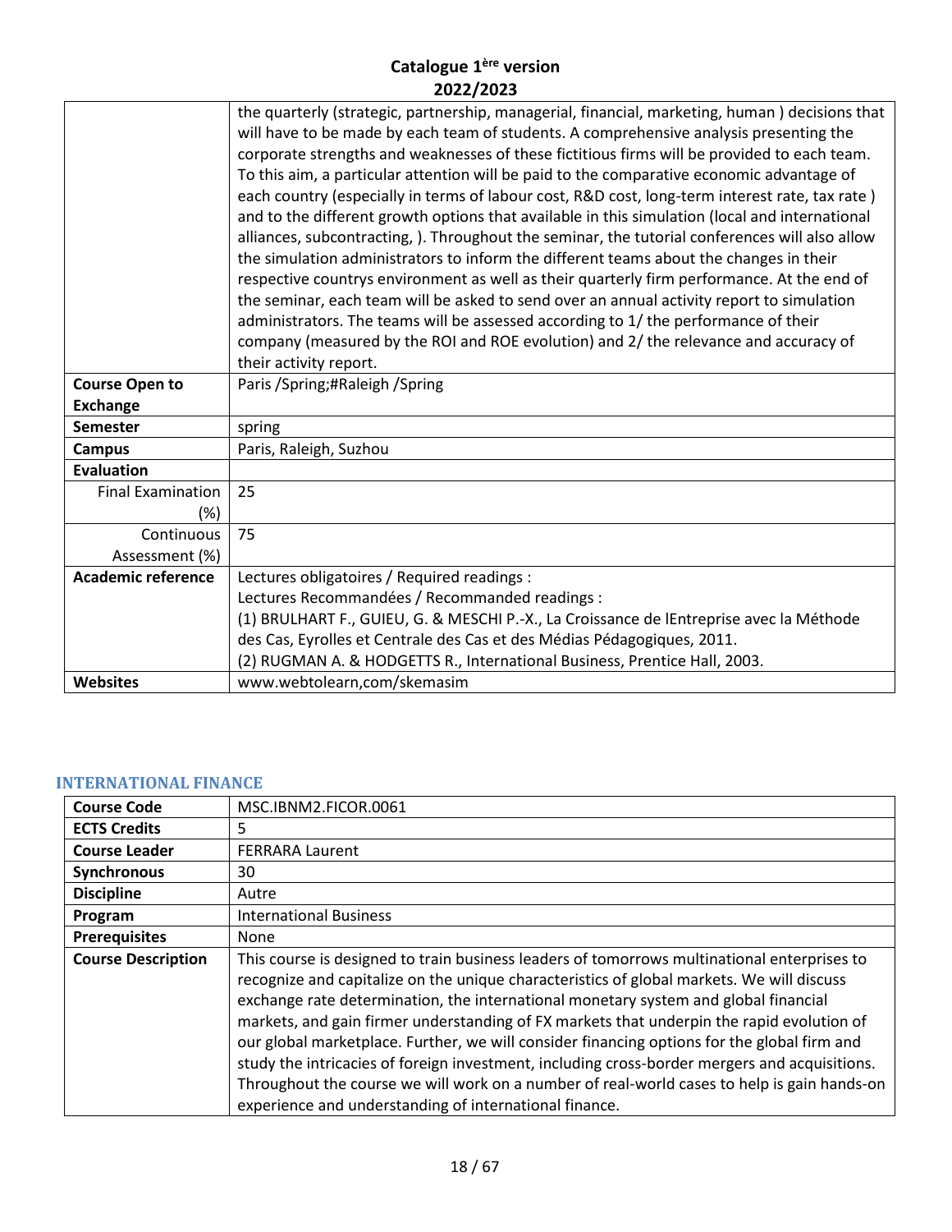| | |
|---|---|
| | the quarterly (strategic, partnership, managerial, financial, marketing, human ) decisions that will have to be made by each team of students. A comprehensive analysis presenting the corporate strengths and weaknesses of these fictitious firms will be provided to each team. To this aim, a particular attention will be paid to the comparative economic advantage of each country (especially in terms of labour cost, R&D cost, long-term interest rate, tax rate ) and to the different growth options that available in this simulation (local and international alliances, subcontracting, ). Throughout the seminar, the tutorial conferences will also allow the simulation administrators to inform the different teams about the changes in their respective countrys environment as well as their quarterly firm performance. At the end of the seminar, each team will be asked to send over an annual activity report to simulation administrators. The teams will be assessed according to 1/ the performance of their company (measured by the ROI and ROE evolution) and 2/ the relevance and accuracy of their activity report. |
| **Course Open to Exchange** | Paris /Spring;#Raleigh /Spring |
| **Semester** | spring |
| **Campus** | Paris, Raleigh, Suzhou |
| **Evaluation** | |
| Final Examination (%) | 25 |
| Continuous Assessment (%) | 75 |
| **Academic reference** | Lectures obligatoires / Required readings :<br>Lectures Recommandées / Recommanded readings :<br>(1) BRULHART F., GUIEU, G. & MESCHI P.-X., La Croissance de lEntreprise avec la Méthode des Cas, Eyrolles et Centrale des Cas et des Médias Pédagogiques, 2011.<br>(2) RUGMAN A. & HODGETTS R., International Business, Prentice Hall, 2003. |
| **Websites** | www.webtolearn,com/skemasim |

## INTERNATIONAL FINANCE

| | |
|---|---|
| **Course Code** | MSC.IBNM2.FICOR.0061 |
| **ECTS Credits** | 5 |
| **Course Leader** | FERRARA Laurent |
| **Synchronous** | 30 |
| **Discipline** | Autre |
| **Program** | International Business |
| **Prerequisites** | None |
| **Course Description** | This course is designed to train business leaders of tomorrows multinational enterprises to recognize and capitalize on the unique characteristics of global markets. We will discuss exchange rate determination, the international monetary system and global financial markets, and gain firmer understanding of FX markets that underpin the rapid evolution of our global marketplace. Further, we will consider financing options for the global firm and study the intricacies of foreign investment, including cross-border mergers and acquisitions. Throughout the course we will work on a number of real-world cases to help is gain hands-on experience and understanding of international finance. |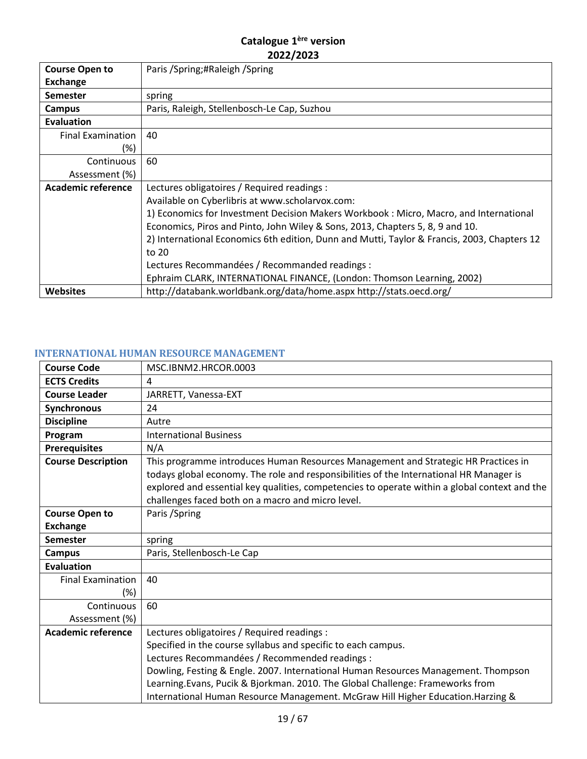# Catalogue 1ère version 2022/2023

| | |
|---|---|
| **Course Open to Exchange** | Paris /Spring;#Raleigh /Spring |
| **Semester** | spring |
| **Campus** | Paris, Raleigh, Stellenbosch-Le Cap, Suzhou |
| **Evaluation** | |
| Final Examination (%) | 40 |
| Continuous Assessment (%) | 60 |
| **Academic reference** | Lectures obligatoires / Required readings :<br>Available on Cyberlibris at www.scholarvox.com:<br>1) Economics for Investment Decision Makers Workbook : Micro, Macro, and International Economics, Piros and Pinto, John Wiley & Sons, 2013, Chapters 5, 8, 9 and 10.<br>2) International Economics 6th edition, Dunn and Mutti, Taylor & Francis, 2003, Chapters 12 to 20<br>Lectures Recommandées / Recommanded readings :<br>Ephraim CLARK, INTERNATIONAL FINANCE, (London: Thomson Learning, 2002) |
| **Websites** | http://databank.worldbank.org/data/home.aspx http://stats.oecd.org/ |

## INTERNATIONAL HUMAN RESOURCE MANAGEMENT

| | |
|---|---|
| **Course Code** | MSC.IBNM2.HRCOR.0003 |
| **ECTS Credits** | 4 |
| **Course Leader** | JARRETT, Vanessa-EXT |
| **Synchronous** | 24 |
| **Discipline** | Autre |
| **Program** | International Business |
| **Prerequisites** | N/A |
| **Course Description** | This programme introduces Human Resources Management and Strategic HR Practices in todays global economy. The role and responsibilities of the International HR Manager is explored and essential key qualities, competencies to operate within a global context and the challenges faced both on a macro and micro level. |
| **Course Open to Exchange** | Paris /Spring |
| **Semester** | spring |
| **Campus** | Paris, Stellenbosch-Le Cap |
| **Evaluation** | |
| Final Examination (%) | 40 |
| Continuous Assessment (%) | 60 |
| **Academic reference** | Lectures obligatoires / Required readings :<br>Specified in the course syllabus and specific to each campus.<br>Lectures Recommandées / Recommended readings :<br>Dowling, Festing & Engle. 2007. International Human Resources Management. Thompson Learning.Evans, Pucik & Bjorkman. 2010. The Global Challenge: Frameworks from International Human Resource Management. McGraw Hill Higher Education.Harzing & |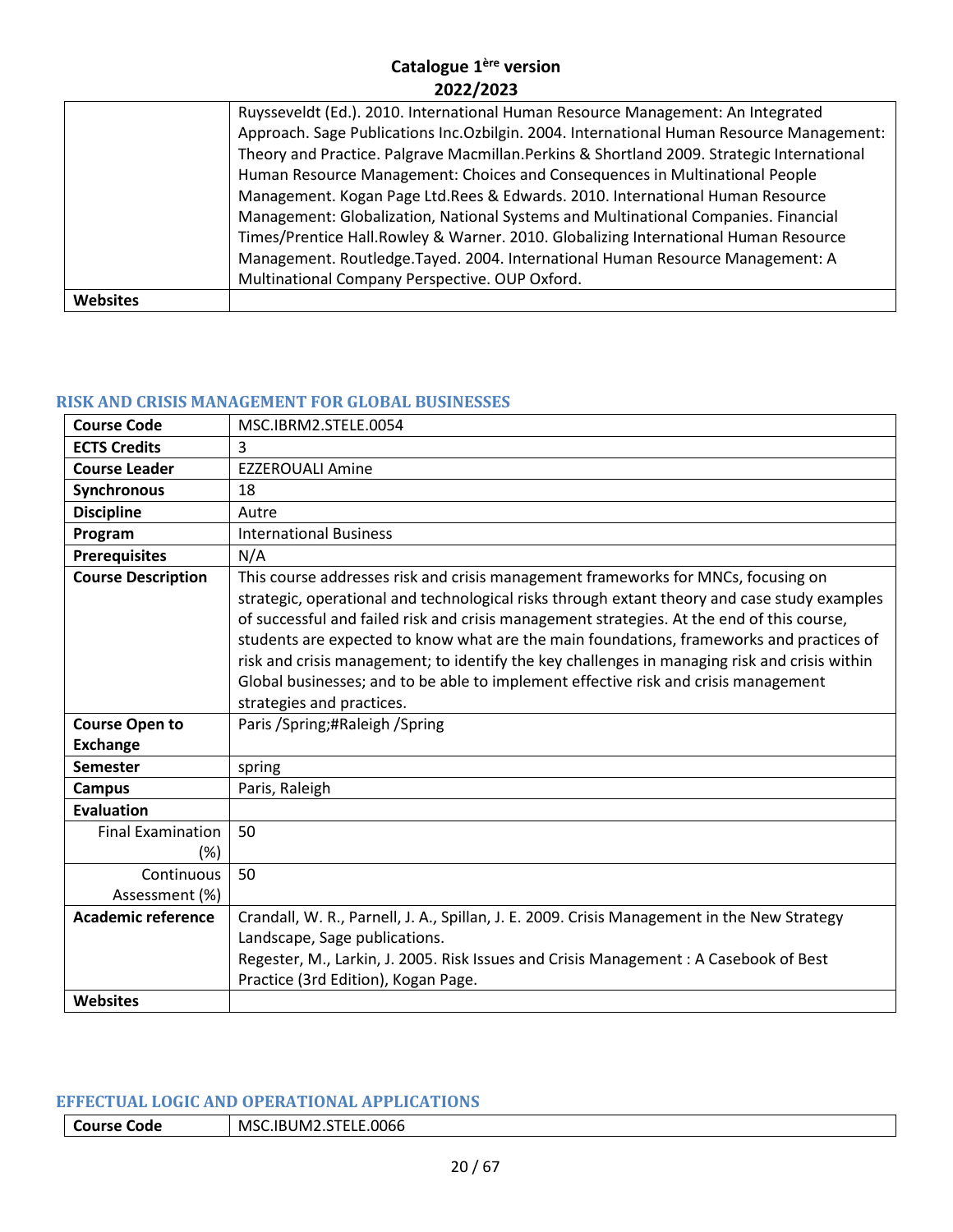| | |
|---|---|
| | Ruysseveldt (Ed.). 2010. International Human Resource Management: An Integrated Approach. Sage Publications Inc.Ozbilgin. 2004. International Human Resource Management: Theory and Practice. Palgrave Macmillan.Perkins & Shortland 2009. Strategic International Human Resource Management: Choices and Consequences in Multinational People Management. Kogan Page Ltd.Rees & Edwards. 2010. International Human Resource Management: Globalization, National Systems and Multinational Companies. Financial Times/Prentice Hall.Rowley & Warner. 2010. Globalizing International Human Resource Management. Routledge.Tayed. 2004. International Human Resource Management: A Multinational Company Perspective. OUP Oxford. |
| **Websites** | |

## RISK AND CRISIS MANAGEMENT FOR GLOBAL BUSINESSES

| | |
|---|---|
| **Course Code** | MSC.IBRM2.STELE.0054 |
| **ECTS Credits** | 3 |
| **Course Leader** | EZZEROUALI Amine |
| **Synchronous** | 18 |
| **Discipline** | Autre |
| **Program** | International Business |
| **Prerequisites** | N/A |
| **Course Description** | This course addresses risk and crisis management frameworks for MNCs, focusing on strategic, operational and technological risks through extant theory and case study examples of successful and failed risk and crisis management strategies. At the end of this course, students are expected to know what are the main foundations, frameworks and practices of risk and crisis management; to identify the key challenges in managing risk and crisis within Global businesses; and to be able to implement effective risk and crisis management strategies and practices. |
| **Course Open to Exchange** | Paris /Spring;#Raleigh /Spring |
| **Semester** | spring |
| **Campus** | Paris, Raleigh |
| **Evaluation** | |
| Final Examination (%) | 50 |
| Continuous Assessment (%) | 50 |
| **Academic reference** | Crandall, W. R., Parnell, J. A., Spillan, J. E. 2009. Crisis Management in the New Strategy Landscape, Sage publications.<br>Regester, M., Larkin, J. 2005. Risk Issues and Crisis Management : A Casebook of Best Practice (3rd Edition), Kogan Page. |
| **Websites** | |

## EFFECTUAL LOGIC AND OPERATIONAL APPLICATIONS

| | |
|---|---|
| **Course Code** | MSC.IBUM2.STELE.0066 |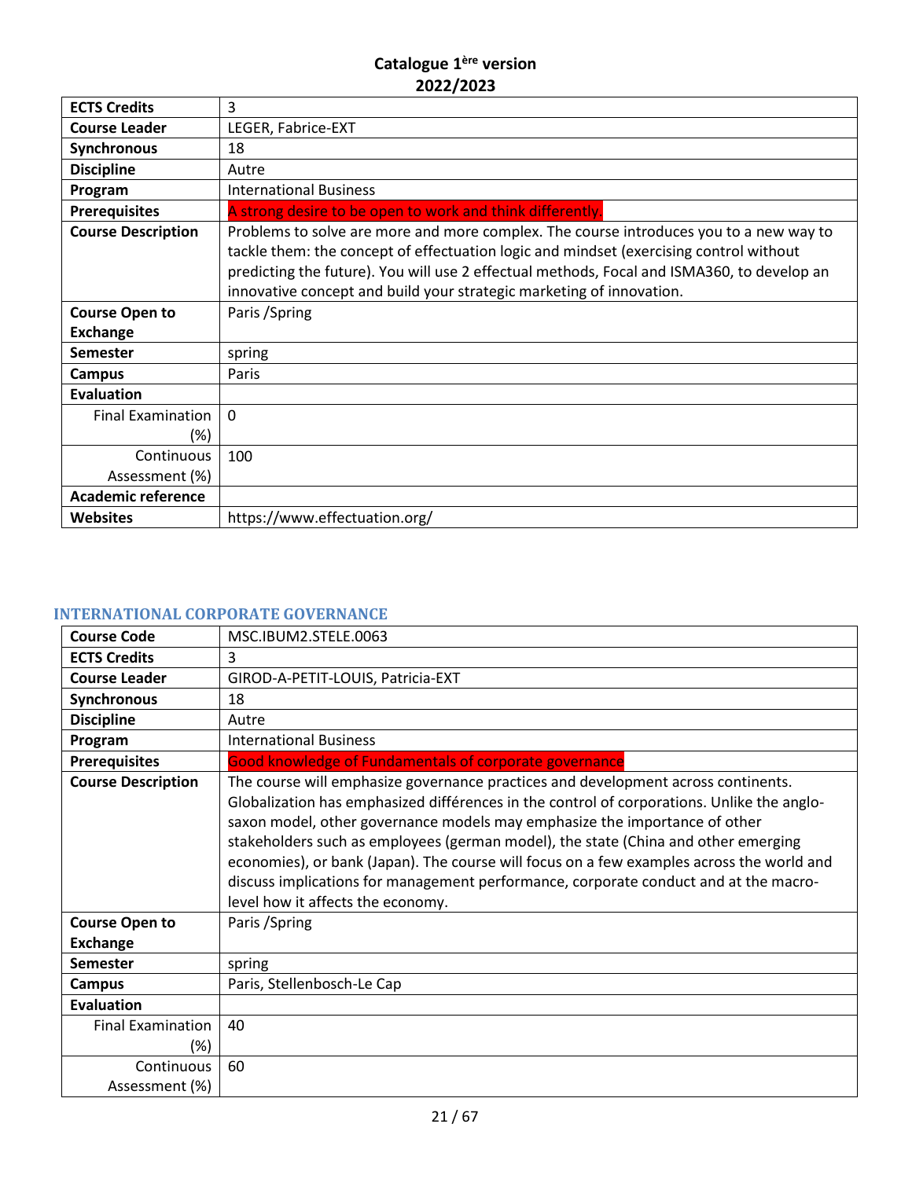| ECTS Credits | 3 |
|---|---|
| Course Leader | LEGER, Fabrice-EXT |
| Synchronous | 18 |
| Discipline | Autre |
| Program | International Business |
| Prerequisites | A strong desire to be open to work and think differently. |
| Course Description | Problems to solve are more and more complex. The course introduces you to a new way to tackle them: the concept of effectuation logic and mindset (exercising control without predicting the future). You will use 2 effectual methods, Focal and ISMA360, to develop an innovative concept and build your strategic marketing of innovation. |
| Course Open to Exchange | Paris /Spring |
| Semester | spring |
| Campus | Paris |
| Evaluation | |
| Final Examination (%) | 0 |
| Continuous Assessment (%) | 100 |
| Academic reference | |
| Websites | https://www.effectuation.org/ |

## INTERNATIONAL CORPORATE GOVERNANCE

| Course Code | MSC.IBUM2.STELE.0063 |
|---|---|
| ECTS Credits | 3 |
| Course Leader | GIROD-A-PETIT-LOUIS, Patricia-EXT |
| Synchronous | 18 |
| Discipline | Autre |
| Program | International Business |
| Prerequisites | Good knowledge of Fundamentals of corporate governance |
| Course Description | The course will emphasize governance practices and development across continents. Globalization has emphasized différences in the control of corporations. Unlike the anglo-saxon model, other governance models may emphasize the importance of other stakeholders such as employees (german model), the state (China and other emerging economies), or bank (Japan). The course will focus on a few examples across the world and discuss implications for management performance, corporate conduct and at the macro-level how it affects the economy. |
| Course Open to Exchange | Paris /Spring |
| Semester | spring |
| Campus | Paris, Stellenbosch-Le Cap |
| Evaluation | |
| Final Examination (%) | 40 |
| Continuous Assessment (%) | 60 |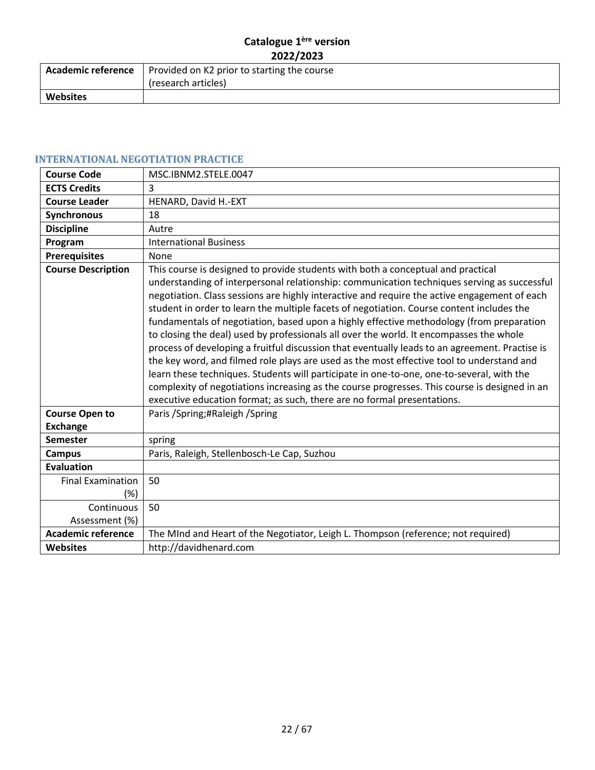| Academic reference | Provided on K2 prior to starting the course (research articles) |
|---|---|
| Websites | |

## INTERNATIONAL NEGOTIATION PRACTICE

| Course Code | MSC.IBNM2.STELE.0047 |
|---|---|
| ECTS Credits | 3 |
| Course Leader | HENARD, David H.-EXT |
| Synchronous | 18 |
| Discipline | Autre |
| Program | International Business |
| Prerequisites | None |
| Course Description | This course is designed to provide students with both a conceptual and practical understanding of interpersonal relationship: communication techniques serving as successful negotiation. Class sessions are highly interactive and require the active engagement of each student in order to learn the multiple facets of negotiation. Course content includes the fundamentals of negotiation, based upon a highly effective methodology (from preparation to closing the deal) used by professionals all over the world. It encompasses the whole process of developing a fruitful discussion that eventually leads to an agreement. Practise is the key word, and filmed role plays are used as the most effective tool to understand and learn these techniques. Students will participate in one-to-one, one-to-several, with the complexity of negotiations increasing as the course progresses. This course is designed in an executive education format; as such, there are no formal presentations. |
| Course Open to Exchange | Paris /Spring;#Raleigh /Spring |
| Semester | spring |
| Campus | Paris, Raleigh, Stellenbosch-Le Cap, Suzhou |
| Evaluation | |
| Final Examination (%) | 50 |
| Continuous Assessment (%) | 50 |
| Academic reference | The MInd and Heart of the Negotiator, Leigh L. Thompson (reference; not required) |
| Websites | http://davidhenard.com |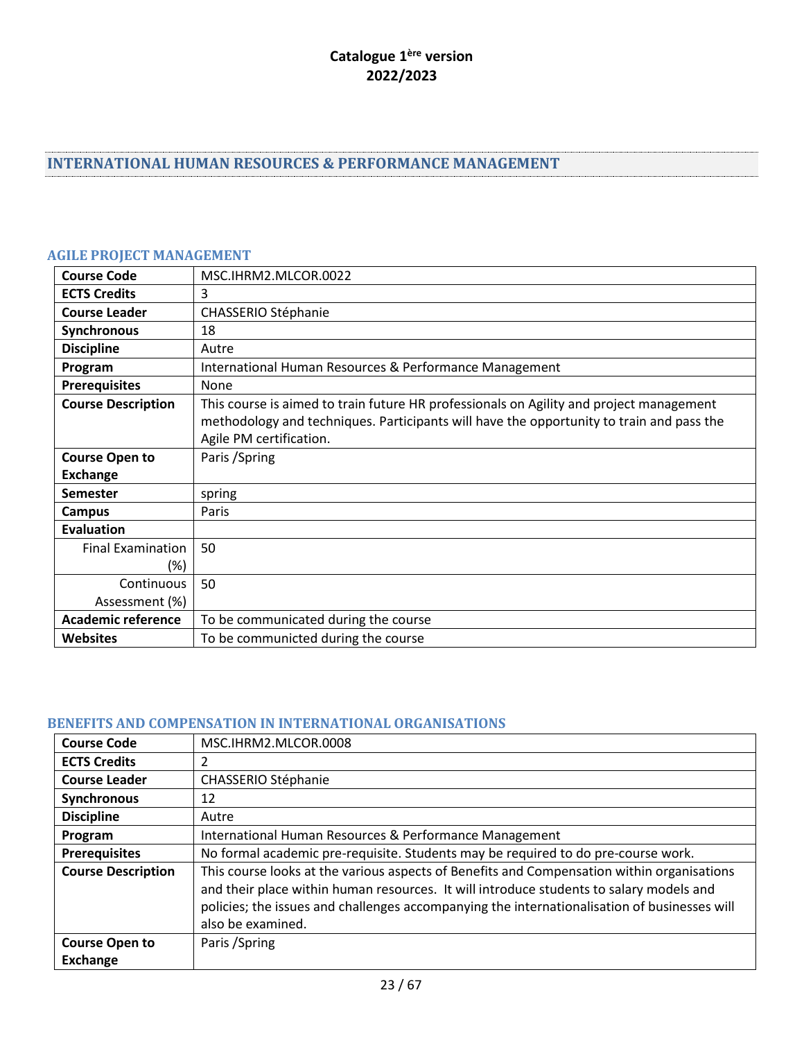**Catalogue 1ère version**
**2022/2023**

# INTERNATIONAL HUMAN RESOURCES & PERFORMANCE MANAGEMENT

## AGILE PROJECT MANAGEMENT

| | |
|---|---|
| **Course Code** | MSC.IHRM2.MLCOR.0022 |
| **ECTS Credits** | 3 |
| **Course Leader** | CHASSERIO Stéphanie |
| **Synchronous** | 18 |
| **Discipline** | Autre |
| **Program** | International Human Resources & Performance Management |
| **Prerequisites** | None |
| **Course Description** | This course is aimed to train future HR professionals on Agility and project management methodology and techniques. Participants will have the opportunity to train and pass the Agile PM certification. |
| **Course Open to Exchange** | Paris /Spring |
| **Semester** | spring |
| **Campus** | Paris |
| **Evaluation** | |
| Final Examination (%) | 50 |
| Continuous Assessment (%) | 50 |
| **Academic reference** | To be communicated during the course |
| **Websites** | To be communicted during the course |

## BENEFITS AND COMPENSATION IN INTERNATIONAL ORGANISATIONS

| | |
|---|---|
| **Course Code** | MSC.IHRM2.MLCOR.0008 |
| **ECTS Credits** | 2 |
| **Course Leader** | CHASSERIO Stéphanie |
| **Synchronous** | 12 |
| **Discipline** | Autre |
| **Program** | International Human Resources & Performance Management |
| **Prerequisites** | No formal academic pre-requisite. Students may be required to do pre-course work. |
| **Course Description** | This course looks at the various aspects of Benefits and Compensation within organisations and their place within human resources. It will introduce students to salary models and policies; the issues and challenges accompanying the internationalisation of businesses will also be examined. |
| **Course Open to Exchange** | Paris /Spring |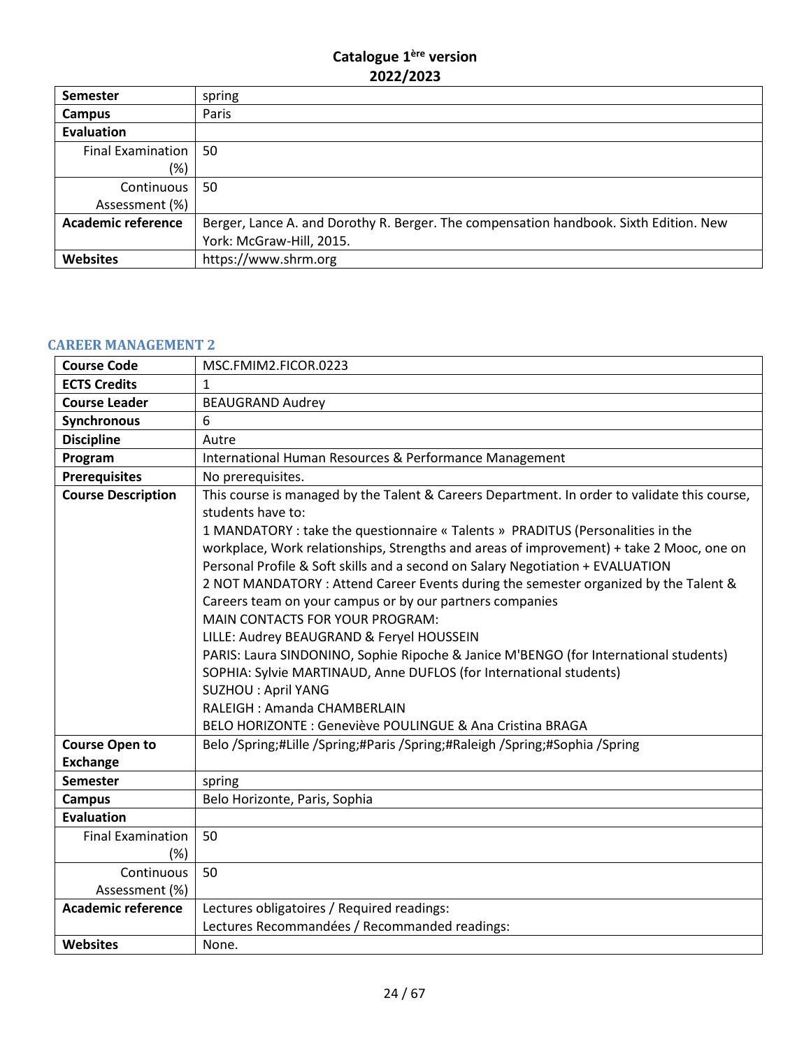| | |
|---|---|
| **Semester** | spring |
| **Campus** | Paris |
| **Evaluation** | |
| Final Examination (%) | 50 |
| Continuous Assessment (%) | 50 |
| **Academic reference** | Berger, Lance A. and Dorothy R. Berger. The compensation handbook. Sixth Edition. New York: McGraw-Hill, 2015. |
| **Websites** | https://www.shrm.org |

### CAREER MANAGEMENT 2

| | |
|---|---|
| **Course Code** | MSC.FMIM2.FICOR.0223 |
| **ECTS Credits** | 1 |
| **Course Leader** | BEAUGRAND Audrey |
| **Synchronous** | 6 |
| **Discipline** | Autre |
| **Program** | International Human Resources & Performance Management |
| **Prerequisites** | No prerequisites. |
| **Course Description** | This course is managed by the Talent & Careers Department. In order to validate this course, students have to:<br>1 MANDATORY : take the questionnaire « Talents » PRADITUS (Personalities in the workplace, Work relationships, Strengths and areas of improvement) + take 2 Mooc, one on Personal Profile & Soft skills and a second on Salary Negotiation + EVALUATION<br>2 NOT MANDATORY : Attend Career Events during the semester organized by the Talent & Careers team on your campus or by our partners companies<br>MAIN CONTACTS FOR YOUR PROGRAM:<br>LILLE: Audrey BEAUGRAND & Feryel HOUSSEIN<br>PARIS: Laura SINDONINO, Sophie Ripoche & Janice M'BENGO (for International students)<br>SOPHIA: Sylvie MARTINAUD, Anne DUFLOS (for International students)<br>SUZHOU : April YANG<br>RALEIGH : Amanda CHAMBERLAIN<br>BELO HORIZONTE : Geneviève POULINGUE & Ana Cristina BRAGA |
| **Course Open to Exchange** | Belo /Spring;#Lille /Spring;#Paris /Spring;#Raleigh /Spring;#Sophia /Spring |
| **Semester** | spring |
| **Campus** | Belo Horizonte, Paris, Sophia |
| **Evaluation** | |
| Final Examination (%) | 50 |
| Continuous Assessment (%) | 50 |
| **Academic reference** | Lectures obligatoires / Required readings:<br>Lectures Recommandées / Recommanded readings: |
| **Websites** | None. |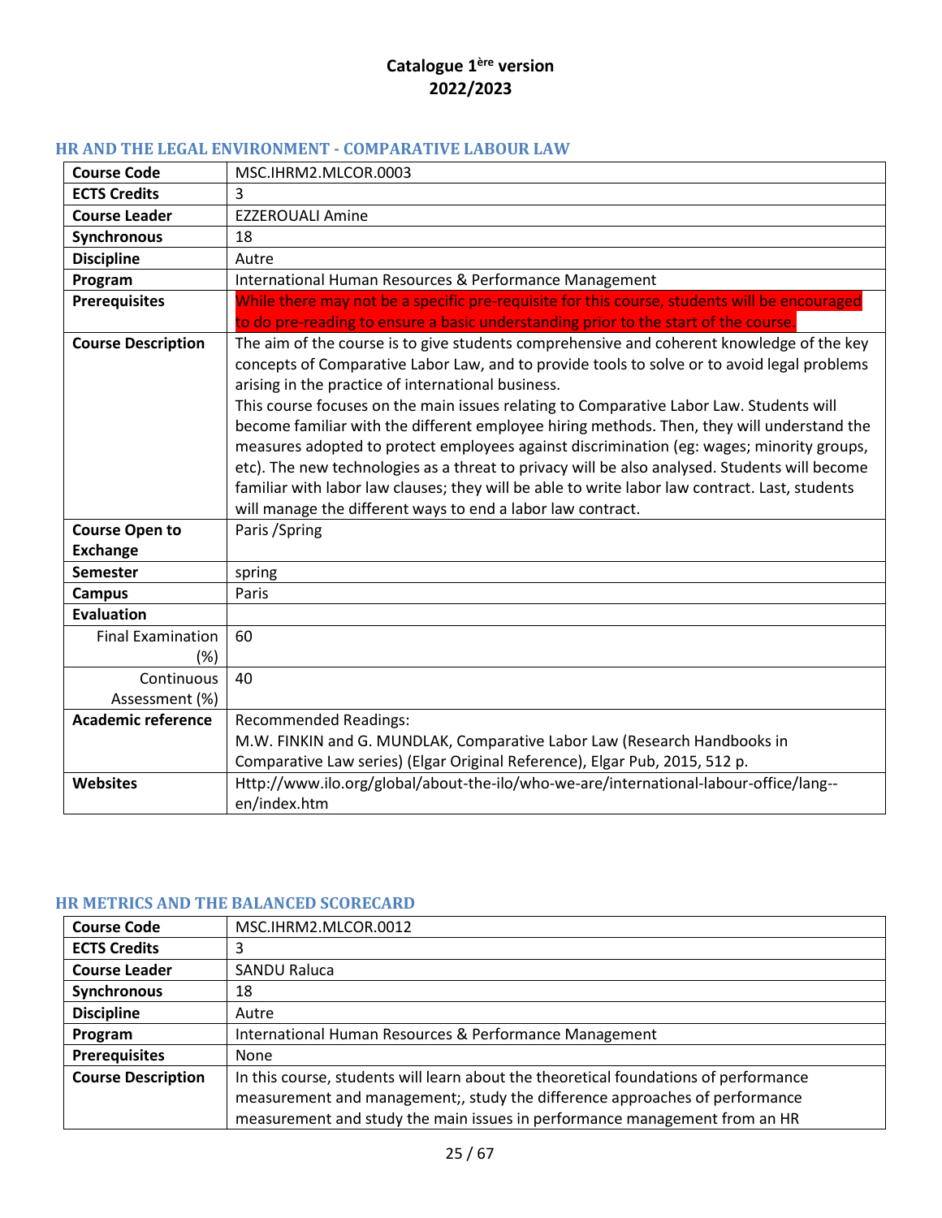**Catalogue 1ère version**
**2022/2023**

## HR AND THE LEGAL ENVIRONMENT - COMPARATIVE LABOUR LAW

| | |
|---|---|
| **Course Code** | MSC.IHRM2.MLCOR.0003 |
| **ECTS Credits** | 3 |
| **Course Leader** | EZZEROUALI Amine |
| **Synchronous** | 18 |
| **Discipline** | Autre |
| **Program** | International Human Resources & Performance Management |
| **Prerequisites** | While there may not be a specific pre-requisite for this course, students will be encouraged to do pre-reading to ensure a basic understanding prior to the start of the course. |
| **Course Description** | The aim of the course is to give students comprehensive and coherent knowledge of the key concepts of Comparative Labor Law, and to provide tools to solve or to avoid legal problems arising in the practice of international business.<br>This course focuses on the main issues relating to Comparative Labor Law. Students will become familiar with the different employee hiring methods. Then, they will understand the measures adopted to protect employees against discrimination (eg: wages; minority groups, etc). The new technologies as a threat to privacy will be also analysed. Students will become familiar with labor law clauses; they will be able to write labor law contract. Last, students will manage the different ways to end a labor law contract. |
| **Course Open to Exchange** | Paris /Spring |
| **Semester** | spring |
| **Campus** | Paris |
| **Evaluation** | |
| Final Examination (%) | 60 |
| Continuous Assessment (%) | 40 |
| **Academic reference** | Recommended Readings:<br>M.W. FINKIN and G. MUNDLAK, Comparative Labor Law (Research Handbooks in Comparative Law series) (Elgar Original Reference), Elgar Pub, 2015, 512 p. |
| **Websites** | Http://www.ilo.org/global/about-the-ilo/who-we-are/international-labour-office/lang--en/index.htm |

## HR METRICS AND THE BALANCED SCORECARD

| | |
|---|---|
| **Course Code** | MSC.IHRM2.MLCOR.0012 |
| **ECTS Credits** | 3 |
| **Course Leader** | SANDU Raluca |
| **Synchronous** | 18 |
| **Discipline** | Autre |
| **Program** | International Human Resources & Performance Management |
| **Prerequisites** | None |
| **Course Description** | In this course, students will learn about the theoretical foundations of performance measurement and management;, study the difference approaches of performance measurement and study the main issues in performance management from an HR |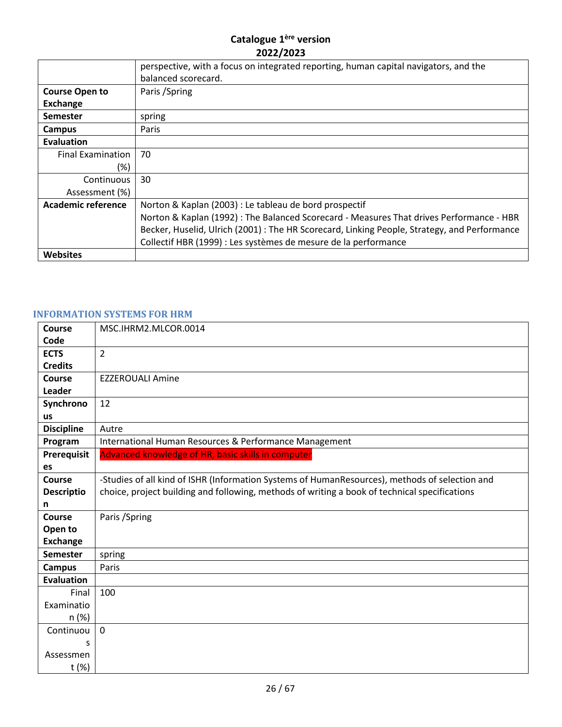| | |
|---|---|
| | perspective, with a focus on integrated reporting, human capital navigators, and the balanced scorecard. |
| **Course Open to Exchange** | Paris /Spring |
| **Semester** | spring |
| **Campus** | Paris |
| **Evaluation** | |
| Final Examination (%) | 70 |
| Continuous Assessment (%) | 30 |
| **Academic reference** | Norton & Kaplan (2003) : Le tableau de bord prospectif<br>Norton & Kaplan (1992) : The Balanced Scorecard - Measures That drives Performance - HBR<br>Becker, Huselid, Ulrich (2001) : The HR Scorecard, Linking People, Strategy, and Performance<br>Collectif HBR (1999) : Les systèmes de mesure de la performance |
| **Websites** | |

## INFORMATION SYSTEMS FOR HRM

| | |
|---|---|
| **Course Code** | MSC.IHRM2.MLCOR.0014 |
| **ECTS Credits** | 2 |
| **Course Leader** | EZZEROUALI Amine |
| **Synchronous** | 12 |
| **Discipline** | Autre |
| **Program** | International Human Resources & Performance Management |
| **Prerequisites** | Advanced knowledge of HR, basic skills in computer |
| **Course Description** | -Studies of all kind of ISHR (Information Systems of HumanResources), methods of selection and choice, project building and following, methods of writing a book of technical specifications |
| **Course Open to Exchange** | Paris /Spring |
| **Semester** | spring |
| **Campus** | Paris |
| **Evaluation** | |
| Final Examination (%) | 100 |
| Continuous Assessment (%) | 0 |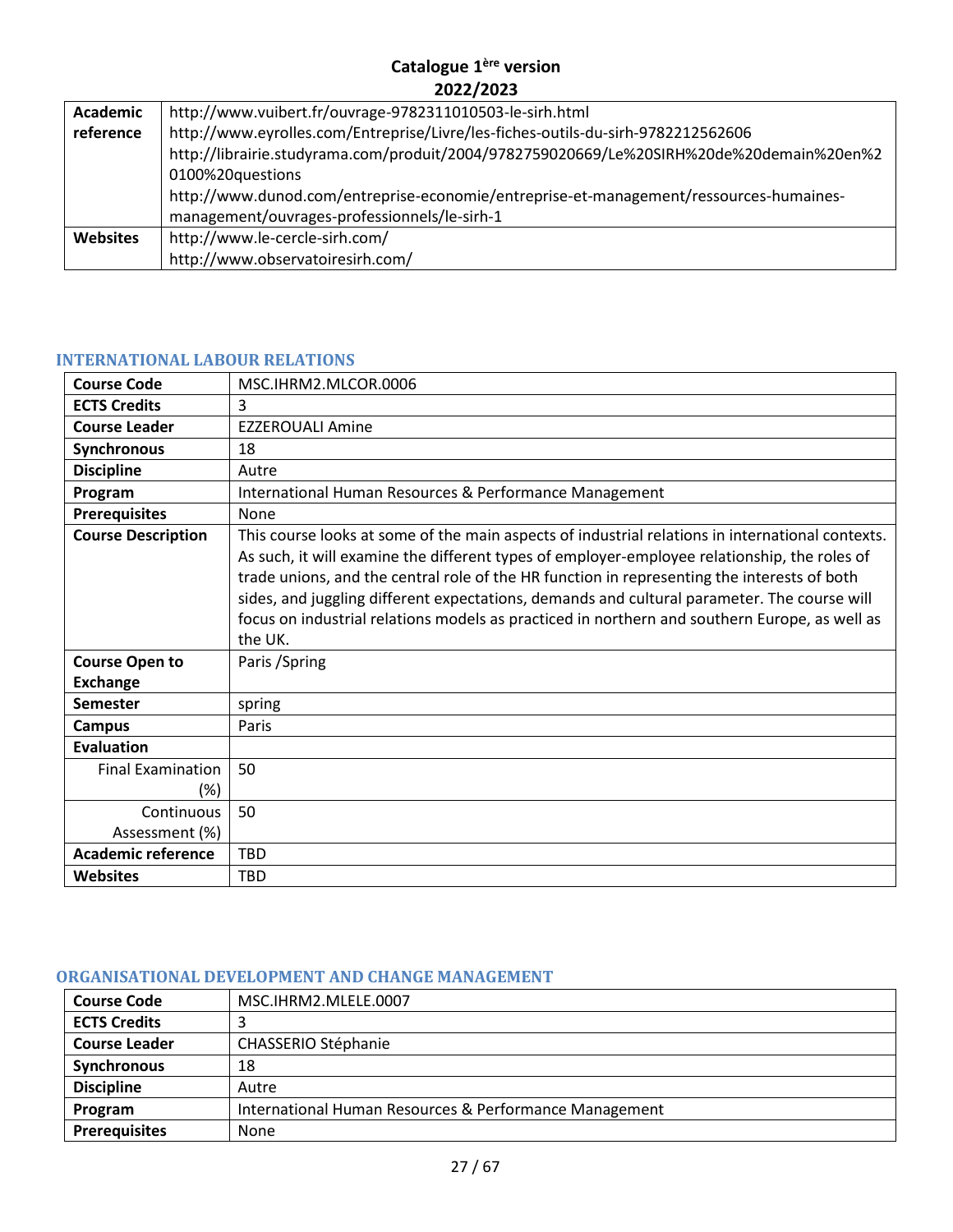**Catalogue 1ère version**
**2022/2023**

| | |
|---|---|
| **Academic reference** | http://www.vuibert.fr/ouvrage-9782311010503-le-sirh.html<br>http://www.eyrolles.com/Entreprise/Livre/les-fiches-outils-du-sirh-9782212562606<br>http://librairie.studyrama.com/produit/2004/9782759020669/Le%20SIRH%20de%20demain%20en%20100%20questions<br>http://www.dunod.com/entreprise-economie/entreprise-et-management/ressources-humaines-management/ouvrages-professionnels/le-sirh-1 |
| **Websites** | http://www.le-cercle-sirh.com/<br>http://www.observatoiresirh.com/ |

### INTERNATIONAL LABOUR RELATIONS

| | |
|---|---|
| **Course Code** | MSC.IHRM2.MLCOR.0006 |
| **ECTS Credits** | 3 |
| **Course Leader** | EZZEROUALI Amine |
| **Synchronous** | 18 |
| **Discipline** | Autre |
| **Program** | International Human Resources & Performance Management |
| **Prerequisites** | None |
| **Course Description** | This course looks at some of the main aspects of industrial relations in international contexts. As such, it will examine the different types of employer-employee relationship, the roles of trade unions, and the central role of the HR function in representing the interests of both sides, and juggling different expectations, demands and cultural parameter. The course will focus on industrial relations models as practiced in northern and southern Europe, as well as the UK. |
| **Course Open to Exchange** | Paris /Spring |
| **Semester** | spring |
| **Campus** | Paris |
| **Evaluation** | |
| Final Examination (%) | 50 |
| Continuous Assessment (%) | 50 |
| **Academic reference** | TBD |
| **Websites** | TBD |

### ORGANISATIONAL DEVELOPMENT AND CHANGE MANAGEMENT

| | |
|---|---|
| **Course Code** | MSC.IHRM2.MLELE.0007 |
| **ECTS Credits** | 3 |
| **Course Leader** | CHASSERIO Stéphanie |
| **Synchronous** | 18 |
| **Discipline** | Autre |
| **Program** | International Human Resources & Performance Management |
| **Prerequisites** | None |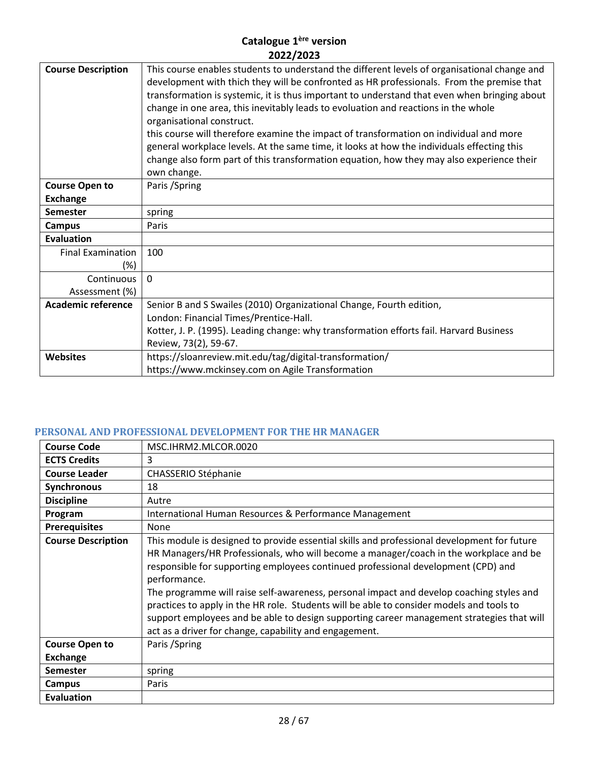| | |
|---|---|
| **Course Description** | This course enables students to understand the different levels of organisational change and development with thich they will be confronted as HR professionals. From the premise that transformation is systemic, it is thus important to understand that even when bringing about change in one area, this inevitably leads to evoluation and reactions in the whole organisational construct.<br>this course will therefore examine the impact of transformation on individual and more general workplace levels. At the same time, it looks at how the individuals effecting this change also form part of this transformation equation, how they may also experience their own change. |
| **Course Open to Exchange** | Paris /Spring |
| **Semester** | spring |
| **Campus** | Paris |
| **Evaluation** | |
| Final Examination (%) | 100 |
| Continuous Assessment (%) | 0 |
| **Academic reference** | Senior B and S Swailes (2010) Organizational Change, Fourth edition, London: Financial Times/Prentice-Hall.<br>Kotter, J. P. (1995). Leading change: why transformation efforts fail. Harvard Business Review, 73(2), 59-67. |
| **Websites** | https://sloanreview.mit.edu/tag/digital-transformation/<br>https://www.mckinsey.com on Agile Transformation |

### PERSONAL AND PROFESSIONAL DEVELOPMENT FOR THE HR MANAGER

| | |
|---|---|
| **Course Code** | MSC.IHRM2.MLCOR.0020 |
| **ECTS Credits** | 3 |
| **Course Leader** | CHASSERIO Stéphanie |
| **Synchronous** | 18 |
| **Discipline** | Autre |
| **Program** | International Human Resources & Performance Management |
| **Prerequisites** | None |
| **Course Description** | This module is designed to provide essential skills and professional development for future HR Managers/HR Professionals, who will become a manager/coach in the workplace and be responsible for supporting employees continued professional development (CPD) and performance.<br>The programme will raise self-awareness, personal impact and develop coaching styles and practices to apply in the HR role. Students will be able to consider models and tools to support employees and be able to design supporting career management strategies that will act as a driver for change, capability and engagement. |
| **Course Open to Exchange** | Paris /Spring |
| **Semester** | spring |
| **Campus** | Paris |
| **Evaluation** | |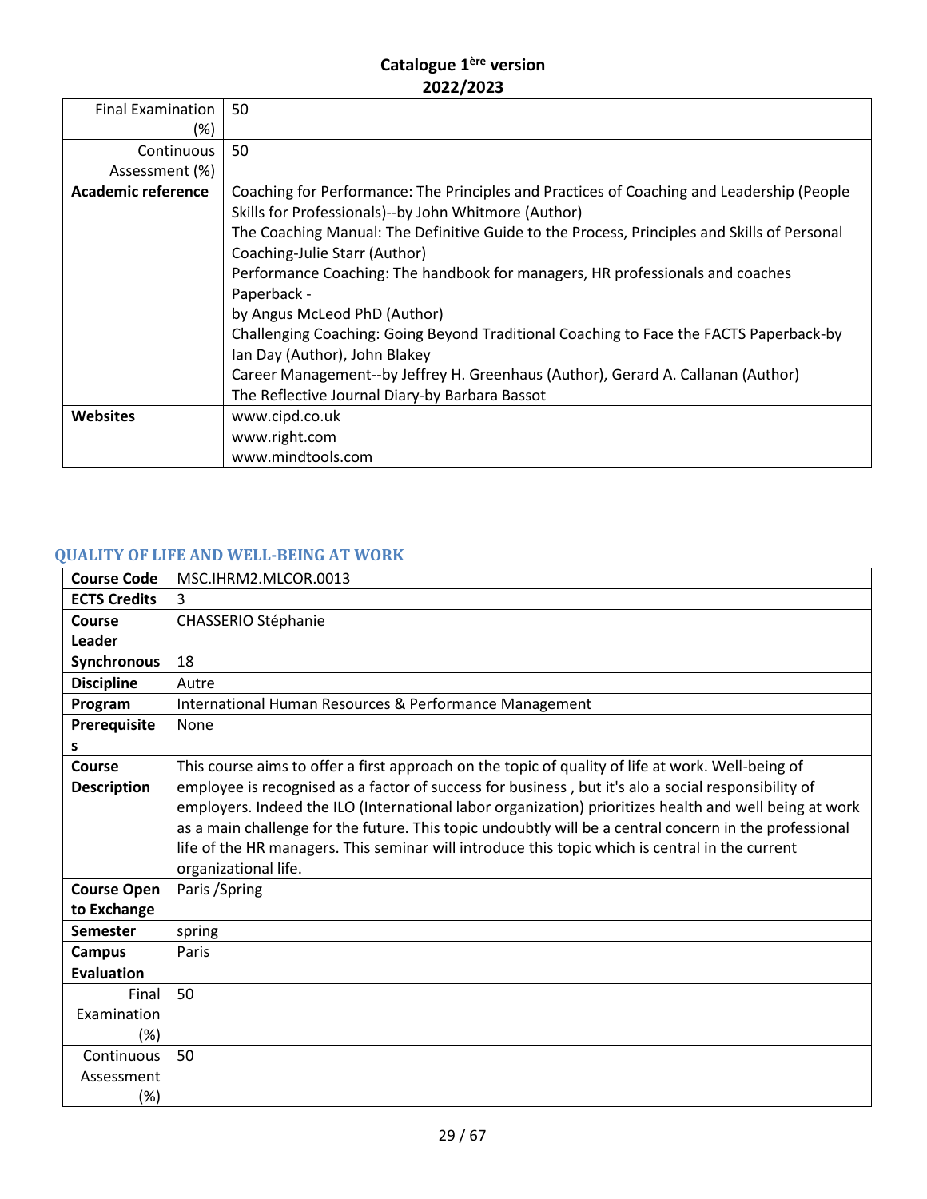| | |
|---|---|
| Final Examination (%) | 50 |
| Continuous Assessment (%) | 50 |
| **Academic reference** | Coaching for Performance: The Principles and Practices of Coaching and Leadership (People Skills for Professionals)--by John Whitmore (Author)<br>The Coaching Manual: The Definitive Guide to the Process, Principles and Skills of Personal Coaching-Julie Starr (Author)<br>Performance Coaching: The handbook for managers, HR professionals and coaches Paperback -<br>by Angus McLeod PhD (Author)<br>Challenging Coaching: Going Beyond Traditional Coaching to Face the FACTS Paperback-by Ian Day (Author), John Blakey<br>Career Management--by Jeffrey H. Greenhaus (Author), Gerard A. Callanan (Author)<br>The Reflective Journal Diary-by Barbara Bassot |
| **Websites** | www.cipd.co.uk<br>www.right.com<br>www.mindtools.com |

## QUALITY OF LIFE AND WELL-BEING AT WORK

| | |
|---|---|
| **Course Code** | MSC.IHRM2.MLCOR.0013 |
| **ECTS Credits** | 3 |
| **Course Leader** | CHASSERIO Stéphanie |
| **Synchronous** | 18 |
| **Discipline** | Autre |
| **Program** | International Human Resources & Performance Management |
| **Prerequisites** | None |
| **Course Description** | This course aims to offer a first approach on the topic of quality of life at work. Well-being of employee is recognised as a factor of success for business , but it's alo a social responsibility of employers. Indeed the ILO (International labor organization) prioritizes health and well being at work as a main challenge for the future. This topic undoubtly will be a central concern in the professional life of the HR managers. This seminar will introduce this topic which is central in the current organizational life. |
| **Course Open to Exchange** | Paris /Spring |
| **Semester** | spring |
| **Campus** | Paris |
| **Evaluation** | |
| Final Examination (%) | 50 |
| Continuous Assessment (%) | 50 |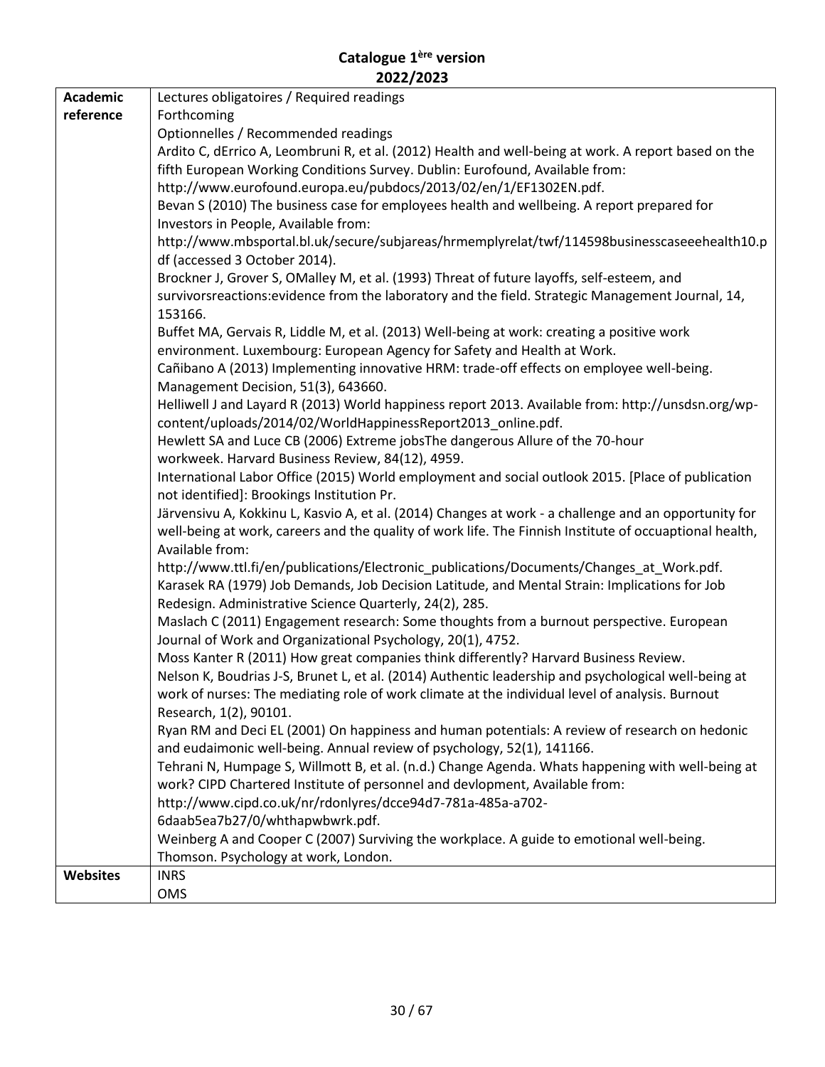**Catalogue 1ère version**
**2022/2023**

| **Academic reference** | Lectures obligatoires / Required readings<br>Forthcoming<br>Optionnelles / Recommended readings<br>Ardito C, dErrico A, Leombruni R, et al. (2012) Health and well-being at work. A report based on the fifth European Working Conditions Survey. Dublin: Eurofound, Available from: http://www.eurofound.europa.eu/pubdocs/2013/02/en/1/EF1302EN.pdf.<br>Bevan S (2010) The business case for employees health and wellbeing. A report prepared for Investors in People, Available from: http://www.mbsportal.bl.uk/secure/subjareas/hrmemplyrelat/twf/114598businesscaseeehealth10.pdf (accessed 3 October 2014).<br>Brockner J, Grover S, OMalley M, et al. (1993) Threat of future layoffs, self-esteem, and survivorsreactions:evidence from the laboratory and the field. Strategic Management Journal, 14, 153166.<br>Buffet MA, Gervais R, Liddle M, et al. (2013) Well-being at work: creating a positive work environment. Luxembourg: European Agency for Safety and Health at Work.<br>Cañibano A (2013) Implementing innovative HRM: trade-off effects on employee well-being. Management Decision, 51(3), 643660.<br>Helliwell J and Layard R (2013) World happiness report 2013. Available from: http://unsdsn.org/wp-content/uploads/2014/02/WorldHappinessReport2013_online.pdf.<br>Hewlett SA and Luce CB (2006) Extreme jobsThe dangerous Allure of the 70-hour workweek. Harvard Business Review, 84(12), 4959.<br>International Labor Office (2015) World employment and social outlook 2015. [Place of publication not identified]: Brookings Institution Pr.<br>Järvensivu A, Kokkinu L, Kasvio A, et al. (2014) Changes at work - a challenge and an opportunity for well-being at work, careers and the quality of work life. The Finnish Institute of occuaptional health, Available from: http://www.ttl.fi/en/publications/Electronic_publications/Documents/Changes_at_Work.pdf.<br>Karasek RA (1979) Job Demands, Job Decision Latitude, and Mental Strain: Implications for Job Redesign. Administrative Science Quarterly, 24(2), 285.<br>Maslach C (2011) Engagement research: Some thoughts from a burnout perspective. European Journal of Work and Organizational Psychology, 20(1), 4752.<br>Moss Kanter R (2011) How great companies think differently? Harvard Business Review.<br>Nelson K, Boudrias J-S, Brunet L, et al. (2014) Authentic leadership and psychological well-being at work of nurses: The mediating role of work climate at the individual level of analysis. Burnout Research, 1(2), 90101.<br>Ryan RM and Deci EL (2001) On happiness and human potentials: A review of research on hedonic and eudaimonic well-being. Annual review of psychology, 52(1), 141166.<br>Tehrani N, Humpage S, Willmott B, et al. (n.d.) Change Agenda. Whats happening with well-being at work? CIPD Chartered Institute of personnel and devlopment, Available from: http://www.cipd.co.uk/nr/rdonlyres/dcce94d7-781a-485a-a702-6daab5ea7b27/0/whthapwbwrk.pdf.<br>Weinberg A and Cooper C (2007) Surviving the workplace. A guide to emotional well-being. Thomson. Psychology at work, London. |
|---|---|
| **Websites** | INRS<br>OMS |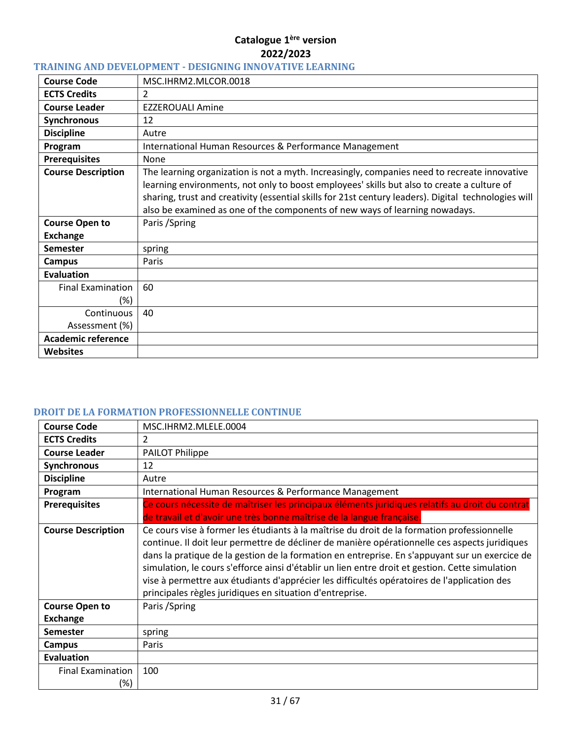**Catalogue 1ère version**
**2022/2023**

## TRAINING AND DEVELOPMENT - DESIGNING INNOVATIVE LEARNING

| | |
|---|---|
| **Course Code** | MSC.IHRM2.MLCOR.0018 |
| **ECTS Credits** | 2 |
| **Course Leader** | EZZEROUALI Amine |
| **Synchronous** | 12 |
| **Discipline** | Autre |
| **Program** | International Human Resources & Performance Management |
| **Prerequisites** | None |
| **Course Description** | The learning organization is not a myth. Increasingly, companies need to recreate innovative learning environments, not only to boost employees' skills but also to create a culture of sharing, trust and creativity (essential skills for 21st century leaders). Digital technologies will also be examined as one of the components of new ways of learning nowadays. |
| **Course Open to Exchange** | Paris /Spring |
| **Semester** | spring |
| **Campus** | Paris |
| **Evaluation** | |
| Final Examination (%) | 60 |
| Continuous Assessment (%) | 40 |
| **Academic reference** | |
| **Websites** | |

## DROIT DE LA FORMATION PROFESSIONNELLE CONTINUE

| | |
|---|---|
| **Course Code** | MSC.IHRM2.MLELE.0004 |
| **ECTS Credits** | 2 |
| **Course Leader** | PAILOT Philippe |
| **Synchronous** | 12 |
| **Discipline** | Autre |
| **Program** | International Human Resources & Performance Management |
| **Prerequisites** | Ce cours nécessite de maîtriser les principaux éléments juridiques relatifs au droit du contrat de travail et d'avoir une très bonne maîtrise de la langue française. |
| **Course Description** | Ce cours vise à former les étudiants à la maîtrise du droit de la formation professionnelle continue. Il doit leur permettre de décliner de manière opérationnelle ces aspects juridiques dans la pratique de la gestion de la formation en entreprise. En s'appuyant sur un exercice de simulation, le cours s'efforce ainsi d'établir un lien entre droit et gestion. Cette simulation vise à permettre aux étudiants d'apprécier les difficultés opératoires de l'application des principales règles juridiques en situation d'entreprise. |
| **Course Open to Exchange** | Paris /Spring |
| **Semester** | spring |
| **Campus** | Paris |
| **Evaluation** | |
| Final Examination (%) | 100 |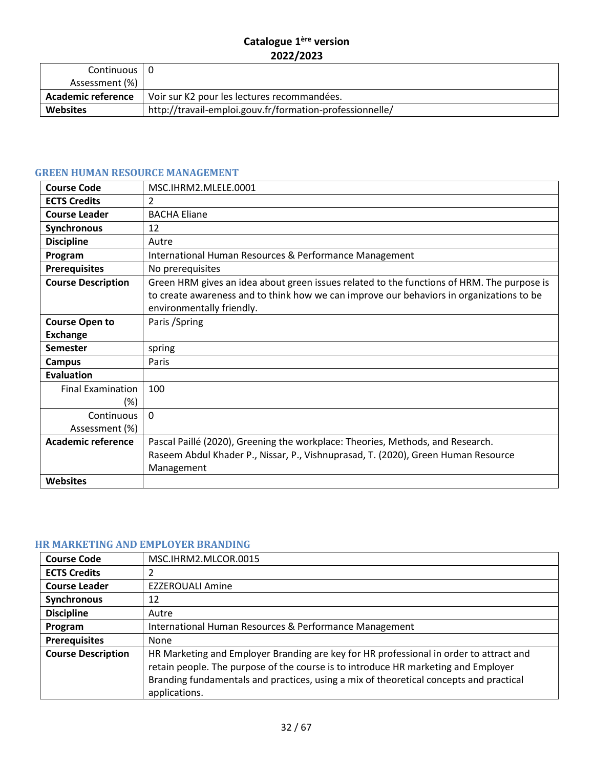| | |
|---|---|
| Continuous Assessment (%) | 0 |
| **Academic reference** | Voir sur K2 pour les lectures recommandées. |
| **Websites** | http://travail-emploi.gouv.fr/formation-professionnelle/ |

## GREEN HUMAN RESOURCE MANAGEMENT

| | |
|---|---|
| **Course Code** | MSC.IHRM2.MLELE.0001 |
| **ECTS Credits** | 2 |
| **Course Leader** | BACHA Eliane |
| **Synchronous** | 12 |
| **Discipline** | Autre |
| **Program** | International Human Resources & Performance Management |
| **Prerequisites** | No prerequisites |
| **Course Description** | Green HRM gives an idea about green issues related to the functions of HRM. The purpose is to create awareness and to think how we can improve our behaviors in organizations to be environmentally friendly. |
| **Course Open to Exchange** | Paris /Spring |
| **Semester** | spring |
| **Campus** | Paris |
| **Evaluation** | |
| Final Examination (%) | 100 |
| Continuous Assessment (%) | 0 |
| **Academic reference** | Pascal Paillé (2020), Greening the workplace: Theories, Methods, and Research. Raseem Abdul Khader P., Nissar, P., Vishnuprasad, T. (2020), Green Human Resource Management |
| **Websites** | |

## HR MARKETING AND EMPLOYER BRANDING

| | |
|---|---|
| **Course Code** | MSC.IHRM2.MLCOR.0015 |
| **ECTS Credits** | 2 |
| **Course Leader** | EZZEROUALI Amine |
| **Synchronous** | 12 |
| **Discipline** | Autre |
| **Program** | International Human Resources & Performance Management |
| **Prerequisites** | None |
| **Course Description** | HR Marketing and Employer Branding are key for HR professional in order to attract and retain people. The purpose of the course is to introduce HR marketing and Employer Branding fundamentals and practices, using a mix of theoretical concepts and practical applications. |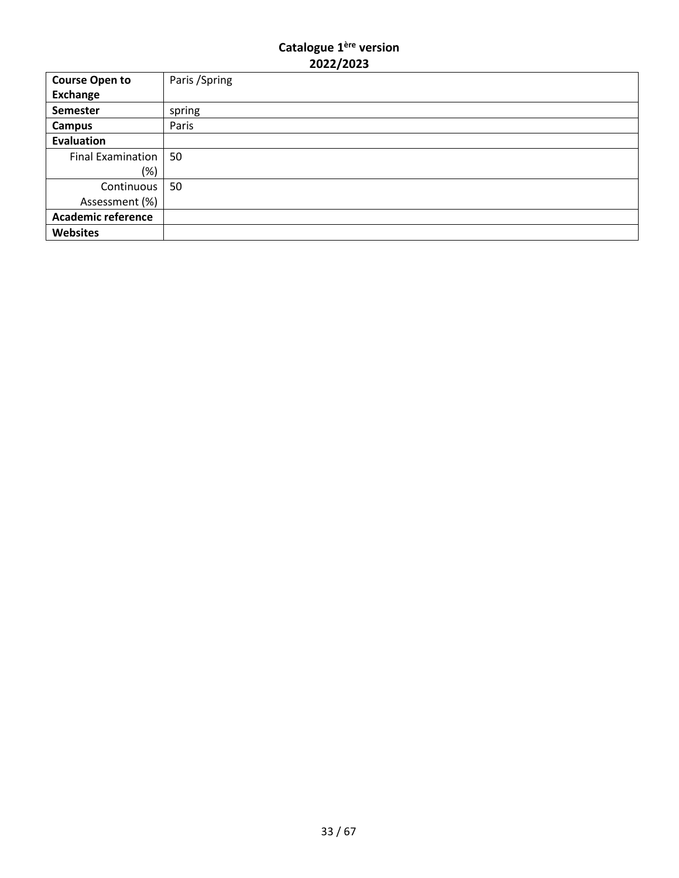| | |
|---|---|
| **Course Open to Exchange** | Paris /Spring |
| **Semester** | spring |
| **Campus** | Paris |
| **Evaluation** | |
| Final Examination (%) | 50 |
| Continuous Assessment (%) | 50 |
| **Academic reference** | |
| **Websites** | |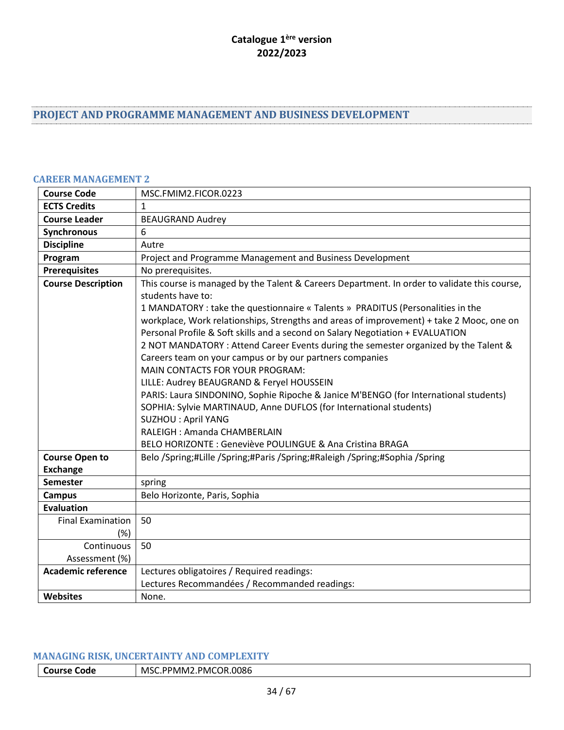**Catalogue 1ère version**
**2022/2023**

# PROJECT AND PROGRAMME MANAGEMENT AND BUSINESS DEVELOPMENT

## CAREER MANAGEMENT 2

| **Course Code** | MSC.FMIM2.FICOR.0223 |
|---|---|
| **ECTS Credits** | 1 |
| **Course Leader** | BEAUGRAND Audrey |
| **Synchronous** | 6 |
| **Discipline** | Autre |
| **Program** | Project and Programme Management and Business Development |
| **Prerequisites** | No prerequisites. |
| **Course Description** | This course is managed by the Talent & Careers Department. In order to validate this course, students have to:<br>1 MANDATORY : take the questionnaire « Talents » PRADITUS (Personalities in the workplace, Work relationships, Strengths and areas of improvement) + take 2 Mooc, one on Personal Profile & Soft skills and a second on Salary Negotiation + EVALUATION<br>2 NOT MANDATORY : Attend Career Events during the semester organized by the Talent & Careers team on your campus or by our partners companies<br>MAIN CONTACTS FOR YOUR PROGRAM:<br>LILLE: Audrey BEAUGRAND & Feryel HOUSSEIN<br>PARIS: Laura SINDONINO, Sophie Ripoche & Janice M'BENGO (for International students)<br>SOPHIA: Sylvie MARTINAUD, Anne DUFLOS (for International students)<br>SUZHOU : April YANG<br>RALEIGH : Amanda CHAMBERLAIN<br>BELO HORIZONTE : Geneviève POULINGUE & Ana Cristina BRAGA |
| **Course Open to Exchange** | Belo /Spring;#Lille /Spring;#Paris /Spring;#Raleigh /Spring;#Sophia /Spring |
| **Semester** | spring |
| **Campus** | Belo Horizonte, Paris, Sophia |
| **Evaluation** | |
| Final Examination (%) | 50 |
| Continuous Assessment (%) | 50 |
| **Academic reference** | Lectures obligatoires / Required readings:<br>Lectures Recommandées / Recommanded readings: |
| **Websites** | None. |

## MANAGING RISK, UNCERTAINTY AND COMPLEXITY

| **Course Code** | MSC.PPMM2.PMCOR.0086 |
|---|---|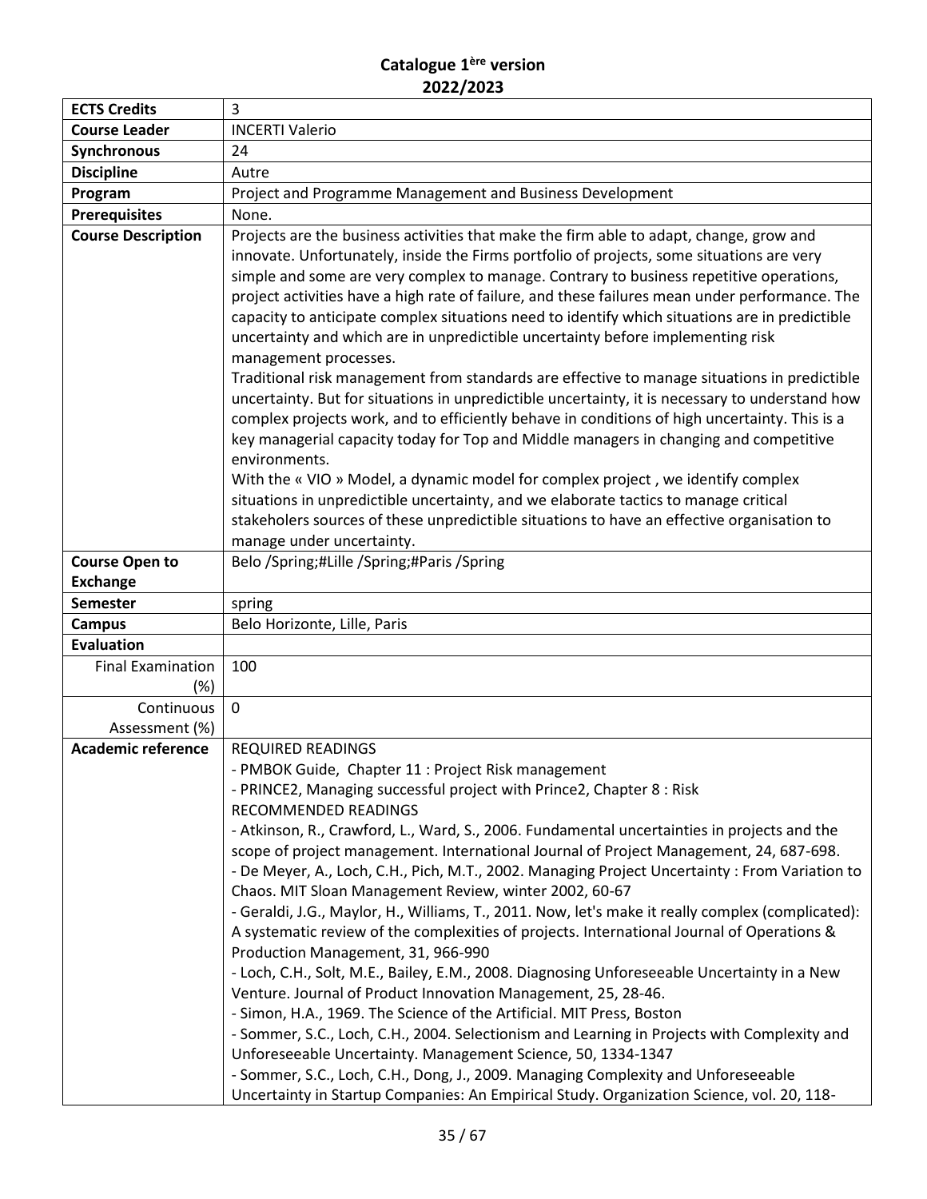**Catalogue 1ère version**
**2022/2023**

| | |
|---|---|
| **ECTS Credits** | 3 |
| **Course Leader** | INCERTI Valerio |
| **Synchronous** | 24 |
| **Discipline** | Autre |
| **Program** | Project and Programme Management and Business Development |
| **Prerequisites** | None. |
| **Course Description** | Projects are the business activities that make the firm able to adapt, change, grow and innovate. Unfortunately, inside the Firms portfolio of projects, some situations are very simple and some are very complex to manage. Contrary to business repetitive operations, project activities have a high rate of failure, and these failures mean under performance. The capacity to anticipate complex situations need to identify which situations are in predictible uncertainty and which are in unpredictible uncertainty before implementing risk management processes.<br>Traditional risk management from standards are effective to manage situations in predictible uncertainty. But for situations in unpredictible uncertainty, it is necessary to understand how complex projects work, and to efficiently behave in conditions of high uncertainty. This is a key managerial capacity today for Top and Middle managers in changing and competitive environments.<br>With the « VIO » Model, a dynamic model for complex project , we identify complex situations in unpredictible uncertainty, and we elaborate tactics to manage critical stakeholers sources of these unpredictible situations to have an effective organisation to manage under uncertainty. |
| **Course Open to Exchange** | Belo /Spring;#Lille /Spring;#Paris /Spring |
| **Semester** | spring |
| **Campus** | Belo Horizonte, Lille, Paris |
| **Evaluation** | |
| Final Examination (%) | 100 |
| Continuous Assessment (%) | 0 |
| **Academic reference** | REQUIRED READINGS<br>- PMBOK Guide, Chapter 11 : Project Risk management<br>- PRINCE2, Managing successful project with Prince2, Chapter 8 : Risk<br>RECOMMENDED READINGS<br>- Atkinson, R., Crawford, L., Ward, S., 2006. Fundamental uncertainties in projects and the scope of project management. International Journal of Project Management, 24, 687-698.<br>- De Meyer, A., Loch, C.H., Pich, M.T., 2002. Managing Project Uncertainty : From Variation to Chaos. MIT Sloan Management Review, winter 2002, 60-67<br>- Geraldi, J.G., Maylor, H., Williams, T., 2011. Now, let's make it really complex (complicated): A systematic review of the complexities of projects. International Journal of Operations & Production Management, 31, 966-990<br>- Loch, C.H., Solt, M.E., Bailey, E.M., 2008. Diagnosing Unforeseeable Uncertainty in a New Venture. Journal of Product Innovation Management, 25, 28-46.<br>- Simon, H.A., 1969. The Science of the Artificial. MIT Press, Boston<br>- Sommer, S.C., Loch, C.H., 2004. Selectionism and Learning in Projects with Complexity and Unforeseeable Uncertainty. Management Science, 50, 1334-1347<br>- Sommer, S.C., Loch, C.H., Dong, J., 2009. Managing Complexity and Unforeseeable Uncertainty in Startup Companies: An Empirical Study. Organization Science, vol. 20, 118- |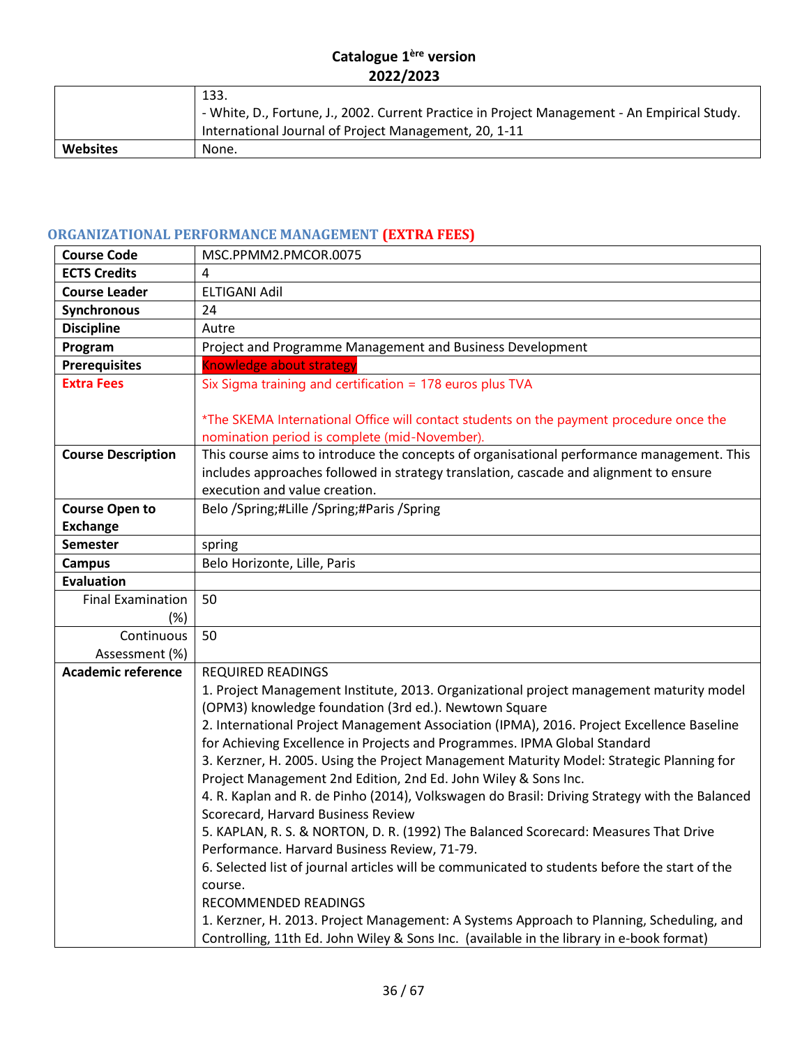| | 133.<br>- White, D., Fortune, J., 2002. Current Practice in Project Management - An Empirical Study. International Journal of Project Management, 20, 1-11 |
|---|---|
| **Websites** | None. |

## ORGANIZATIONAL PERFORMANCE MANAGEMENT (EXTRA FEES)

| **Course Code** | MSC.PPMM2.PMCOR.0075 |
|---|---|
| **ECTS Credits** | 4 |
| **Course Leader** | ELTIGANI Adil |
| **Synchronous** | 24 |
| **Discipline** | Autre |
| **Program** | Project and Programme Management and Business Development |
| **Prerequisites** | Knowledge about strategy |
| **Extra Fees** | Six Sigma training and certification = 178 euros plus TVA<br><br>*The SKEMA International Office will contact students on the payment procedure once the nomination period is complete (mid-November). |
| **Course Description** | This course aims to introduce the concepts of organisational performance management. This includes approaches followed in strategy translation, cascade and alignment to ensure execution and value creation. |
| **Course Open to Exchange** | Belo /Spring;#Lille /Spring;#Paris /Spring |
| **Semester** | spring |
| **Campus** | Belo Horizonte, Lille, Paris |
| **Evaluation** | |
| Final Examination (%) | 50 |
| Continuous Assessment (%) | 50 |
| **Academic reference** | REQUIRED READINGS<br>1. Project Management Institute, 2013. Organizational project management maturity model (OPM3) knowledge foundation (3rd ed.). Newtown Square<br>2. International Project Management Association (IPMA), 2016. Project Excellence Baseline for Achieving Excellence in Projects and Programmes. IPMA Global Standard<br>3. Kerzner, H. 2005. Using the Project Management Maturity Model: Strategic Planning for Project Management 2nd Edition, 2nd Ed. John Wiley & Sons Inc.<br>4. R. Kaplan and R. de Pinho (2014), Volkswagen do Brasil: Driving Strategy with the Balanced Scorecard, Harvard Business Review<br>5. KAPLAN, R. S. & NORTON, D. R. (1992) The Balanced Scorecard: Measures That Drive Performance. Harvard Business Review, 71-79.<br>6. Selected list of journal articles will be communicated to students before the start of the course.<br>RECOMMENDED READINGS<br>1. Kerzner, H. 2013. Project Management: A Systems Approach to Planning, Scheduling, and Controlling, 11th Ed. John Wiley & Sons Inc. (available in the library in e-book format) |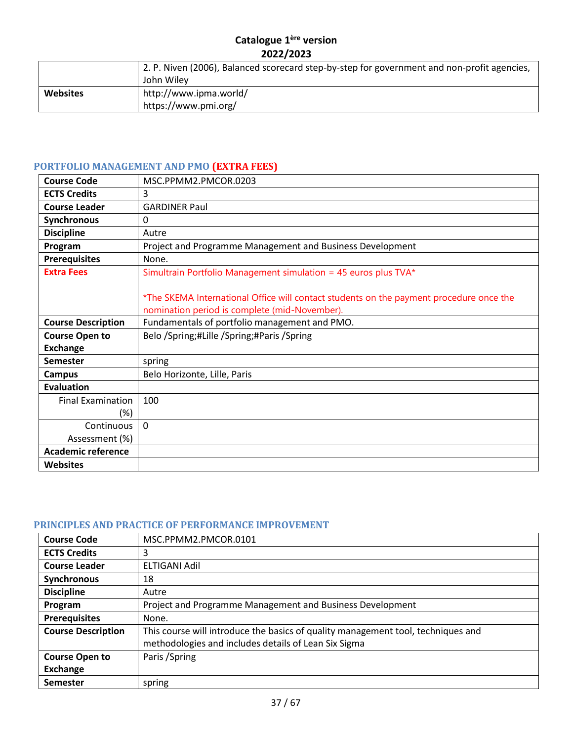| | |
|---|---|
| | 2. P. Niven (2006), Balanced scorecard step-by-step for government and non-profit agencies, John Wiley |
| **Websites** | http://www.ipma.world/<br>https://www.pmi.org/ |

### PORTFOLIO MANAGEMENT AND PMO (EXTRA FEES)

| | |
|---|---|
| **Course Code** | MSC.PPMM2.PMCOR.0203 |
| **ECTS Credits** | 3 |
| **Course Leader** | GARDINER Paul |
| **Synchronous** | 0 |
| **Discipline** | Autre |
| **Program** | Project and Programme Management and Business Development |
| **Prerequisites** | None. |
| **Extra Fees** | Simultrain Portfolio Management simulation = 45 euros plus TVA*<br><br>*The SKEMA International Office will contact students on the payment procedure once the nomination period is complete (mid-November). |
| **Course Description** | Fundamentals of portfolio management and PMO. |
| **Course Open to Exchange** | Belo /Spring;#Lille /Spring;#Paris /Spring |
| **Semester** | spring |
| **Campus** | Belo Horizonte, Lille, Paris |
| **Evaluation** | |
| Final Examination (%) | 100 |
| Continuous Assessment (%) | 0 |
| **Academic reference** | |
| **Websites** | |

### PRINCIPLES AND PRACTICE OF PERFORMANCE IMPROVEMENT

| | |
|---|---|
| **Course Code** | MSC.PPMM2.PMCOR.0101 |
| **ECTS Credits** | 3 |
| **Course Leader** | ELTIGANI Adil |
| **Synchronous** | 18 |
| **Discipline** | Autre |
| **Program** | Project and Programme Management and Business Development |
| **Prerequisites** | None. |
| **Course Description** | This course will introduce the basics of quality management tool, techniques and methodologies and includes details of Lean Six Sigma |
| **Course Open to Exchange** | Paris /Spring |
| **Semester** | spring |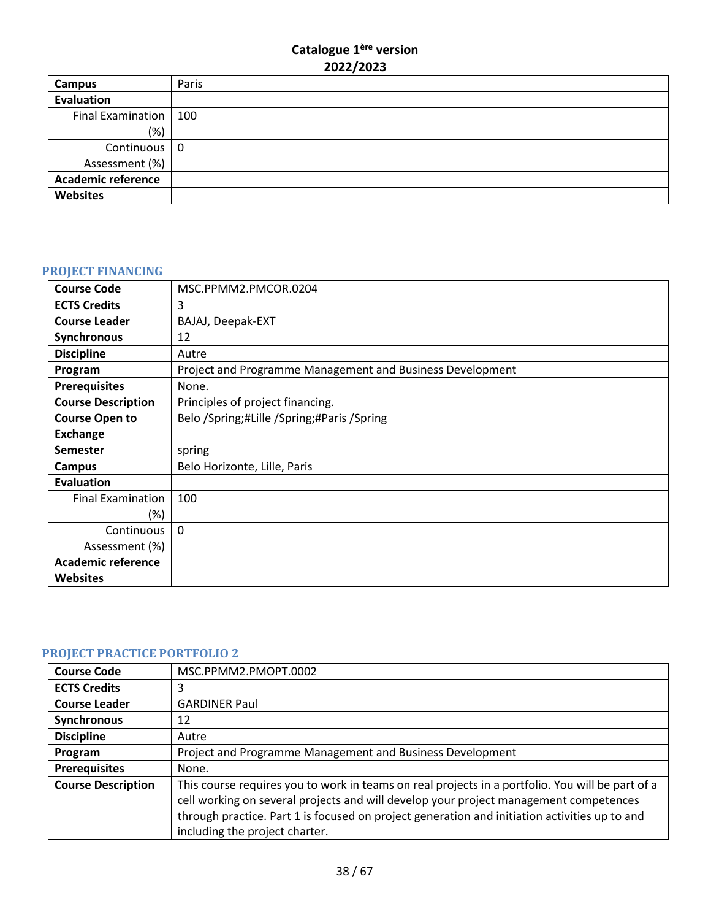**Catalogue 1ère version**
**2022/2023**

| | |
|---|---|
| **Campus** | Paris |
| **Evaluation** | |
| Final Examination (%) | 100 |
| Continuous Assessment (%) | 0 |
| **Academic reference** | |
| **Websites** | |

## PROJECT FINANCING

| | |
|---|---|
| **Course Code** | MSC.PPMM2.PMCOR.0204 |
| **ECTS Credits** | 3 |
| **Course Leader** | BAJAJ, Deepak-EXT |
| **Synchronous** | 12 |
| **Discipline** | Autre |
| **Program** | Project and Programme Management and Business Development |
| **Prerequisites** | None. |
| **Course Description** | Principles of project financing. |
| **Course Open to Exchange** | Belo /Spring;#Lille /Spring;#Paris /Spring |
| **Semester** | spring |
| **Campus** | Belo Horizonte, Lille, Paris |
| **Evaluation** | |
| Final Examination (%) | 100 |
| Continuous Assessment (%) | 0 |
| **Academic reference** | |
| **Websites** | |

## PROJECT PRACTICE PORTFOLIO 2

| | |
|---|---|
| **Course Code** | MSC.PPMM2.PMOPT.0002 |
| **ECTS Credits** | 3 |
| **Course Leader** | GARDINER Paul |
| **Synchronous** | 12 |
| **Discipline** | Autre |
| **Program** | Project and Programme Management and Business Development |
| **Prerequisites** | None. |
| **Course Description** | This course requires you to work in teams on real projects in a portfolio. You will be part of a cell working on several projects and will develop your project management competences through practice. Part 1 is focused on project generation and initiation activities up to and including the project charter. |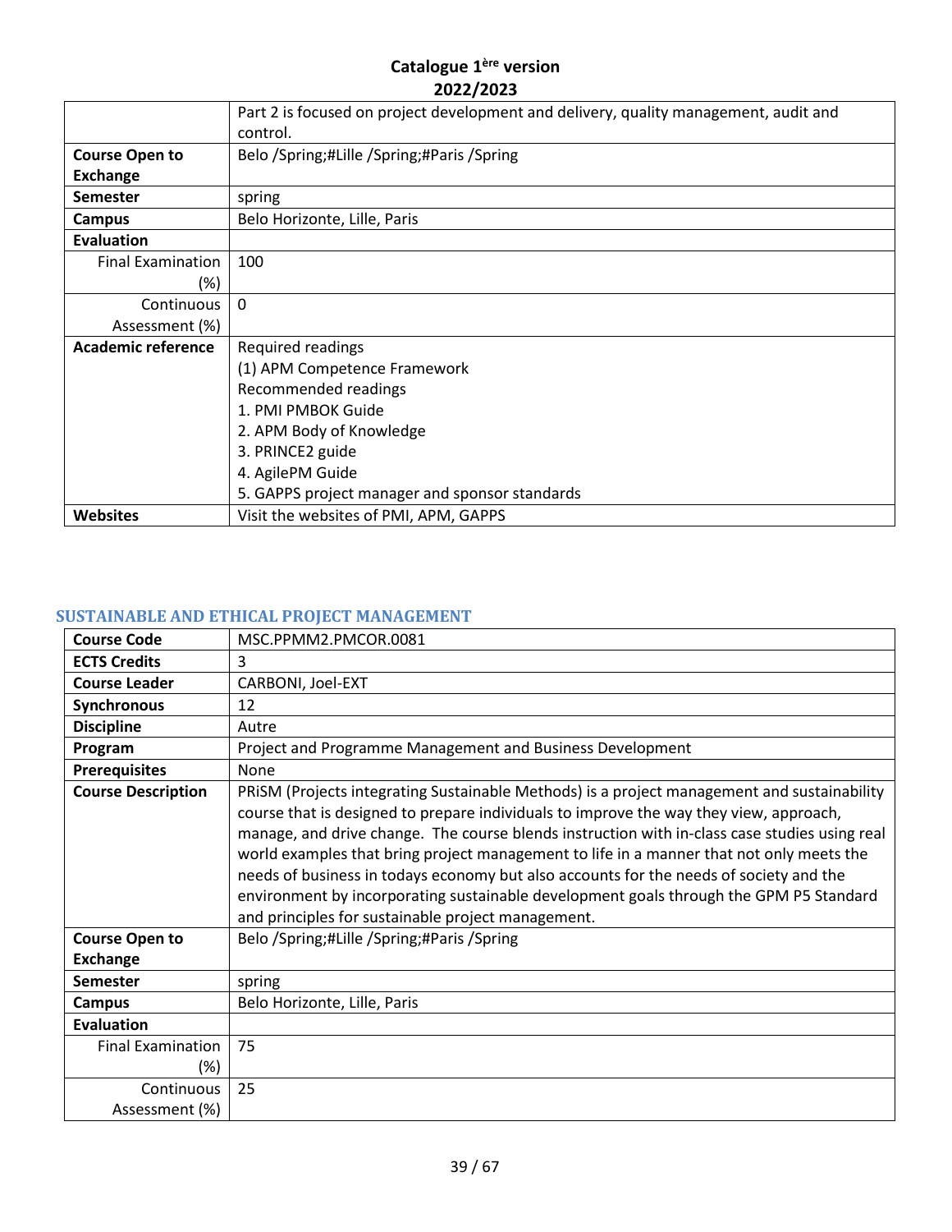| | |
|---|---|
| | Part 2 is focused on project development and delivery, quality management, audit and control. |
| **Course Open to Exchange** | Belo /Spring;#Lille /Spring;#Paris /Spring |
| **Semester** | spring |
| **Campus** | Belo Horizonte, Lille, Paris |
| **Evaluation** | |
| Final Examination (%) | 100 |
| Continuous Assessment (%) | 0 |
| **Academic reference** | Required readings<br>(1) APM Competence Framework<br>Recommended readings<br>1. PMI PMBOK Guide<br>2. APM Body of Knowledge<br>3. PRINCE2 guide<br>4. AgilePM Guide<br>5. GAPPS project manager and sponsor standards |
| **Websites** | Visit the websites of PMI, APM, GAPPS |

## SUSTAINABLE AND ETHICAL PROJECT MANAGEMENT

| | |
|---|---|
| **Course Code** | MSC.PPMM2.PMCOR.0081 |
| **ECTS Credits** | 3 |
| **Course Leader** | CARBONI, Joel-EXT |
| **Synchronous** | 12 |
| **Discipline** | Autre |
| **Program** | Project and Programme Management and Business Development |
| **Prerequisites** | None |
| **Course Description** | PRiSM (Projects integrating Sustainable Methods) is a project management and sustainability course that is designed to prepare individuals to improve the way they view, approach, manage, and drive change. The course blends instruction with in-class case studies using real world examples that bring project management to life in a manner that not only meets the needs of business in todays economy but also accounts for the needs of society and the environment by incorporating sustainable development goals through the GPM P5 Standard and principles for sustainable project management. |
| **Course Open to Exchange** | Belo /Spring;#Lille /Spring;#Paris /Spring |
| **Semester** | spring |
| **Campus** | Belo Horizonte, Lille, Paris |
| **Evaluation** | |
| Final Examination (%) | 75 |
| Continuous Assessment (%) | 25 |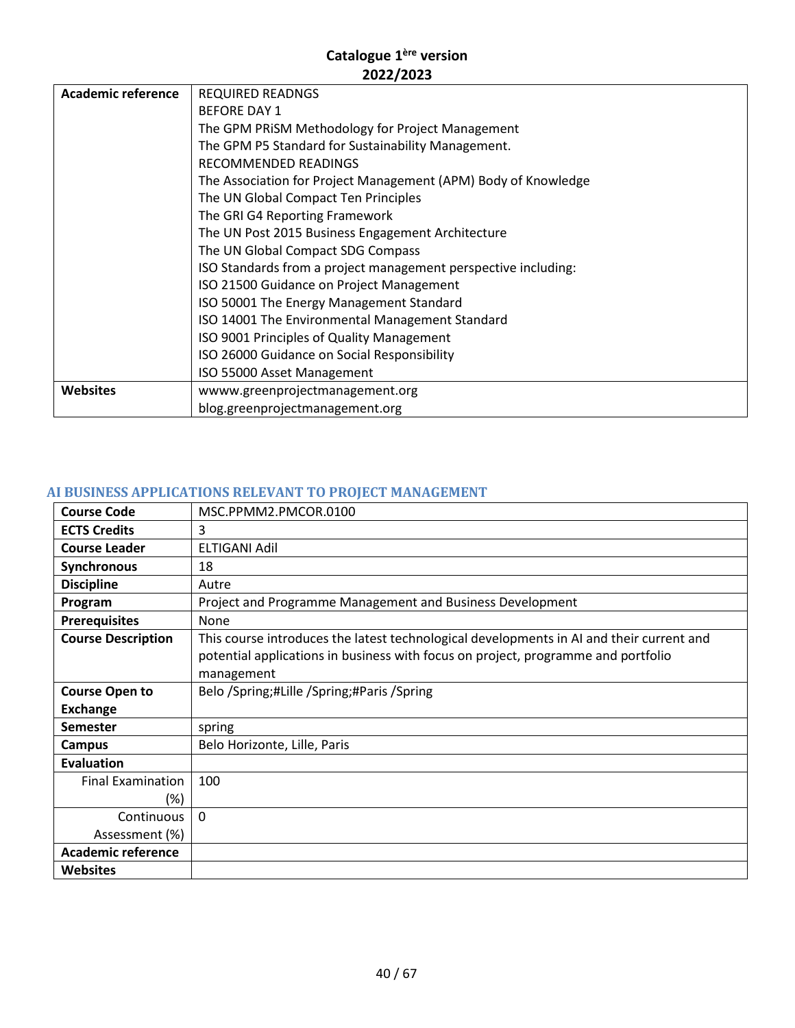Catalogue 1ère version 2022/2023

| | |
|---|---|
| **Academic reference** | REQUIRED READNGS<br>BEFORE DAY 1<br>The GPM PRiSM Methodology for Project Management<br>The GPM P5 Standard for Sustainability Management.<br>RECOMMENDED READINGS<br>The Association for Project Management (APM) Body of Knowledge<br>The UN Global Compact Ten Principles<br>The GRI G4 Reporting Framework<br>The UN Post 2015 Business Engagement Architecture<br>The UN Global Compact SDG Compass<br>ISO Standards from a project management perspective including:<br>ISO 21500 Guidance on Project Management<br>ISO 50001 The Energy Management Standard<br>ISO 14001 The Environmental Management Standard<br>ISO 9001 Principles of Quality Management<br>ISO 26000 Guidance on Social Responsibility<br>ISO 55000 Asset Management |
| **Websites** | wwww.greenprojectmanagement.org<br>blog.greenprojectmanagement.org |

## AI BUSINESS APPLICATIONS RELEVANT TO PROJECT MANAGEMENT

| | |
|---|---|
| **Course Code** | MSC.PPMM2.PMCOR.0100 |
| **ECTS Credits** | 3 |
| **Course Leader** | ELTIGANI Adil |
| **Synchronous** | 18 |
| **Discipline** | Autre |
| **Program** | Project and Programme Management and Business Development |
| **Prerequisites** | None |
| **Course Description** | This course introduces the latest technological developments in AI and their current and potential applications in business with focus on project, programme and portfolio management |
| **Course Open to Exchange** | Belo /Spring;#Lille /Spring;#Paris /Spring |
| **Semester** | spring |
| **Campus** | Belo Horizonte, Lille, Paris |
| **Evaluation** | |
| Final Examination (%) | 100 |
| Continuous Assessment (%) | 0 |
| **Academic reference** | |
| **Websites** | |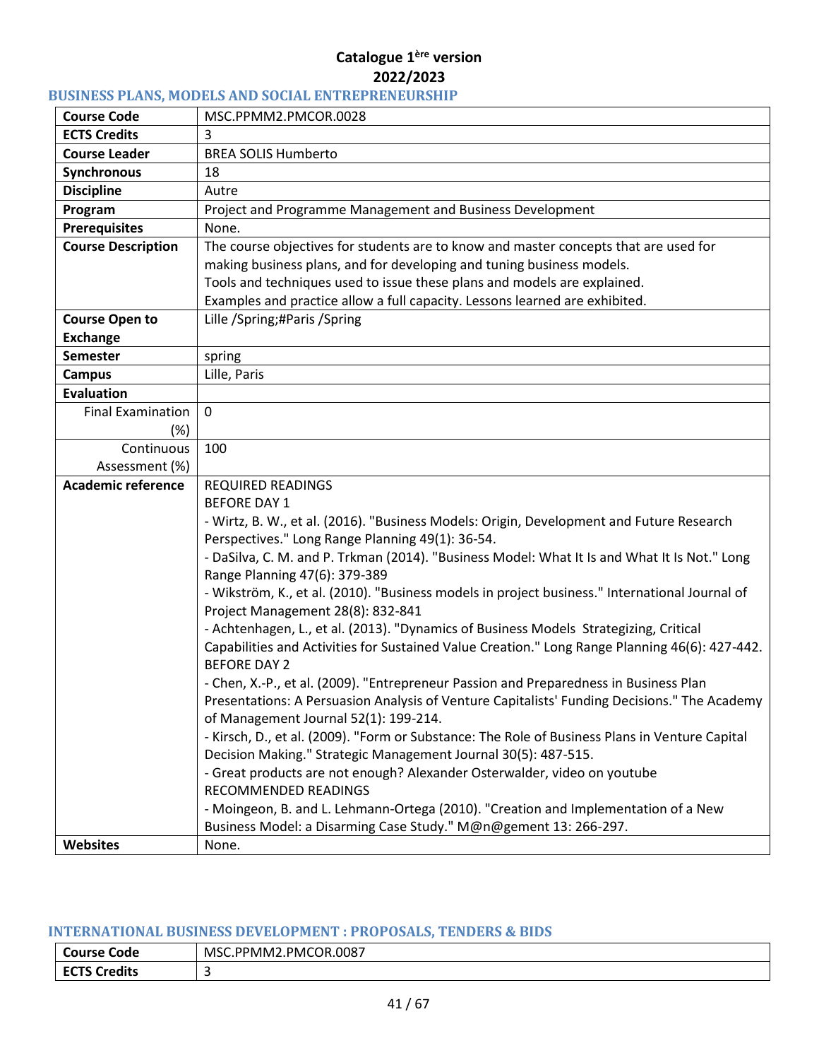**Catalogue 1ère version**
**2022/2023**

### BUSINESS PLANS, MODELS AND SOCIAL ENTREPRENEURSHIP

| | |
|---|---|
| **Course Code** | MSC.PPMM2.PMCOR.0028 |
| **ECTS Credits** | 3 |
| **Course Leader** | BREA SOLIS Humberto |
| **Synchronous** | 18 |
| **Discipline** | Autre |
| **Program** | Project and Programme Management and Business Development |
| **Prerequisites** | None. |
| **Course Description** | The course objectives for students are to know and master concepts that are used for making business plans, and for developing and tuning business models.<br>Tools and techniques used to issue these plans and models are explained.<br>Examples and practice allow a full capacity. Lessons learned are exhibited. |
| **Course Open to Exchange** | Lille /Spring;#Paris /Spring |
| **Semester** | spring |
| **Campus** | Lille, Paris |
| **Evaluation** | |
| Final Examination (%) | 0 |
| Continuous Assessment (%) | 100 |
| **Academic reference** | REQUIRED READINGS<br>BEFORE DAY 1<br>- Wirtz, B. W., et al. (2016). "Business Models: Origin, Development and Future Research Perspectives." Long Range Planning 49(1): 36-54.<br>- DaSilva, C. M. and P. Trkman (2014). "Business Model: What It Is and What It Is Not." Long Range Planning 47(6): 379-389<br>- Wikström, K., et al. (2010). "Business models in project business." International Journal of Project Management 28(8): 832-841<br>- Achtenhagen, L., et al. (2013). "Dynamics of Business Models Strategizing, Critical Capabilities and Activities for Sustained Value Creation." Long Range Planning 46(6): 427-442.<br>BEFORE DAY 2<br>- Chen, X.-P., et al. (2009). "Entrepreneur Passion and Preparedness in Business Plan Presentations: A Persuasion Analysis of Venture Capitalists' Funding Decisions." The Academy of Management Journal 52(1): 199-214.<br>- Kirsch, D., et al. (2009). "Form or Substance: The Role of Business Plans in Venture Capital Decision Making." Strategic Management Journal 30(5): 487-515.<br>- Great products are not enough? Alexander Osterwalder, video on youtube<br>RECOMMENDED READINGS<br>- Moingeon, B. and L. Lehmann-Ortega (2010). "Creation and Implementation of a New Business Model: a Disarming Case Study." M@n@gement 13: 266-297. |
| **Websites** | None. |

### INTERNATIONAL BUSINESS DEVELOPMENT : PROPOSALS, TENDERS & BIDS

| | |
|---|---|
| **Course Code** | MSC.PPMM2.PMCOR.0087 |
| **ECTS Credits** | 3 |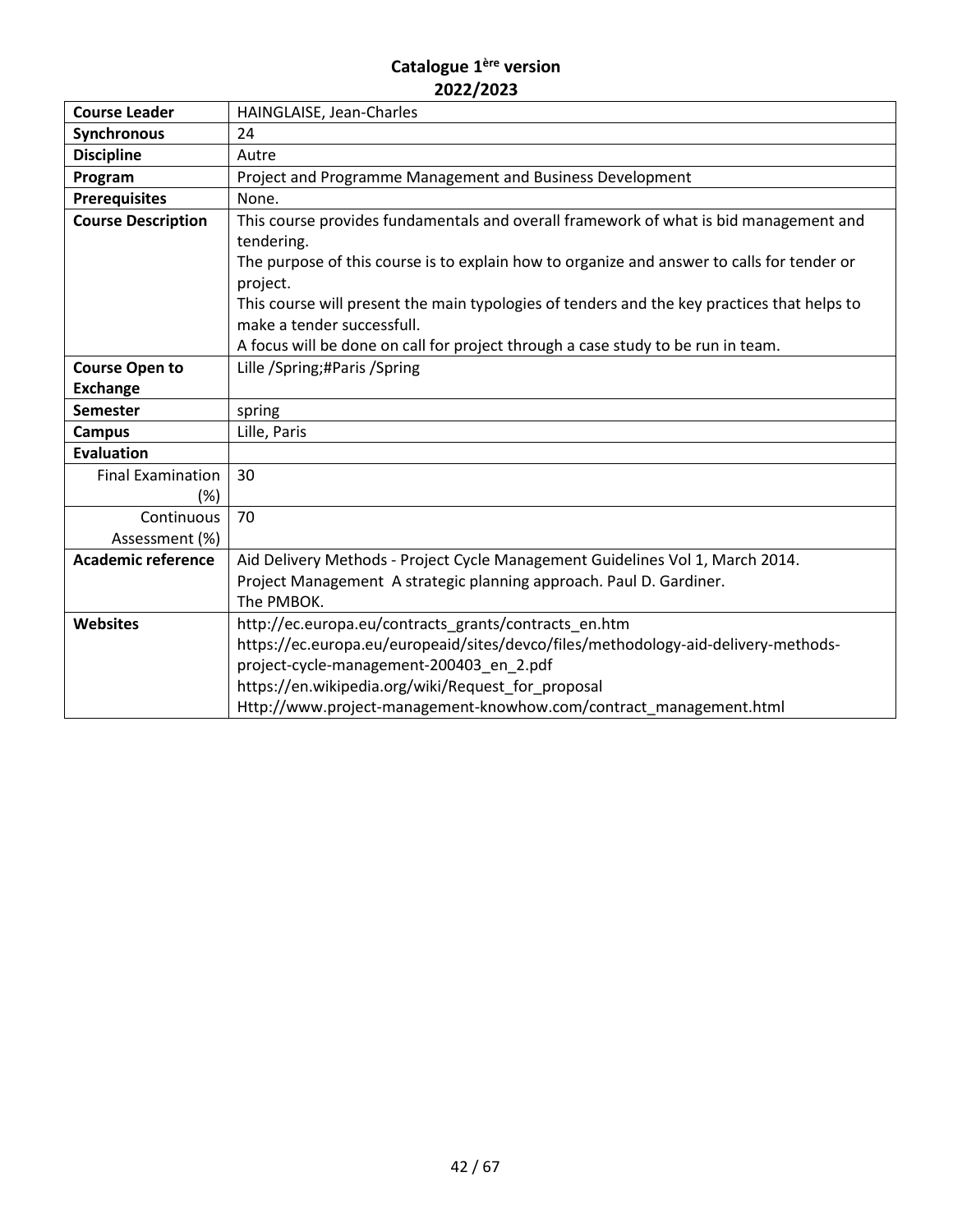**Catalogue 1ère version**
**2022/2023**

| **Course Leader** | HAINGLAISE, Jean-Charles |
|---|---|
| **Synchronous** | 24 |
| **Discipline** | Autre |
| **Program** | Project and Programme Management and Business Development |
| **Prerequisites** | None. |
| **Course Description** | This course provides fundamentals and overall framework of what is bid management and tendering.<br>The purpose of this course is to explain how to organize and answer to calls for tender or project.<br>This course will present the main typologies of tenders and the key practices that helps to make a tender successfull.<br>A focus will be done on call for project through a case study to be run in team. |
| **Course Open to Exchange** | Lille /Spring;#Paris /Spring |
| **Semester** | spring |
| **Campus** | Lille, Paris |
| **Evaluation** | |
| Final Examination (%) | 30 |
| Continuous Assessment (%) | 70 |
| **Academic reference** | Aid Delivery Methods - Project Cycle Management Guidelines Vol 1, March 2014.<br>Project Management A strategic planning approach. Paul D. Gardiner.<br>The PMBOK. |
| **Websites** | http://ec.europa.eu/contracts_grants/contracts_en.htm<br>https://ec.europa.eu/europeaid/sites/devco/files/methodology-aid-delivery-methods-project-cycle-management-200403_en_2.pdf<br>https://en.wikipedia.org/wiki/Request_for_proposal<br>Http://www.project-management-knowhow.com/contract_management.html |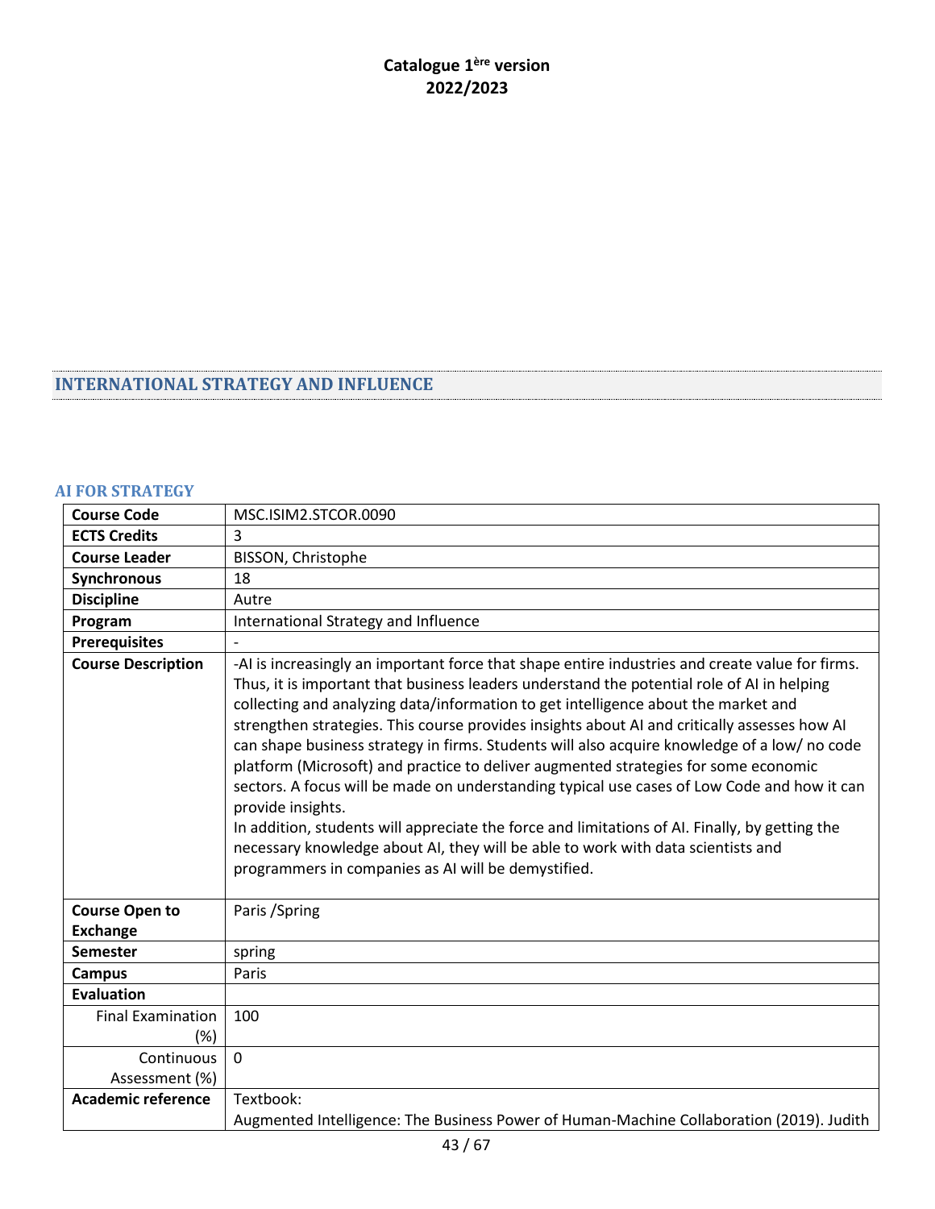## INTERNATIONAL STRATEGY AND INFLUENCE

### AI FOR STRATEGY

| Course Code | MSC.ISIM2.STCOR.0090 |
|---|---|
| **ECTS Credits** | 3 |
| **Course Leader** | BISSON, Christophe |
| **Synchronous** | 18 |
| **Discipline** | Autre |
| **Program** | International Strategy and Influence |
| **Prerequisites** | - |
| **Course Description** | -AI is increasingly an important force that shape entire industries and create value for firms. Thus, it is important that business leaders understand the potential role of AI in helping collecting and analyzing data/information to get intelligence about the market and strengthen strategies. This course provides insights about AI and critically assesses how AI can shape business strategy in firms. Students will also acquire knowledge of a low/ no code platform (Microsoft) and practice to deliver augmented strategies for some economic sectors. A focus will be made on understanding typical use cases of Low Code and how it can provide insights.<br>In addition, students will appreciate the force and limitations of AI. Finally, by getting the necessary knowledge about AI, they will be able to work with data scientists and programmers in companies as AI will be demystified. |
| **Course Open to Exchange** | Paris /Spring |
| **Semester** | spring |
| **Campus** | Paris |
| **Evaluation** | |
| Final Examination (%) | 100 |
| Continuous Assessment (%) | 0 |
| **Academic reference** | Textbook:<br>Augmented Intelligence: The Business Power of Human-Machine Collaboration (2019). Judith |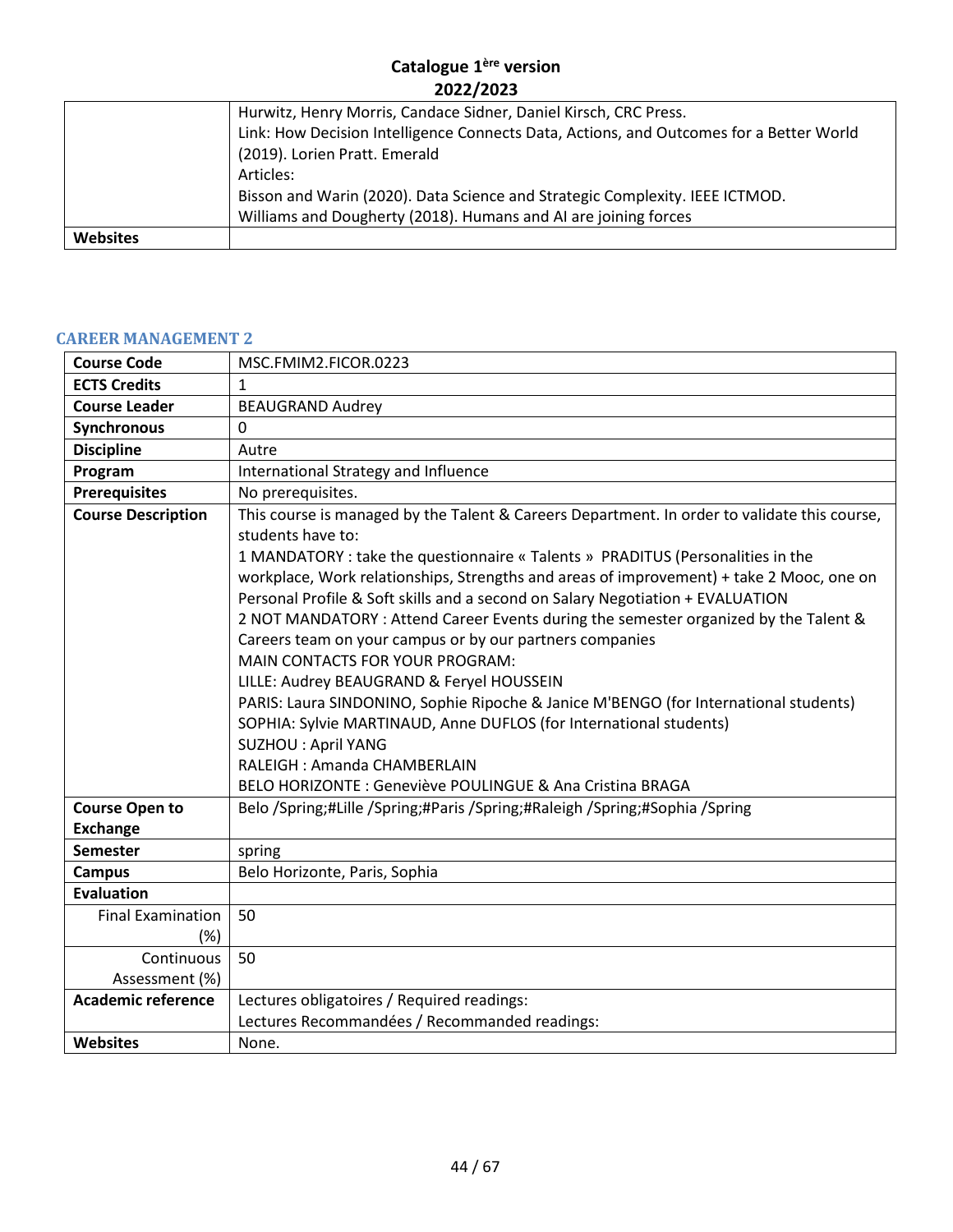| | |
|---|---|
| | Hurwitz, Henry Morris, Candace Sidner, Daniel Kirsch, CRC Press.<br>Link: How Decision Intelligence Connects Data, Actions, and Outcomes for a Better World (2019). Lorien Pratt. Emerald<br>Articles:<br>Bisson and Warin (2020). Data Science and Strategic Complexity. IEEE ICTMOD.<br>Williams and Dougherty (2018). Humans and AI are joining forces |
| **Websites** | |

## CAREER MANAGEMENT 2

| | |
|---|---|
| **Course Code** | MSC.FMIM2.FICOR.0223 |
| **ECTS Credits** | 1 |
| **Course Leader** | BEAUGRAND Audrey |
| **Synchronous** | 0 |
| **Discipline** | Autre |
| **Program** | International Strategy and Influence |
| **Prerequisites** | No prerequisites. |
| **Course Description** | This course is managed by the Talent & Careers Department. In order to validate this course, students have to:<br>1 MANDATORY : take the questionnaire « Talents » PRADITUS (Personalities in the workplace, Work relationships, Strengths and areas of improvement) + take 2 Mooc, one on Personal Profile & Soft skills and a second on Salary Negotiation + EVALUATION<br>2 NOT MANDATORY : Attend Career Events during the semester organized by the Talent & Careers team on your campus or by our partners companies<br>MAIN CONTACTS FOR YOUR PROGRAM:<br>LILLE: Audrey BEAUGRAND & Feryel HOUSSEIN<br>PARIS: Laura SINDONINO, Sophie Ripoche & Janice M'BENGO (for International students)<br>SOPHIA: Sylvie MARTINAUD, Anne DUFLOS (for International students)<br>SUZHOU : April YANG<br>RALEIGH : Amanda CHAMBERLAIN<br>BELO HORIZONTE : Geneviève POULINGUE & Ana Cristina BRAGA |
| **Course Open to Exchange** | Belo /Spring;#Lille /Spring;#Paris /Spring;#Raleigh /Spring;#Sophia /Spring |
| **Semester** | spring |
| **Campus** | Belo Horizonte, Paris, Sophia |
| **Evaluation** | |
| Final Examination (%) | 50 |
| Continuous Assessment (%) | 50 |
| **Academic reference** | Lectures obligatoires / Required readings:<br>Lectures Recommandées / Recommanded readings: |
| **Websites** | None. |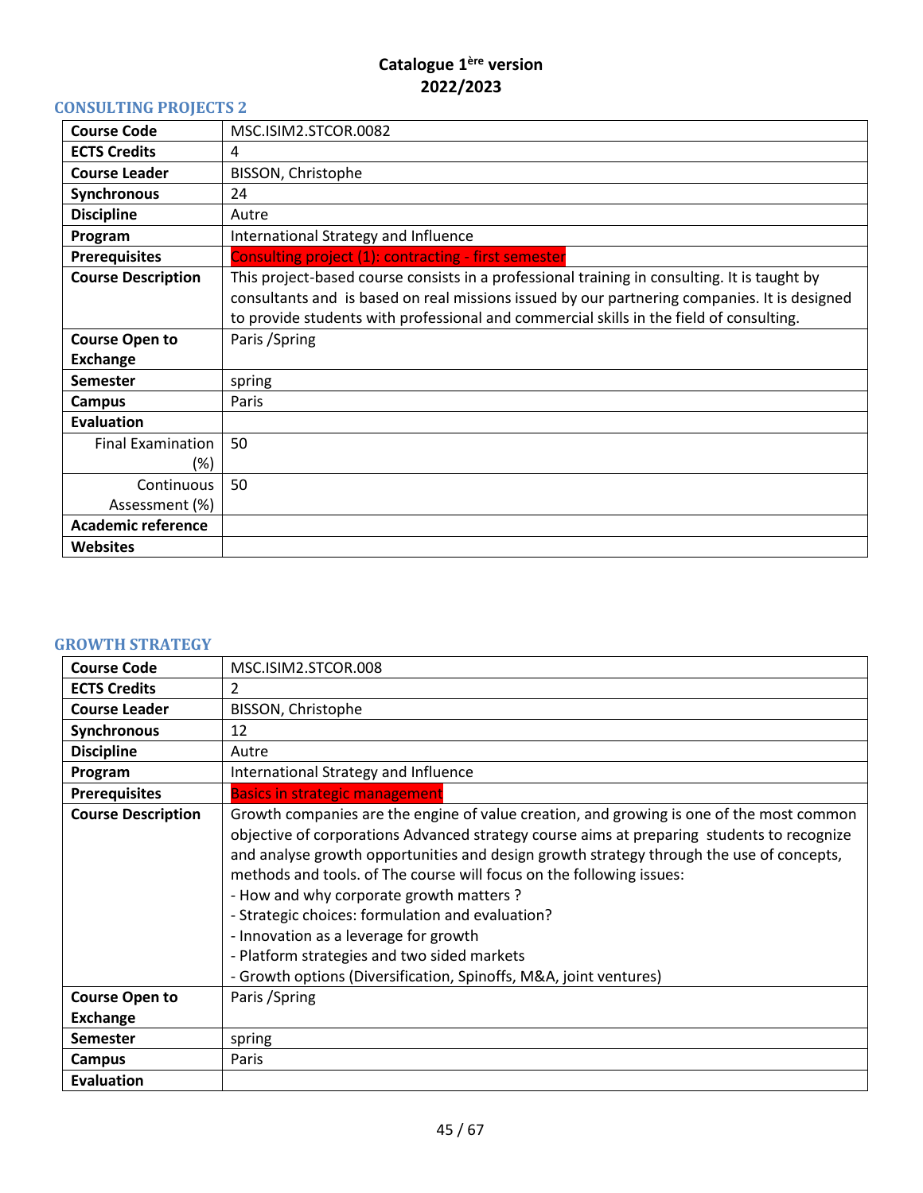# Catalogue 1ère version
# 2022/2023

## CONSULTING PROJECTS 2

| Course Code | MSC.ISIM2.STCOR.0082 |
|---|---|
| ECTS Credits | 4 |
| Course Leader | BISSON, Christophe |
| Synchronous | 24 |
| Discipline | Autre |
| Program | International Strategy and Influence |
| Prerequisites | Consulting project (1): contracting - first semester |
| Course Description | This project-based course consists in a professional training in consulting. It is taught by consultants and is based on real missions issued by our partnering companies. It is designed to provide students with professional and commercial skills in the field of consulting. |
| Course Open to Exchange | Paris /Spring |
| Semester | spring |
| Campus | Paris |
| Evaluation | |
| Final Examination (%) | 50 |
| Continuous Assessment (%) | 50 |
| Academic reference | |
| Websites | |

## GROWTH STRATEGY

| Course Code | MSC.ISIM2.STCOR.008 |
|---|---|
| ECTS Credits | 2 |
| Course Leader | BISSON, Christophe |
| Synchronous | 12 |
| Discipline | Autre |
| Program | International Strategy and Influence |
| Prerequisites | Basics in strategic management |
| Course Description | Growth companies are the engine of value creation, and growing is one of the most common objective of corporations Advanced strategy course aims at preparing students to recognize and analyse growth opportunities and design growth strategy through the use of concepts, methods and tools. of The course will focus on the following issues:<br>- How and why corporate growth matters ?<br>- Strategic choices: formulation and evaluation?<br>- Innovation as a leverage for growth<br>- Platform strategies and two sided markets<br>- Growth options (Diversification, Spinoffs, M&A, joint ventures) |
| Course Open to Exchange | Paris /Spring |
| Semester | spring |
| Campus | Paris |
| Evaluation | |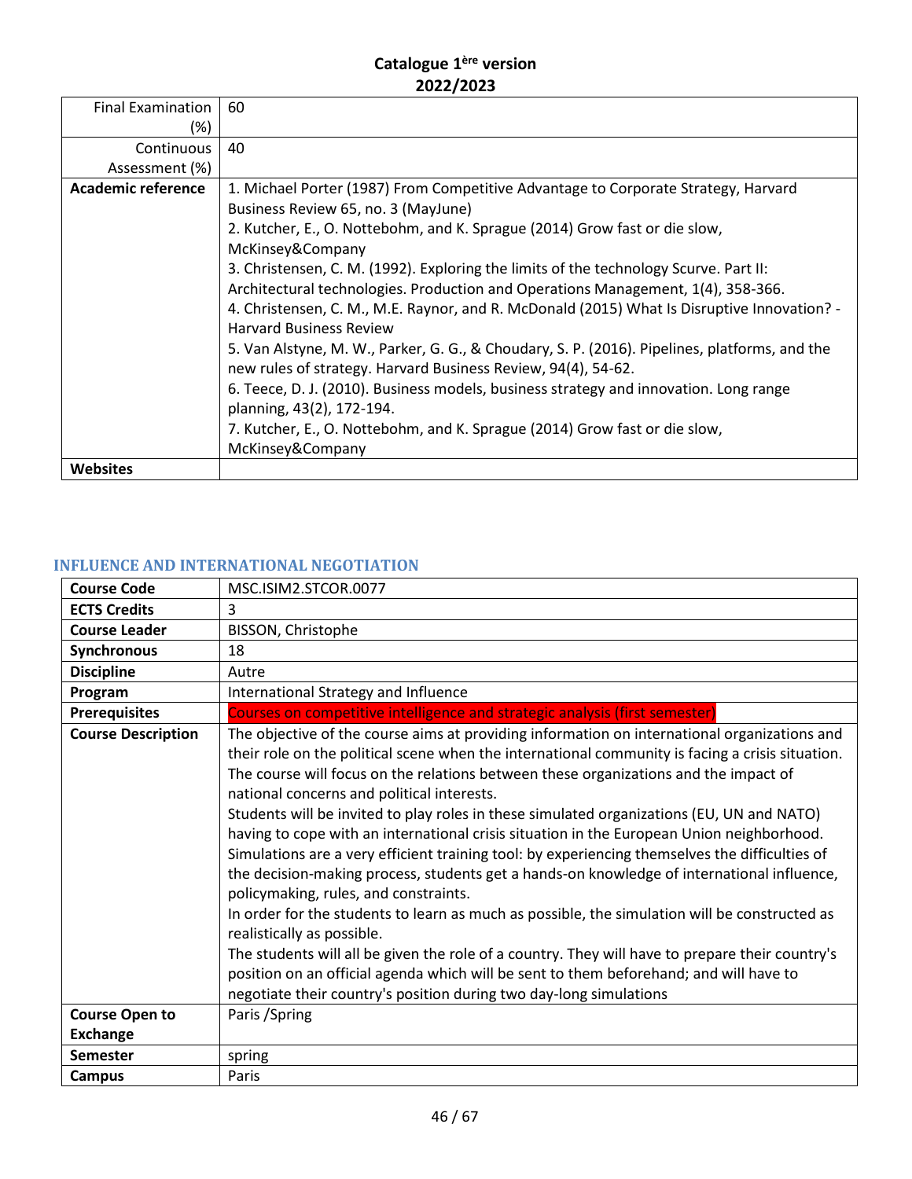| | |
|---|---|
| Final Examination (%) | 60 |
| Continuous Assessment (%) | 40 |
| **Academic reference** | 1. Michael Porter (1987) From Competitive Advantage to Corporate Strategy, Harvard Business Review 65, no. 3 (MayJune)<br>2. Kutcher, E., O. Nottebohm, and K. Sprague (2014) Grow fast or die slow, McKinsey&Company<br>3. Christensen, C. M. (1992). Exploring the limits of the technology Scurve. Part II: Architectural technologies. Production and Operations Management, 1(4), 358-366.<br>4. Christensen, C. M., M.E. Raynor, and R. McDonald (2015) What Is Disruptive Innovation? - Harvard Business Review<br>5. Van Alstyne, M. W., Parker, G. G., & Choudary, S. P. (2016). Pipelines, platforms, and the new rules of strategy. Harvard Business Review, 94(4), 54-62.<br>6. Teece, D. J. (2010). Business models, business strategy and innovation. Long range planning, 43(2), 172-194.<br>7. Kutcher, E., O. Nottebohm, and K. Sprague (2014) Grow fast or die slow, McKinsey&Company |
| **Websites** | |

## INFLUENCE AND INTERNATIONAL NEGOTIATION

| | |
|---|---|
| **Course Code** | MSC.ISIM2.STCOR.0077 |
| **ECTS Credits** | 3 |
| **Course Leader** | BISSON, Christophe |
| **Synchronous** | 18 |
| **Discipline** | Autre |
| **Program** | International Strategy and Influence |
| **Prerequisites** | Courses on competitive intelligence and strategic analysis (first semester) |
| **Course Description** | The objective of the course aims at providing information on international organizations and their role on the political scene when the international community is facing a crisis situation. The course will focus on the relations between these organizations and the impact of national concerns and political interests.<br>Students will be invited to play roles in these simulated organizations (EU, UN and NATO) having to cope with an international crisis situation in the European Union neighborhood. Simulations are a very efficient training tool: by experiencing themselves the difficulties of the decision-making process, students get a hands-on knowledge of international influence, policymaking, rules, and constraints.<br>In order for the students to learn as much as possible, the simulation will be constructed as realistically as possible.<br>The students will all be given the role of a country. They will have to prepare their country's position on an official agenda which will be sent to them beforehand; and will have to negotiate their country's position during two day-long simulations |
| **Course Open to Exchange** | Paris /Spring |
| **Semester** | spring |
| **Campus** | Paris |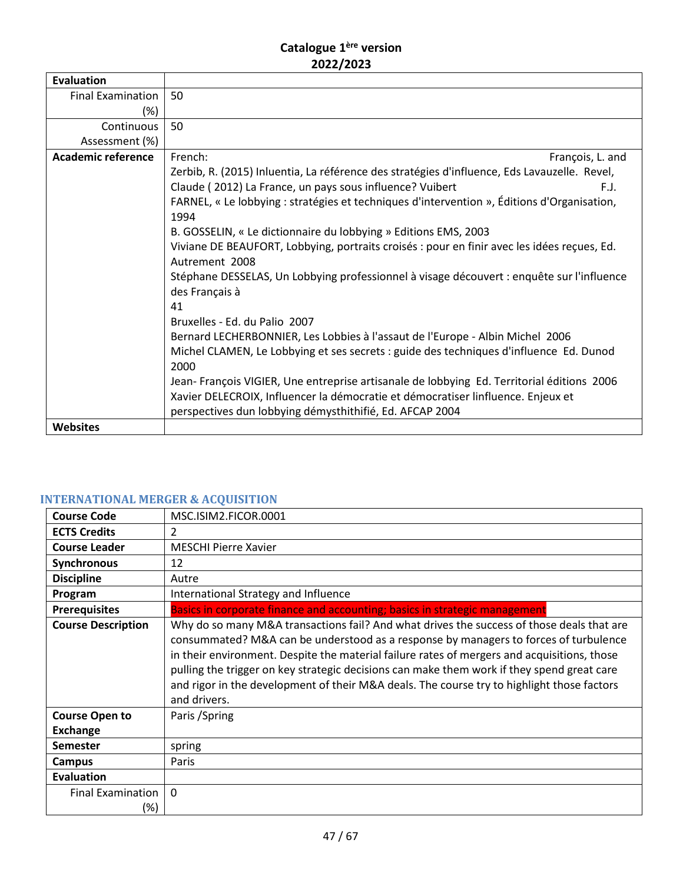## Catalogue 1ère version
## 2022/2023

| Evaluation | |
|---|---|
| Final Examination (%) | 50 |
| Continuous Assessment (%) | 50 |
| Academic reference | French: François, L. and Zerbib, R. (2015) Inluentia, La référence des stratégies d'influence, Eds Lavauzelle. Revel, Claude ( 2012) La France, un pays sous influence? Vuibert F.J. FARNEL, « Le lobbying : stratégies et techniques d'intervention », Éditions d'Organisation, 1994<br>B. GOSSELIN, « Le dictionnaire du lobbying » Editions EMS, 2003<br>Viviane DE BEAUFORT, Lobbying, portraits croisés : pour en finir avec les idées reçues, Ed. Autrement 2008<br>Stéphane DESSELAS, Un Lobbying professionnel à visage découvert : enquête sur l'influence des Français à<br>41<br>Bruxelles - Ed. du Palio 2007<br>Bernard LECHERBONNIER, Les Lobbies à l'assaut de l'Europe - Albin Michel 2006<br>Michel CLAMEN, Le Lobbying et ses secrets : guide des techniques d'influence Ed. Dunod 2000<br>Jean- François VIGIER, Une entreprise artisanale de lobbying Ed. Territorial éditions 2006<br>Xavier DELECROIX, Influencer la démocratie et démocratiser linfluence. Enjeux et perspectives dun lobbying démysthithifié, Ed. AFCAP 2004 |
| Websites | |

### INTERNATIONAL MERGER & ACQUISITION

| Course Code | MSC.ISIM2.FICOR.0001 |
|---|---|
| ECTS Credits | 2 |
| Course Leader | MESCHI Pierre Xavier |
| Synchronous | 12 |
| Discipline | Autre |
| Program | International Strategy and Influence |
| Prerequisites | Basics in corporate finance and accounting; basics in strategic management |
| Course Description | Why do so many M&A transactions fail? And what drives the success of those deals that are consummated? M&A can be understood as a response by managers to forces of turbulence in their environment. Despite the material failure rates of mergers and acquisitions, those pulling the trigger on key strategic decisions can make them work if they spend great care and rigor in the development of their M&A deals. The course try to highlight those factors and drivers. |
| Course Open to Exchange | Paris /Spring |
| Semester | spring |
| Campus | Paris |
| Evaluation | |
| Final Examination (%) | 0 |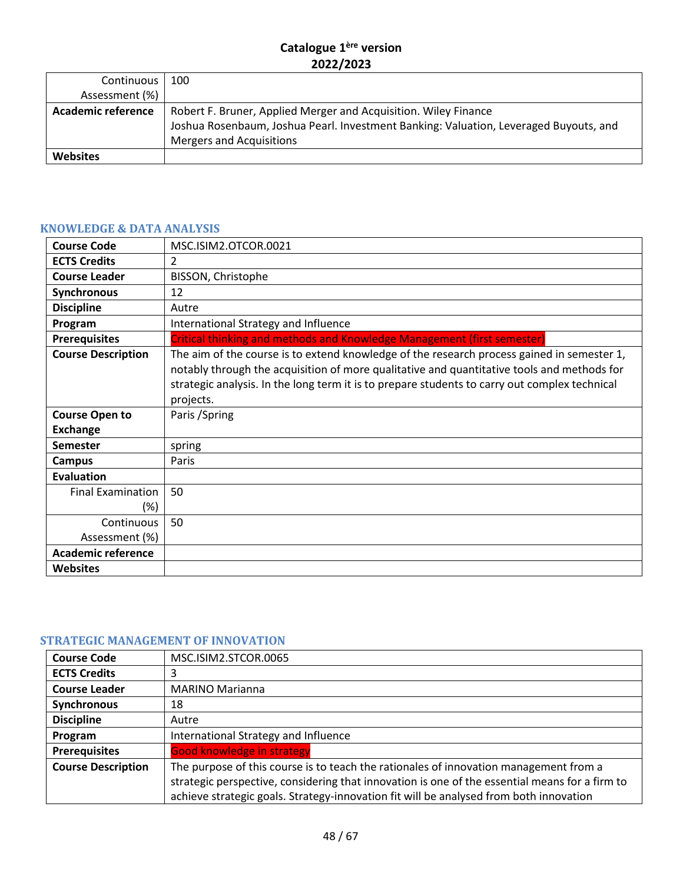# Catalogue 1ère version 2022/2023

| | |
|---|---|
| Continuous Assessment (%) | 100 |
| **Academic reference** | Robert F. Bruner, Applied Merger and Acquisition. Wiley Finance<br>Joshua Rosenbaum, Joshua Pearl. Investment Banking: Valuation, Leveraged Buyouts, and Mergers and Acquisitions |
| **Websites** | |

## KNOWLEDGE & DATA ANALYSIS

| | |
|---|---|
| **Course Code** | MSC.ISIM2.OTCOR.0021 |
| **ECTS Credits** | 2 |
| **Course Leader** | BISSON, Christophe |
| **Synchronous** | 12 |
| **Discipline** | Autre |
| **Program** | International Strategy and Influence |
| **Prerequisites** | Critical thinking and methods and Knowledge Management (first semester) |
| **Course Description** | The aim of the course is to extend knowledge of the research process gained in semester 1, notably through the acquisition of more qualitative and quantitative tools and methods for strategic analysis. In the long term it is to prepare students to carry out complex technical projects. |
| **Course Open to Exchange** | Paris /Spring |
| **Semester** | spring |
| **Campus** | Paris |
| **Evaluation** | |
| Final Examination (%) | 50 |
| Continuous Assessment (%) | 50 |
| **Academic reference** | |
| **Websites** | |

## STRATEGIC MANAGEMENT OF INNOVATION

| | |
|---|---|
| **Course Code** | MSC.ISIM2.STCOR.0065 |
| **ECTS Credits** | 3 |
| **Course Leader** | MARINO Marianna |
| **Synchronous** | 18 |
| **Discipline** | Autre |
| **Program** | International Strategy and Influence |
| **Prerequisites** | Good knowledge in strategy |
| **Course Description** | The purpose of this course is to teach the rationales of innovation management from a strategic perspective, considering that innovation is one of the essential means for a firm to achieve strategic goals. Strategy-innovation fit will be analysed from both innovation |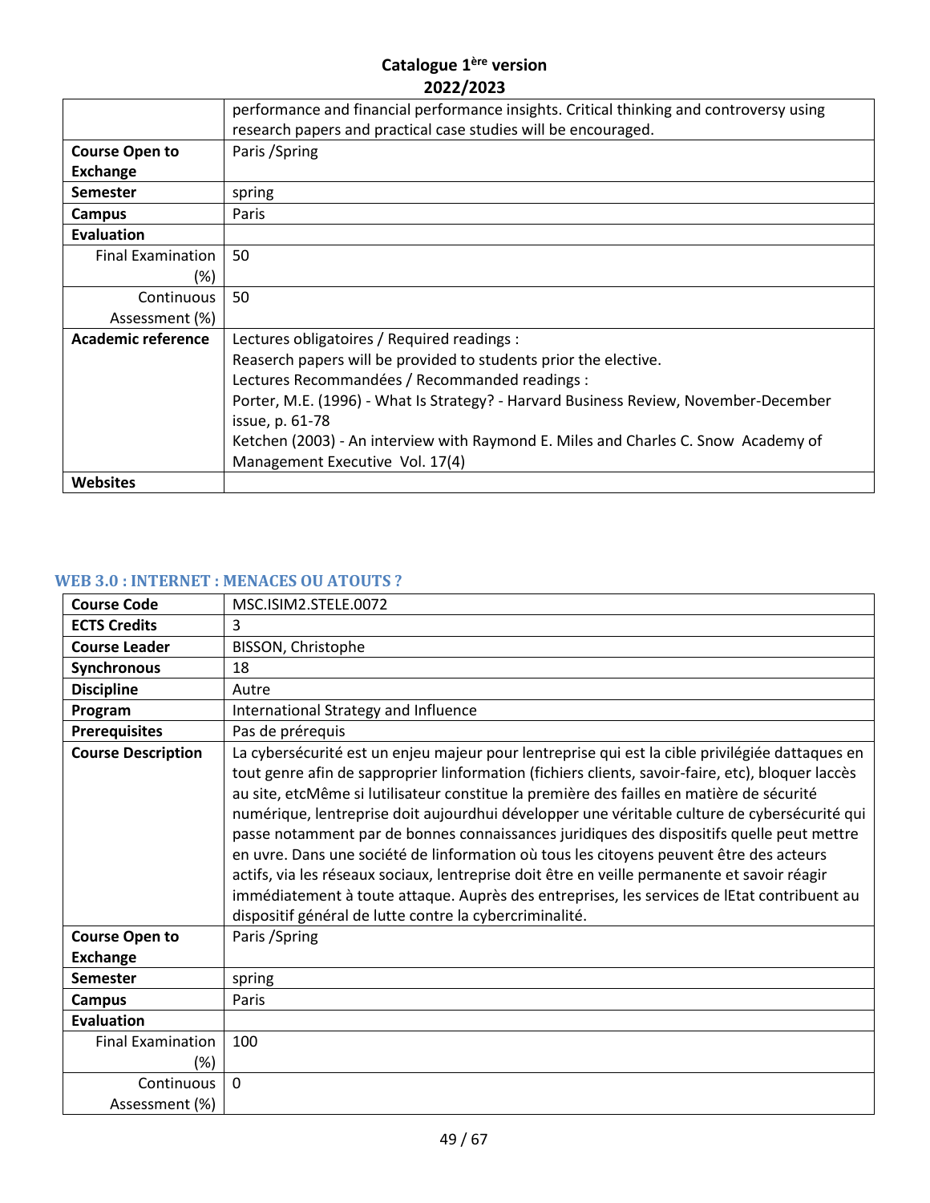| | |
|---|---|
| | performance and financial performance insights. Critical thinking and controversy using research papers and practical case studies will be encouraged. |
| **Course Open to Exchange** | Paris /Spring |
| **Semester** | spring |
| **Campus** | Paris |
| **Evaluation** | |
| Final Examination (%) | 50 |
| Continuous Assessment (%) | 50 |
| **Academic reference** | Lectures obligatoires / Required readings :<br>Reaserch papers will be provided to students prior the elective.<br>Lectures Recommandées / Recommanded readings :<br>Porter, M.E. (1996) - What Is Strategy? - Harvard Business Review, November-December issue, p. 61-78<br>Ketchen (2003) - An interview with Raymond E. Miles and Charles C. Snow Academy of Management Executive Vol. 17(4) |
| **Websites** | |

### WEB 3.0 : INTERNET : MENACES OU ATOUTS ?

| | |
|---|---|
| **Course Code** | MSC.ISIM2.STELE.0072 |
| **ECTS Credits** | 3 |
| **Course Leader** | BISSON, Christophe |
| **Synchronous** | 18 |
| **Discipline** | Autre |
| **Program** | International Strategy and Influence |
| **Prerequisites** | Pas de prérequis |
| **Course Description** | La cybersécurité est un enjeu majeur pour lentreprise qui est la cible privilégiée dattaques en tout genre afin de sapproprier linformation (fichiers clients, savoir-faire, etc), bloquer laccès au site, etcMême si lutilisateur constitue la première des failles en matière de sécurité numérique, lentreprise doit aujourdhui développer une véritable culture de cybersécurité qui passe notamment par de bonnes connaissances juridiques des dispositifs quelle peut mettre en uvre. Dans une société de linformation où tous les citoyens peuvent être des acteurs actifs, via les réseaux sociaux, lentreprise doit être en veille permanente et savoir réagir immédiatement à toute attaque. Auprès des entreprises, les services de lEtat contribuent au dispositif général de lutte contre la cybercriminalité. |
| **Course Open to Exchange** | Paris /Spring |
| **Semester** | spring |
| **Campus** | Paris |
| **Evaluation** | |
| Final Examination (%) | 100 |
| Continuous Assessment (%) | 0 |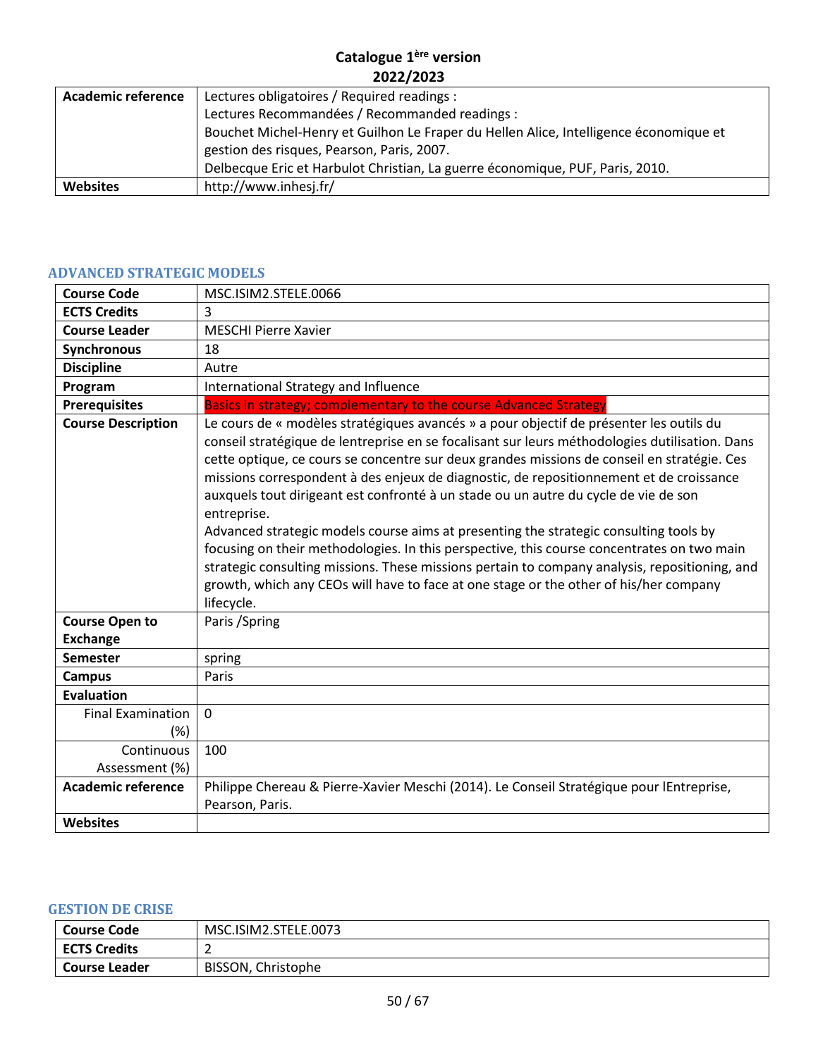| | |
|---|---|
| **Academic reference** | Lectures obligatoires / Required readings :<br>Lectures Recommandées / Recommanded readings :<br>Bouchet Michel-Henry et Guilhon Le Fraper du Hellen Alice, Intelligence économique et gestion des risques, Pearson, Paris, 2007.<br>Delbecque Eric et Harbulot Christian, La guerre économique, PUF, Paris, 2010. |
| **Websites** | http://www.inhesj.fr/ |

## ADVANCED STRATEGIC MODELS

| | |
|---|---|
| **Course Code** | MSC.ISIM2.STELE.0066 |
| **ECTS Credits** | 3 |
| **Course Leader** | MESCHI Pierre Xavier |
| **Synchronous** | 18 |
| **Discipline** | Autre |
| **Program** | International Strategy and Influence |
| **Prerequisites** | Basics in strategy; complementary to the course Advanced Strategy |
| **Course Description** | Le cours de « modèles stratégiques avancés » a pour objectif de présenter les outils du conseil stratégique de lentreprise en se focalisant sur leurs méthodologies dutilisation. Dans cette optique, ce cours se concentre sur deux grandes missions de conseil en stratégie. Ces missions correspondent à des enjeux de diagnostic, de repositionnement et de croissance auxquels tout dirigeant est confronté à un stade ou un autre du cycle de vie de son entreprise.<br>Advanced strategic models course aims at presenting the strategic consulting tools by focusing on their methodologies. In this perspective, this course concentrates on two main strategic consulting missions. These missions pertain to company analysis, repositioning, and growth, which any CEOs will have to face at one stage or the other of his/her company lifecycle. |
| **Course Open to Exchange** | Paris /Spring |
| **Semester** | spring |
| **Campus** | Paris |
| **Evaluation** | |
| Final Examination (%) | 0 |
| Continuous Assessment (%) | 100 |
| **Academic reference** | Philippe Chereau & Pierre-Xavier Meschi (2014). Le Conseil Stratégique pour lEntreprise, Pearson, Paris. |
| **Websites** | |

## GESTION DE CRISE

| | |
|---|---|
| **Course Code** | MSC.ISIM2.STELE.0073 |
| **ECTS Credits** | 2 |
| **Course Leader** | BISSON, Christophe |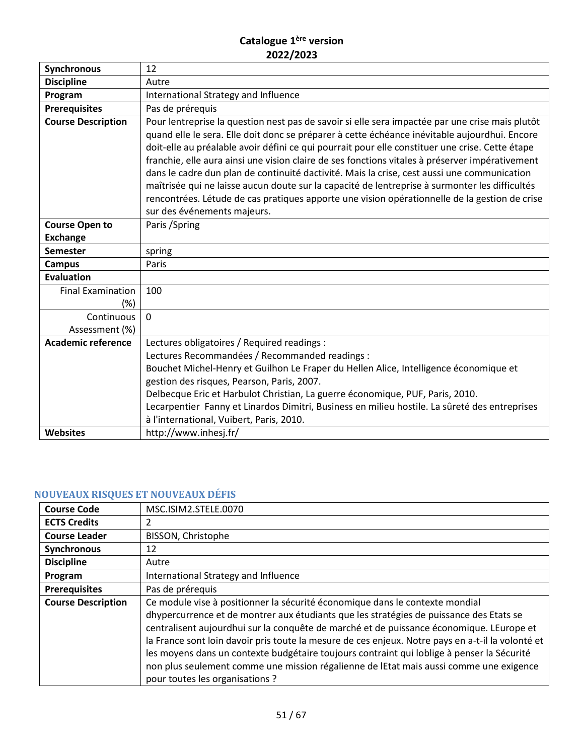**Catalogue 1ère version**
**2022/2023**

| | |
|---|---|
| **Synchronous** | 12 |
| **Discipline** | Autre |
| **Program** | International Strategy and Influence |
| **Prerequisites** | Pas de prérequis |
| **Course Description** | Pour lentreprise la question nest pas de savoir si elle sera impactée par une crise mais plutôt quand elle le sera. Elle doit donc se préparer à cette échéance inévitable aujourdhui. Encore doit-elle au préalable avoir défini ce qui pourrait pour elle constituer une crise. Cette étape franchie, elle aura ainsi une vision claire de ses fonctions vitales à préserver impérativement dans le cadre dun plan de continuité dactivité. Mais la crise, cest aussi une communication maîtrisée qui ne laisse aucun doute sur la capacité de lentreprise à surmonter les difficultés rencontrées. Létude de cas pratiques apporte une vision opérationnelle de la gestion de crise sur des événements majeurs. |
| **Course Open to Exchange** | Paris /Spring |
| **Semester** | spring |
| **Campus** | Paris |
| **Evaluation** | |
| Final Examination (%) | 100 |
| Continuous Assessment (%) | 0 |
| **Academic reference** | Lectures obligatoires / Required readings :<br>Lectures Recommandées / Recommanded readings :<br>Bouchet Michel-Henry et Guilhon Le Fraper du Hellen Alice, Intelligence économique et gestion des risques, Pearson, Paris, 2007.<br>Delbecque Eric et Harbulot Christian, La guerre économique, PUF, Paris, 2010.<br>Lecarpentier Fanny et Linardos Dimitri, Business en milieu hostile. La sûreté des entreprises à l'international, Vuibert, Paris, 2010. |
| **Websites** | http://www.inhesj.fr/ |

## NOUVEAUX RISQUES ET NOUVEAUX DÉFIS

| | |
|---|---|
| **Course Code** | MSC.ISIM2.STELE.0070 |
| **ECTS Credits** | 2 |
| **Course Leader** | BISSON, Christophe |
| **Synchronous** | 12 |
| **Discipline** | Autre |
| **Program** | International Strategy and Influence |
| **Prerequisites** | Pas de prérequis |
| **Course Description** | Ce module vise à positionner la sécurité économique dans le contexte mondial dhypercurrence et de montrer aux étudiants que les stratégies de puissance des Etats se centralisent aujourdhui sur la conquête de marché et de puissance économique. LEurope et la France sont loin davoir pris toute la mesure de ces enjeux. Notre pays en a-t-il la volonté et les moyens dans un contexte budgétaire toujours contraint qui loblige à penser la Sécurité non plus seulement comme une mission régalienne de lEtat mais aussi comme une exigence pour toutes les organisations ? |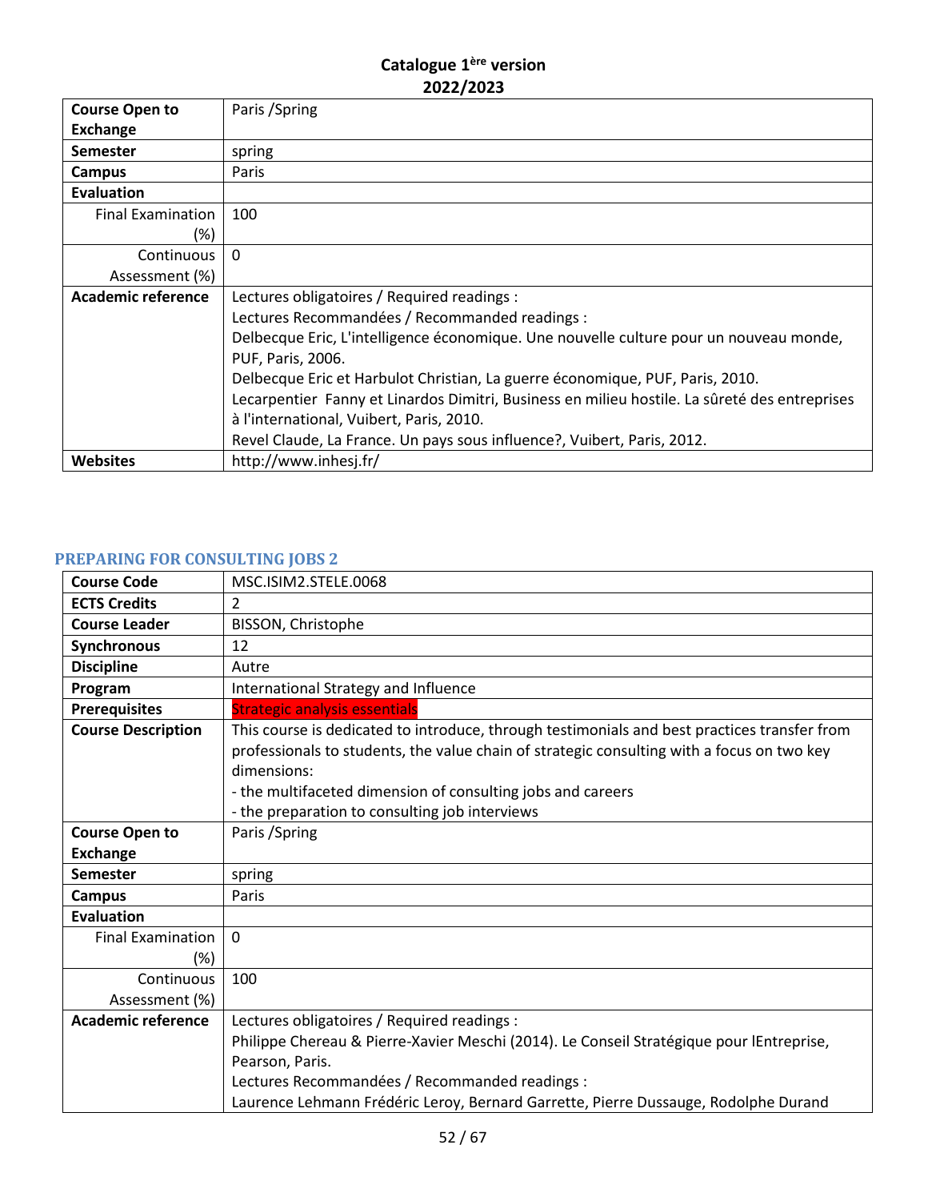**Catalogue 1ère version**
**2022/2023**

| | |
|---|---|
| **Course Open to Exchange** | Paris /Spring |
| **Semester** | spring |
| **Campus** | Paris |
| **Evaluation** | |
| Final Examination (%) | 100 |
| Continuous Assessment (%) | 0 |
| **Academic reference** | Lectures obligatoires / Required readings :<br>Lectures Recommandées / Recommanded readings :<br>Delbecque Eric, L'intelligence économique. Une nouvelle culture pour un nouveau monde, PUF, Paris, 2006.<br>Delbecque Eric et Harbulot Christian, La guerre économique, PUF, Paris, 2010.<br>Lecarpentier Fanny et Linardos Dimitri, Business en milieu hostile. La sûreté des entreprises à l'international, Vuibert, Paris, 2010.<br>Revel Claude, La France. Un pays sous influence?, Vuibert, Paris, 2012. |
| **Websites** | http://www.inhesj.fr/ |

## PREPARING FOR CONSULTING JOBS 2

| | |
|---|---|
| **Course Code** | MSC.ISIM2.STELE.0068 |
| **ECTS Credits** | 2 |
| **Course Leader** | BISSON, Christophe |
| **Synchronous** | 12 |
| **Discipline** | Autre |
| **Program** | International Strategy and Influence |
| **Prerequisites** | Strategic analysis essentials |
| **Course Description** | This course is dedicated to introduce, through testimonials and best practices transfer from professionals to students, the value chain of strategic consulting with a focus on two key dimensions:<br>- the multifaceted dimension of consulting jobs and careers<br>- the preparation to consulting job interviews |
| **Course Open to Exchange** | Paris /Spring |
| **Semester** | spring |
| **Campus** | Paris |
| **Evaluation** | |
| Final Examination (%) | 0 |
| Continuous Assessment (%) | 100 |
| **Academic reference** | Lectures obligatoires / Required readings :<br>Philippe Chereau & Pierre-Xavier Meschi (2014). Le Conseil Stratégique pour lEntreprise, Pearson, Paris.<br>Lectures Recommandées / Recommanded readings :<br>Laurence Lehmann Frédéric Leroy, Bernard Garrette, Pierre Dussauge, Rodolphe Durand |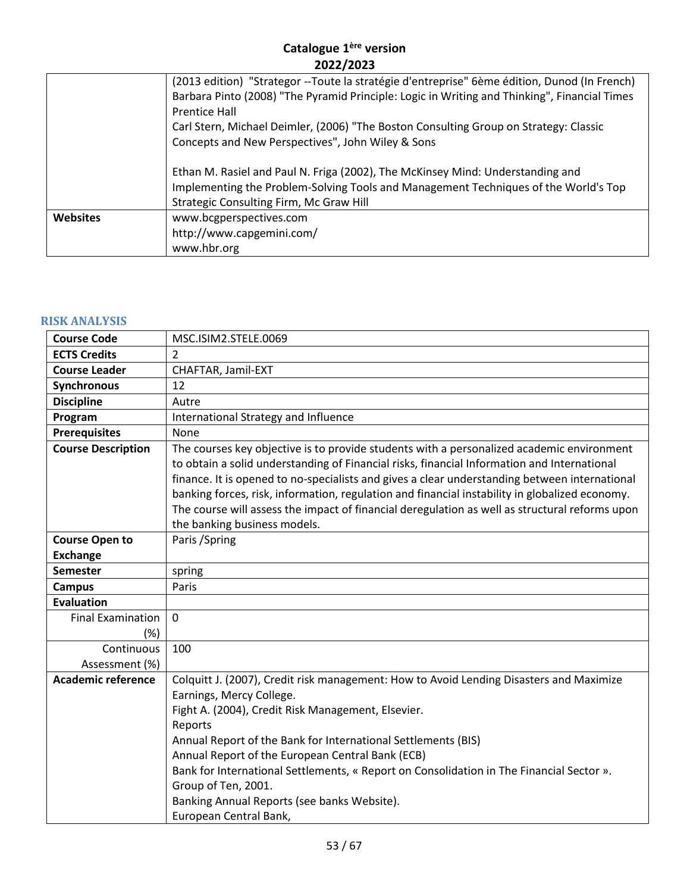| | |
|---|---|
| | (2013 edition) "Strategor --Toute la stratégie d'entreprise" 6ème édition, Dunod (In French)<br>Barbara Pinto (2008) "The Pyramid Principle: Logic in Writing and Thinking", Financial Times Prentice Hall<br>Carl Stern, Michael Deimler, (2006) "The Boston Consulting Group on Strategy: Classic Concepts and New Perspectives", John Wiley & Sons<br><br>Ethan M. Rasiel and Paul N. Friga (2002), The McKinsey Mind: Understanding and Implementing the Problem-Solving Tools and Management Techniques of the World's Top Strategic Consulting Firm, Mc Graw Hill |
| **Websites** | www.bcgperspectives.com<br>http://www.capgemini.com/<br>www.hbr.org |

## RISK ANALYSIS

| | |
|---|---|
| **Course Code** | MSC.ISIM2.STELE.0069 |
| **ECTS Credits** | 2 |
| **Course Leader** | CHAFTAR, Jamil-EXT |
| **Synchronous** | 12 |
| **Discipline** | Autre |
| **Program** | International Strategy and Influence |
| **Prerequisites** | None |
| **Course Description** | The courses key objective is to provide students with a personalized academic environment to obtain a solid understanding of Financial risks, financial Information and International finance. It is opened to no-specialists and gives a clear understanding between international banking forces, risk, information, regulation and financial instability in globalized economy. The course will assess the impact of financial deregulation as well as structural reforms upon the banking business models. |
| **Course Open to Exchange** | Paris /Spring |
| **Semester** | spring |
| **Campus** | Paris |
| **Evaluation** | |
| Final Examination (%) | 0 |
| Continuous Assessment (%) | 100 |
| **Academic reference** | Colquitt J. (2007), Credit risk management: How to Avoid Lending Disasters and Maximize Earnings, Mercy College.<br>Fight A. (2004), Credit Risk Management, Elsevier.<br>Reports<br>Annual Report of the Bank for International Settlements (BIS)<br>Annual Report of the European Central Bank (ECB)<br>Bank for International Settlements, « Report on Consolidation in The Financial Sector ». Group of Ten, 2001.<br>Banking Annual Reports (see banks Website).<br>European Central Bank, |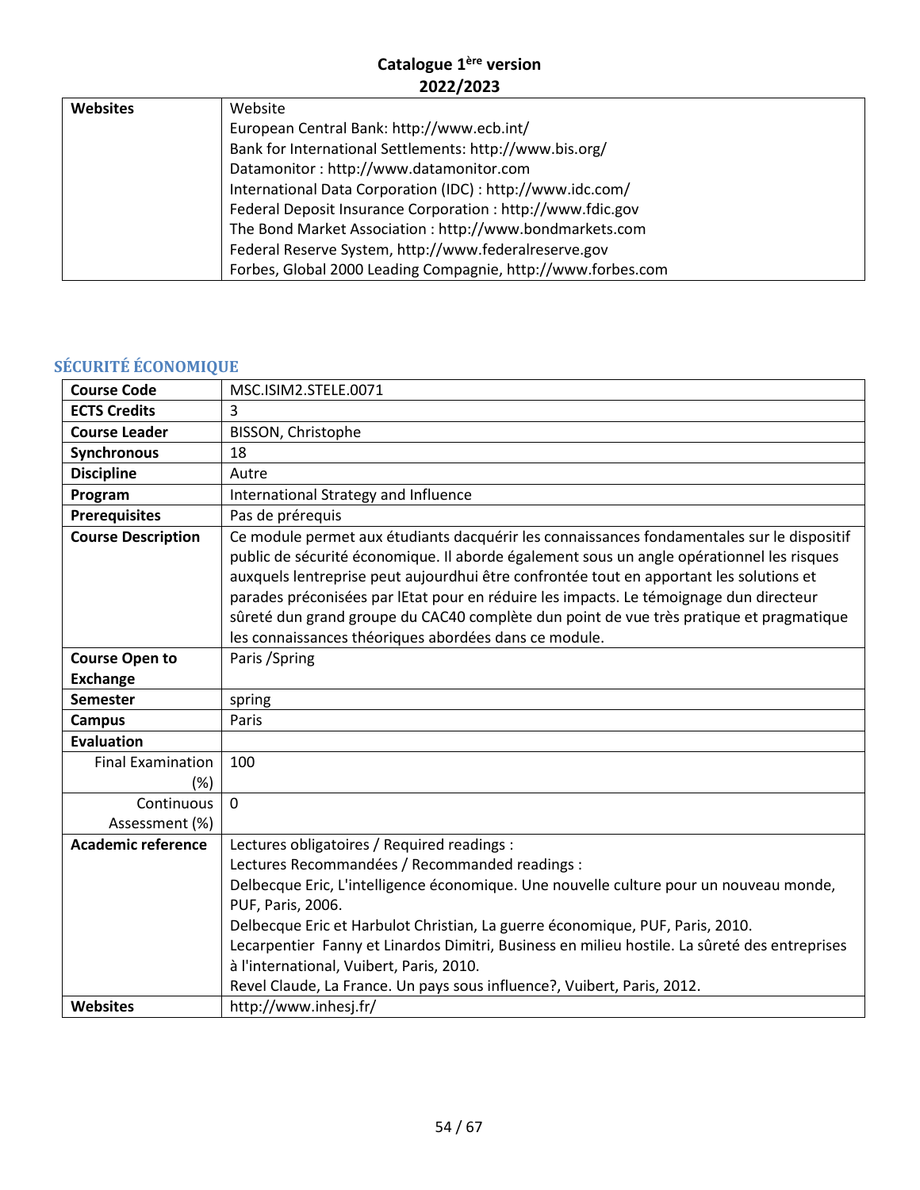| Websites | Website<br>European Central Bank: http://www.ecb.int/<br>Bank for International Settlements: http://www.bis.org/<br>Datamonitor : http://www.datamonitor.com<br>International Data Corporation (IDC) : http://www.idc.com/<br>Federal Deposit Insurance Corporation : http://www.fdic.gov<br>The Bond Market Association : http://www.bondmarkets.com<br>Federal Reserve System, http://www.federalreserve.gov<br>Forbes, Global 2000 Leading Compagnie, http://www.forbes.com |
|---|---|

## SÉCURITÉ ÉCONOMIQUE

| Course Code | MSC.ISIM2.STELE.0071 |
|---|---|
| ECTS Credits | 3 |
| Course Leader | BISSON, Christophe |
| Synchronous | 18 |
| Discipline | Autre |
| Program | International Strategy and Influence |
| Prerequisites | Pas de prérequis |
| Course Description | Ce module permet aux étudiants dacquérir les connaissances fondamentales sur le dispositif public de sécurité économique. Il aborde également sous un angle opérationnel les risques auxquels lentreprise peut aujourdhui être confrontée tout en apportant les solutions et parades préconisées par lEtat pour en réduire les impacts. Le témoignage dun directeur sûreté dun grand groupe du CAC40 complète dun point de vue très pratique et pragmatique les connaissances théoriques abordées dans ce module. |
| Course Open to Exchange | Paris /Spring |
| Semester | spring |
| Campus | Paris |
| Evaluation | |
| Final Examination (%) | 100 |
| Continuous Assessment (%) | 0 |
| Academic reference | Lectures obligatoires / Required readings :<br>Lectures Recommandées / Recommanded readings :<br>Delbecque Eric, L'intelligence économique. Une nouvelle culture pour un nouveau monde, PUF, Paris, 2006.<br>Delbecque Eric et Harbulot Christian, La guerre économique, PUF, Paris, 2010.<br>Lecarpentier Fanny et Linardos Dimitri, Business en milieu hostile. La sûreté des entreprises à l'international, Vuibert, Paris, 2010.<br>Revel Claude, La France. Un pays sous influence?, Vuibert, Paris, 2012. |
| Websites | http://www.inhesj.fr/ |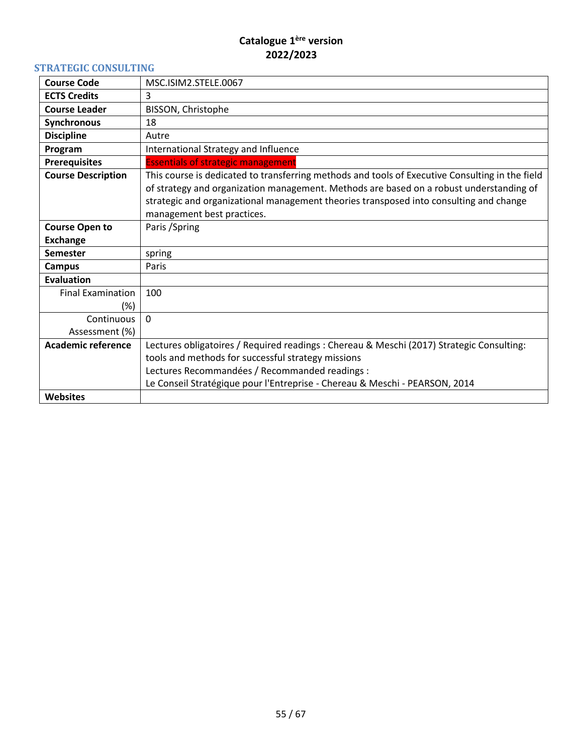**Catalogue 1ère version**
**2022/2023**

## STRATEGIC CONSULTING

| | |
|---|---|
| **Course Code** | MSC.ISIM2.STELE.0067 |
| **ECTS Credits** | 3 |
| **Course Leader** | BISSON, Christophe |
| **Synchronous** | 18 |
| **Discipline** | Autre |
| **Program** | International Strategy and Influence |
| **Prerequisites** | Essentials of strategic management |
| **Course Description** | This course is dedicated to transferring methods and tools of Executive Consulting in the field of strategy and organization management. Methods are based on a robust understanding of strategic and organizational management theories transposed into consulting and change management best practices. |
| **Course Open to Exchange** | Paris /Spring |
| **Semester** | spring |
| **Campus** | Paris |
| **Evaluation** | |
| Final Examination (%) | 100 |
| Continuous Assessment (%) | 0 |
| **Academic reference** | Lectures obligatoires / Required readings : Chereau & Meschi (2017) Strategic Consulting: tools and methods for successful strategy missions<br>Lectures Recommandées / Recommanded readings :<br>Le Conseil Stratégique pour l'Entreprise - Chereau & Meschi - PEARSON, 2014 |
| **Websites** | |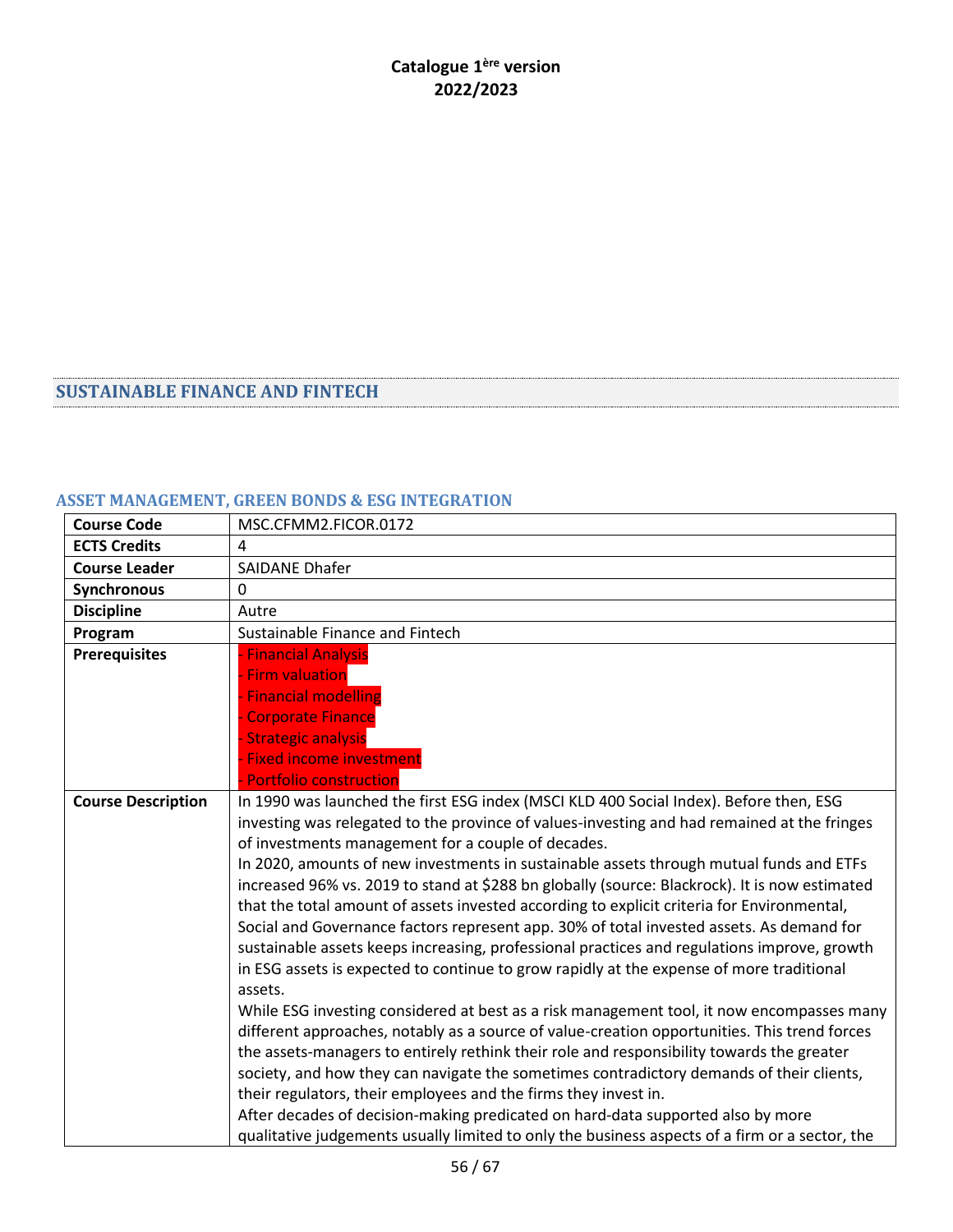# SUSTAINABLE FINANCE AND FINTECH

## ASSET MANAGEMENT, GREEN BONDS & ESG INTEGRATION

| Course Code | MSC.CFMM2.FICOR.0172 |
|---|---|
| ECTS Credits | 4 |
| Course Leader | SAIDANE Dhafer |
| Synchronous | 0 |
| Discipline | Autre |
| Program | Sustainable Finance and Fintech |
| Prerequisites | - Financial Analysis<br>- Firm valuation<br>- Financial modelling<br>- Corporate Finance<br>- Strategic analysis<br>- Fixed income investment<br>- Portfolio construction |
| Course Description | In 1990 was launched the first ESG index (MSCI KLD 400 Social Index). Before then, ESG investing was relegated to the province of values-investing and had remained at the fringes of investments management for a couple of decades.<br>In 2020, amounts of new investments in sustainable assets through mutual funds and ETFs increased 96% vs. 2019 to stand at $288 bn globally (source: Blackrock). It is now estimated that the total amount of assets invested according to explicit criteria for Environmental, Social and Governance factors represent app. 30% of total invested assets. As demand for sustainable assets keeps increasing, professional practices and regulations improve, growth in ESG assets is expected to continue to grow rapidly at the expense of more traditional assets.<br>While ESG investing considered at best as a risk management tool, it now encompasses many different approaches, notably as a source of value-creation opportunities. This trend forces the assets-managers to entirely rethink their role and responsibility towards the greater society, and how they can navigate the sometimes contradictory demands of their clients, their regulators, their employees and the firms they invest in.<br>After decades of decision-making predicated on hard-data supported also by more qualitative judgements usually limited to only the business aspects of a firm or a sector, the |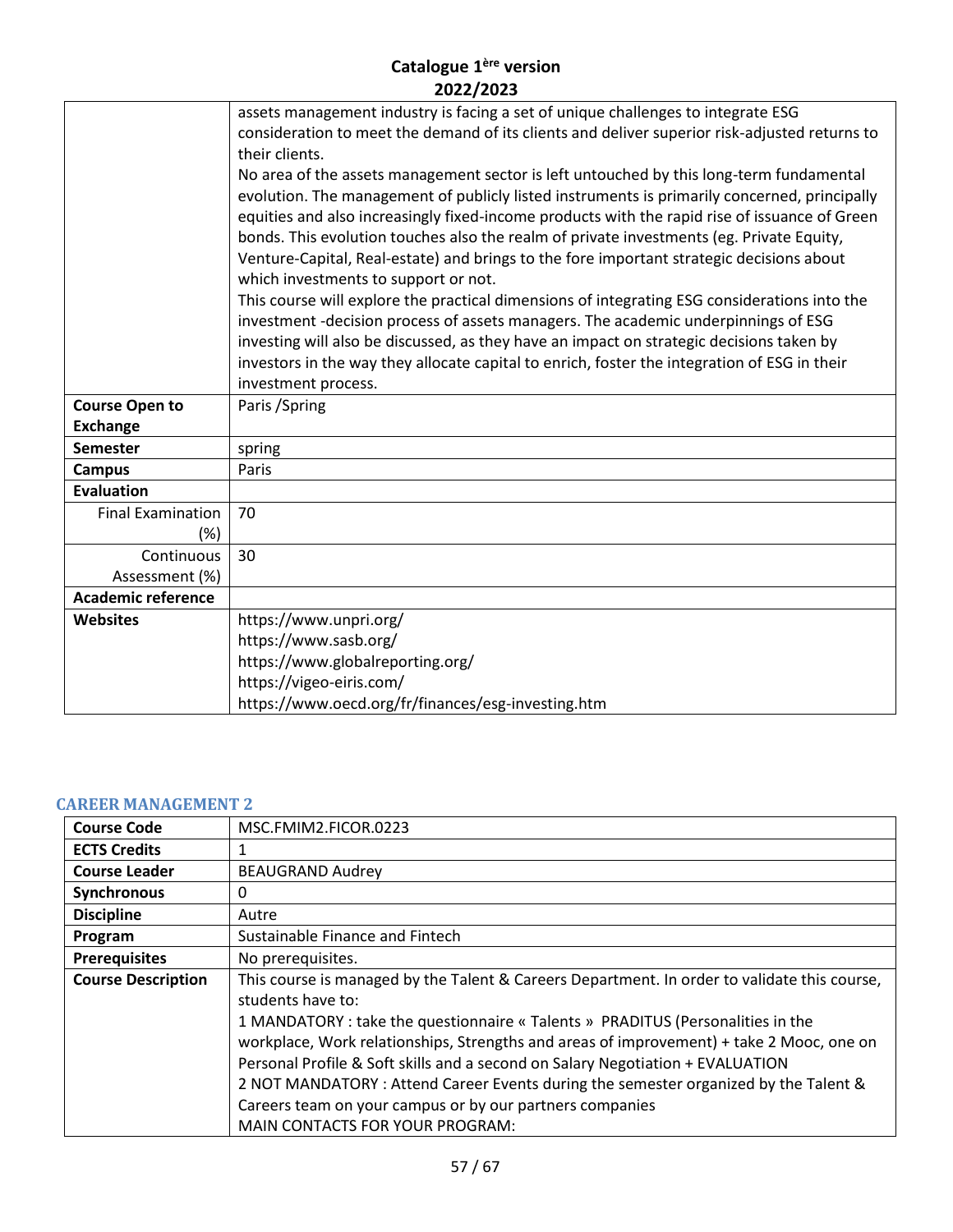| | |
|---|---|
| | assets management industry is facing a set of unique challenges to integrate ESG consideration to meet the demand of its clients and deliver superior risk-adjusted returns to their clients.<br>No area of the assets management sector is left untouched by this long-term fundamental evolution. The management of publicly listed instruments is primarily concerned, principally equities and also increasingly fixed-income products with the rapid rise of issuance of Green bonds. This evolution touches also the realm of private investments (eg. Private Equity, Venture-Capital, Real-estate) and brings to the fore important strategic decisions about which investments to support or not.<br>This course will explore the practical dimensions of integrating ESG considerations into the investment -decision process of assets managers. The academic underpinnings of ESG investing will also be discussed, as they have an impact on strategic decisions taken by investors in the way they allocate capital to enrich, foster the integration of ESG in their investment process. |
| **Course Open to Exchange** | Paris /Spring |
| **Semester** | spring |
| **Campus** | Paris |
| **Evaluation** | |
| Final Examination (%) | 70 |
| Continuous Assessment (%) | 30 |
| **Academic reference** | |
| **Websites** | https://www.unpri.org/<br>https://www.sasb.org/<br>https://www.globalreporting.org/<br>https://vigeo-eiris.com/<br>https://www.oecd.org/fr/finances/esg-investing.htm |

## CAREER MANAGEMENT 2

| | |
|---|---|
| **Course Code** | MSC.FMIM2.FICOR.0223 |
| **ECTS Credits** | 1 |
| **Course Leader** | BEAUGRAND Audrey |
| **Synchronous** | 0 |
| **Discipline** | Autre |
| **Program** | Sustainable Finance and Fintech |
| **Prerequisites** | No prerequisites. |
| **Course Description** | This course is managed by the Talent & Careers Department. In order to validate this course, students have to:<br>1 MANDATORY : take the questionnaire « Talents » PRADITUS (Personalities in the workplace, Work relationships, Strengths and areas of improvement) + take 2 Mooc, one on Personal Profile & Soft skills and a second on Salary Negotiation + EVALUATION<br>2 NOT MANDATORY : Attend Career Events during the semester organized by the Talent & Careers team on your campus or by our partners companies<br>MAIN CONTACTS FOR YOUR PROGRAM: |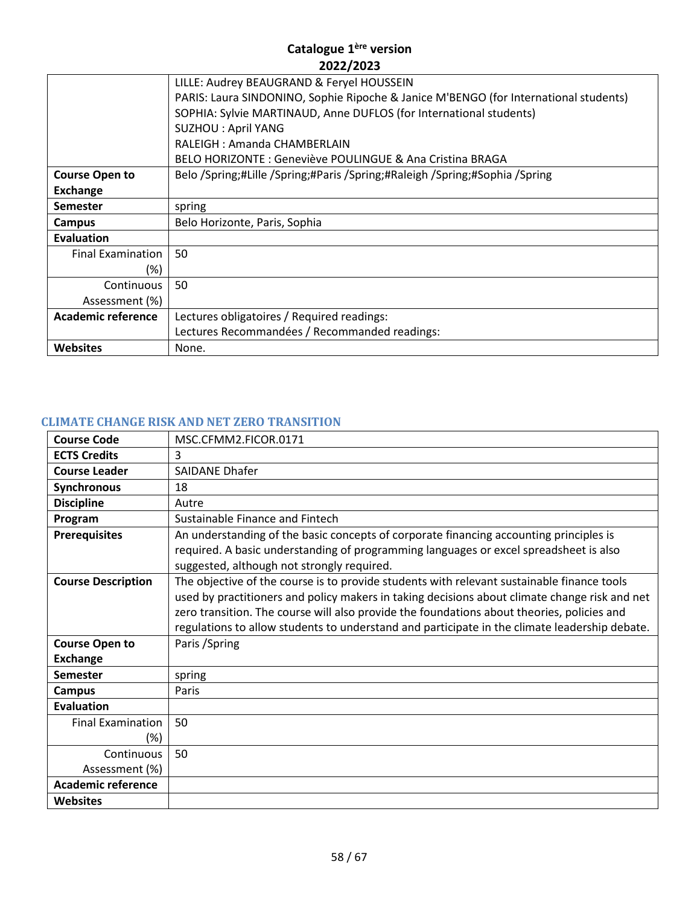| | |
|---|---|
| | LILLE: Audrey BEAUGRAND & Feryel HOUSSEIN<br>PARIS: Laura SINDONINO, Sophie Ripoche & Janice M'BENGO (for International students)<br>SOPHIA: Sylvie MARTINAUD, Anne DUFLOS (for International students)<br>SUZHOU : April YANG<br>RALEIGH : Amanda CHAMBERLAIN<br>BELO HORIZONTE : Geneviève POULINGUE & Ana Cristina BRAGA |
| **Course Open to Exchange** | Belo /Spring;#Lille /Spring;#Paris /Spring;#Raleigh /Spring;#Sophia /Spring |
| **Semester** | spring |
| **Campus** | Belo Horizonte, Paris, Sophia |
| **Evaluation** | |
| Final Examination (%) | 50 |
| Continuous Assessment (%) | 50 |
| **Academic reference** | Lectures obligatoires / Required readings:<br>Lectures Recommandées / Recommanded readings: |
| **Websites** | None. |

### CLIMATE CHANGE RISK AND NET ZERO TRANSITION

| | |
|---|---|
| **Course Code** | MSC.CFMM2.FICOR.0171 |
| **ECTS Credits** | 3 |
| **Course Leader** | SAIDANE Dhafer |
| **Synchronous** | 18 |
| **Discipline** | Autre |
| **Program** | Sustainable Finance and Fintech |
| **Prerequisites** | An understanding of the basic concepts of corporate financing accounting principles is required. A basic understanding of programming languages or excel spreadsheet is also suggested, although not strongly required. |
| **Course Description** | The objective of the course is to provide students with relevant sustainable finance tools used by practitioners and policy makers in taking decisions about climate change risk and net zero transition. The course will also provide the foundations about theories, policies and regulations to allow students to understand and participate in the climate leadership debate. |
| **Course Open to Exchange** | Paris /Spring |
| **Semester** | spring |
| **Campus** | Paris |
| **Evaluation** | |
| Final Examination (%) | 50 |
| Continuous Assessment (%) | 50 |
| **Academic reference** | |
| **Websites** | |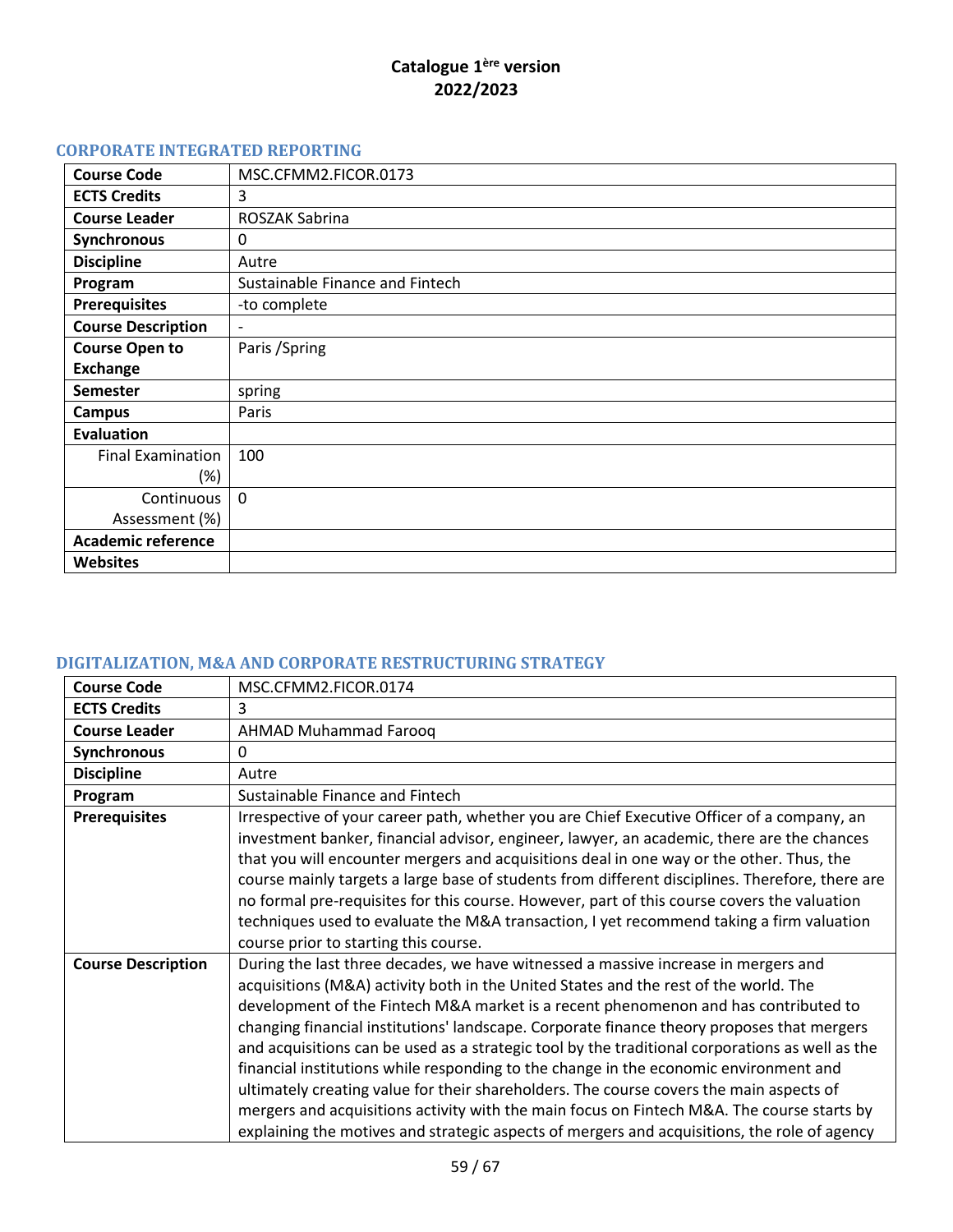# Catalogue 1ère version
# 2022/2023

## CORPORATE INTEGRATED REPORTING

| | |
|---|---|
| **Course Code** | MSC.CFMM2.FICOR.0173 |
| **ECTS Credits** | 3 |
| **Course Leader** | ROSZAK Sabrina |
| **Synchronous** | 0 |
| **Discipline** | Autre |
| **Program** | Sustainable Finance and Fintech |
| **Prerequisites** | -to complete |
| **Course Description** | - |
| **Course Open to Exchange** | Paris /Spring |
| **Semester** | spring |
| **Campus** | Paris |
| **Evaluation** | |
| Final Examination (%) | 100 |
| Continuous Assessment (%) | 0 |
| **Academic reference** | |
| **Websites** | |

## DIGITALIZATION, M&A AND CORPORATE RESTRUCTURING STRATEGY

| | |
|---|---|
| **Course Code** | MSC.CFMM2.FICOR.0174 |
| **ECTS Credits** | 3 |
| **Course Leader** | AHMAD Muhammad Farooq |
| **Synchronous** | 0 |
| **Discipline** | Autre |
| **Program** | Sustainable Finance and Fintech |
| **Prerequisites** | Irrespective of your career path, whether you are Chief Executive Officer of a company, an investment banker, financial advisor, engineer, lawyer, an academic, there are the chances that you will encounter mergers and acquisitions deal in one way or the other. Thus, the course mainly targets a large base of students from different disciplines. Therefore, there are no formal pre-requisites for this course. However, part of this course covers the valuation techniques used to evaluate the M&A transaction, I yet recommend taking a firm valuation course prior to starting this course. |
| **Course Description** | During the last three decades, we have witnessed a massive increase in mergers and acquisitions (M&A) activity both in the United States and the rest of the world. The development of the Fintech M&A market is a recent phenomenon and has contributed to changing financial institutions' landscape. Corporate finance theory proposes that mergers and acquisitions can be used as a strategic tool by the traditional corporations as well as the financial institutions while responding to the change in the economic environment and ultimately creating value for their shareholders. The course covers the main aspects of mergers and acquisitions activity with the main focus on Fintech M&A. The course starts by explaining the motives and strategic aspects of mergers and acquisitions, the role of agency |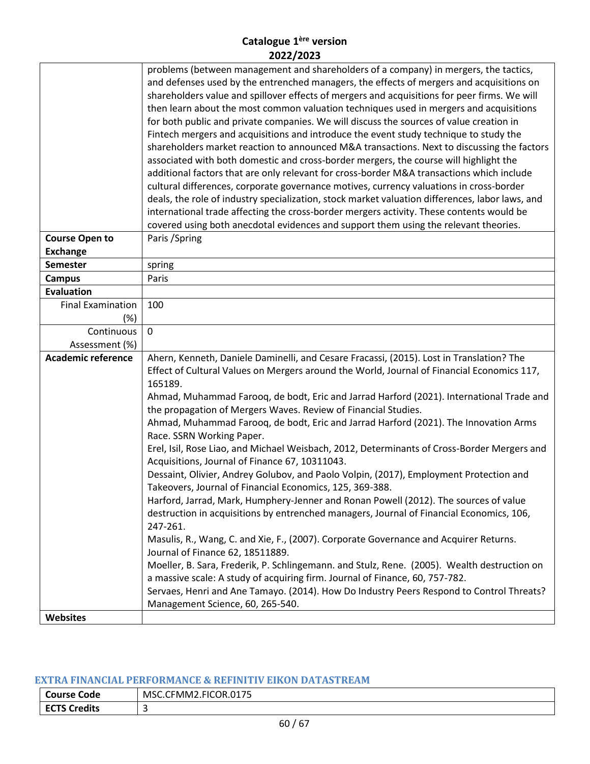| | |
|---|---|
| | problems (between management and shareholders of a company) in mergers, the tactics, and defenses used by the entrenched managers, the effects of mergers and acquisitions on shareholders value and spillover effects of mergers and acquisitions for peer firms. We will then learn about the most common valuation techniques used in mergers and acquisitions for both public and private companies. We will discuss the sources of value creation in Fintech mergers and acquisitions and introduce the event study technique to study the shareholders market reaction to announced M&A transactions. Next to discussing the factors associated with both domestic and cross-border mergers, the course will highlight the additional factors that are only relevant for cross-border M&A transactions which include cultural differences, corporate governance motives, currency valuations in cross-border deals, the role of industry specialization, stock market valuation differences, labor laws, and international trade affecting the cross-border mergers activity. These contents would be covered using both anecdotal evidences and support them using the relevant theories. |
| **Course Open to Exchange** | Paris /Spring |
| **Semester** | spring |
| **Campus** | Paris |
| **Evaluation** | |
| Final Examination (%) | 100 |
| Continuous Assessment (%) | 0 |
| **Academic reference** | Ahern, Kenneth, Daniele Daminelli, and Cesare Fracassi, (2015). Lost in Translation? The Effect of Cultural Values on Mergers around the World, Journal of Financial Economics 117, 165189.<br>Ahmad, Muhammad Farooq, de bodt, Eric and Jarrad Harford (2021). International Trade and the propagation of Mergers Waves. Review of Financial Studies.<br>Ahmad, Muhammad Farooq, de bodt, Eric and Jarrad Harford (2021). The Innovation Arms Race. SSRN Working Paper.<br>Erel, Isil, Rose Liao, and Michael Weisbach, 2012, Determinants of Cross-Border Mergers and Acquisitions, Journal of Finance 67, 10311043.<br>Dessaint, Olivier, Andrey Golubov, and Paolo Volpin, (2017), Employment Protection and Takeovers, Journal of Financial Economics, 125, 369-388.<br>Harford, Jarrad, Mark, Humphery-Jenner and Ronan Powell (2012). The sources of value destruction in acquisitions by entrenched managers, Journal of Financial Economics, 106, 247-261.<br>Masulis, R., Wang, C. and Xie, F., (2007). Corporate Governance and Acquirer Returns. Journal of Finance 62, 18511889.<br>Moeller, B. Sara, Frederik, P. Schlingemann. and Stulz, Rene. (2005). Wealth destruction on a massive scale: A study of acquiring firm. Journal of Finance, 60, 757-782.<br>Servaes, Henri and Ane Tamayo. (2014). How Do Industry Peers Respond to Control Threats? Management Science, 60, 265-540. |
| **Websites** | |

## EXTRA FINANCIAL PERFORMANCE & REFINITIV EIKON DATASTREAM

| | |
|---|---|
| **Course Code** | MSC.CFMM2.FICOR.0175 |
| **ECTS Credits** | 3 |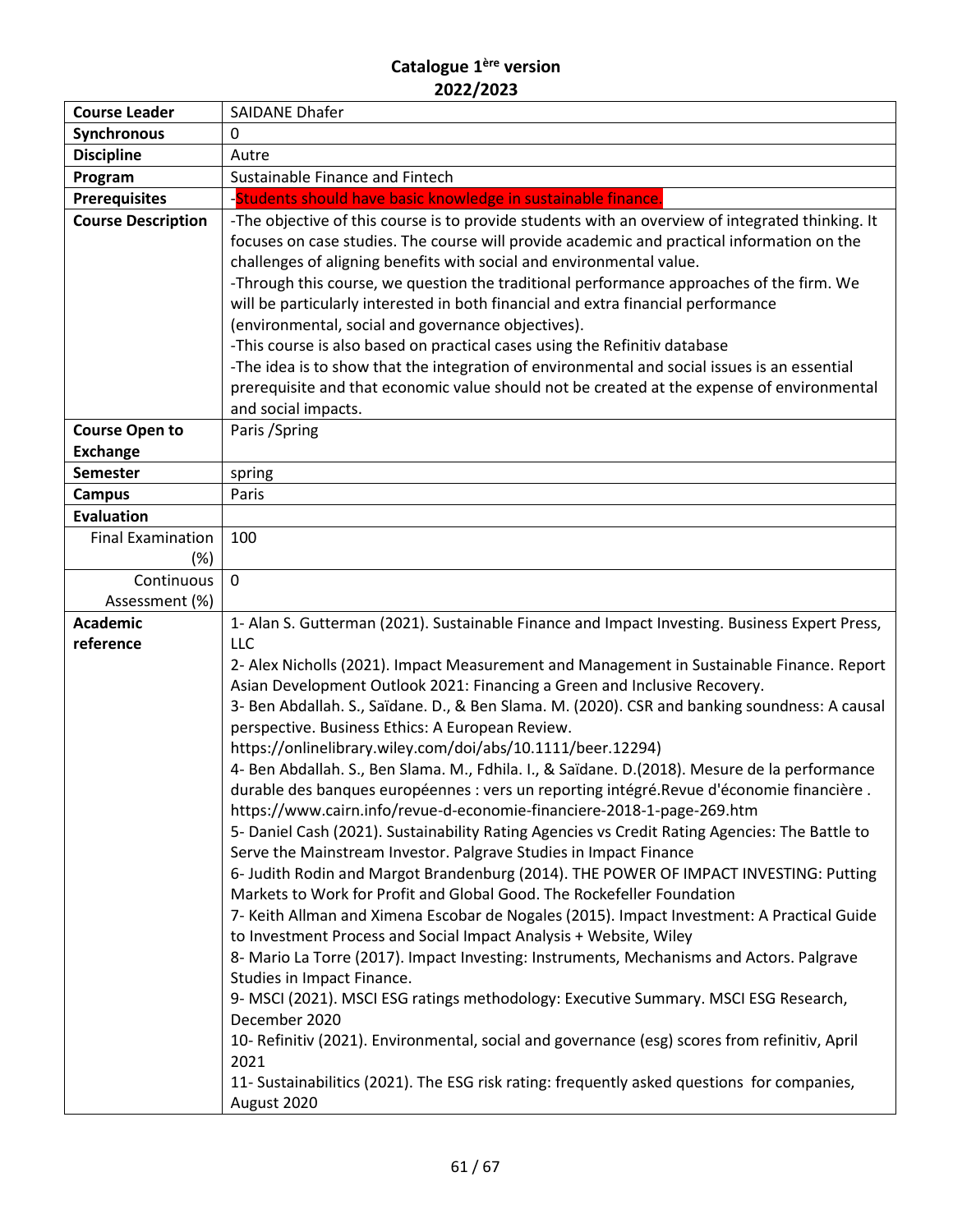**Catalogue 1ère version**
**2022/2023**

| | |
|---|---|
| **Course Leader** | SAIDANE Dhafer |
| **Synchronous** | 0 |
| **Discipline** | Autre |
| **Program** | Sustainable Finance and Fintech |
| **Prerequisites** | -Students should have basic knowledge in sustainable finance. |
| **Course Description** | -The objective of this course is to provide students with an overview of integrated thinking. It focuses on case studies. The course will provide academic and practical information on the challenges of aligning benefits with social and environmental value.<br>-Through this course, we question the traditional performance approaches of the firm. We will be particularly interested in both financial and extra financial performance (environmental, social and governance objectives).<br>-This course is also based on practical cases using the Refinitiv database<br>-The idea is to show that the integration of environmental and social issues is an essential prerequisite and that economic value should not be created at the expense of environmental and social impacts. |
| **Course Open to Exchange** | Paris /Spring |
| **Semester** | spring |
| **Campus** | Paris |
| **Evaluation** | |
| Final Examination (%) | 100 |
| Continuous Assessment (%) | 0 |
| **Academic reference** | 1- Alan S. Gutterman (2021). Sustainable Finance and Impact Investing. Business Expert Press, LLC<br>2- Alex Nicholls (2021). Impact Measurement and Management in Sustainable Finance. Report Asian Development Outlook 2021: Financing a Green and Inclusive Recovery.<br>3- Ben Abdallah. S., Saïdane. D., & Ben Slama. M. (2020). CSR and banking soundness: A causal perspective. Business Ethics: A European Review. https://onlinelibrary.wiley.com/doi/abs/10.1111/beer.12294)<br>4- Ben Abdallah. S., Ben Slama. M., Fdhila. I., & Saïdane. D.(2018). Mesure de la performance durable des banques européennes : vers un reporting intégré.Revue d'économie financière . https://www.cairn.info/revue-d-economie-financiere-2018-1-page-269.htm<br>5- Daniel Cash (2021). Sustainability Rating Agencies vs Credit Rating Agencies: The Battle to Serve the Mainstream Investor. Palgrave Studies in Impact Finance<br>6- Judith Rodin and Margot Brandenburg (2014). THE POWER OF IMPACT INVESTING: Putting Markets to Work for Profit and Global Good. The Rockefeller Foundation<br>7- Keith Allman and Ximena Escobar de Nogales (2015). Impact Investment: A Practical Guide to Investment Process and Social Impact Analysis + Website, Wiley<br>8- Mario La Torre (2017). Impact Investing: Instruments, Mechanisms and Actors. Palgrave Studies in Impact Finance.<br>9- MSCI (2021). MSCI ESG ratings methodology: Executive Summary. MSCI ESG Research, December 2020<br>10- Refinitiv (2021). Environmental, social and governance (esg) scores from refinitiv, April 2021<br>11- Sustainabilitics (2021). The ESG risk rating: frequently asked questions for companies, August 2020 |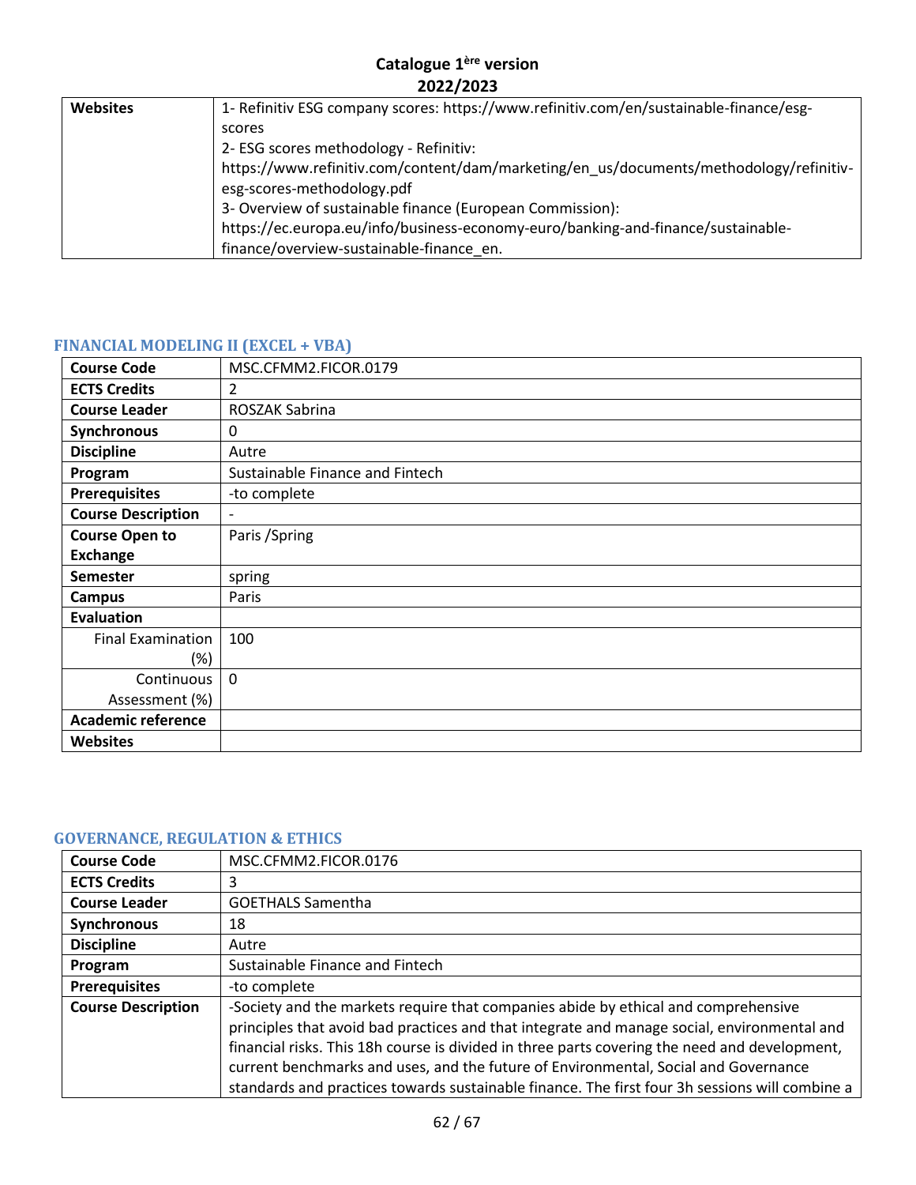| | |
|---|---|
| **Websites** | 1- Refinitiv ESG company scores: https://www.refinitiv.com/en/sustainable-finance/esg-scores<br>2- ESG scores methodology - Refinitiv: https://www.refinitiv.com/content/dam/marketing/en_us/documents/methodology/refinitiv-esg-scores-methodology.pdf<br>3- Overview of sustainable finance (European Commission): https://ec.europa.eu/info/business-economy-euro/banking-and-finance/sustainable-finance/overview-sustainable-finance_en. |

### FINANCIAL MODELING II (EXCEL + VBA)

| | |
|---|---|
| **Course Code** | MSC.CFMM2.FICOR.0179 |
| **ECTS Credits** | 2 |
| **Course Leader** | ROSZAK Sabrina |
| **Synchronous** | 0 |
| **Discipline** | Autre |
| **Program** | Sustainable Finance and Fintech |
| **Prerequisites** | -to complete |
| **Course Description** | - |
| **Course Open to Exchange** | Paris /Spring |
| **Semester** | spring |
| **Campus** | Paris |
| **Evaluation** | |
| Final Examination (%) | 100 |
| Continuous Assessment (%) | 0 |
| **Academic reference** | |
| **Websites** | |

### GOVERNANCE, REGULATION & ETHICS

| | |
|---|---|
| **Course Code** | MSC.CFMM2.FICOR.0176 |
| **ECTS Credits** | 3 |
| **Course Leader** | GOETHALS Samentha |
| **Synchronous** | 18 |
| **Discipline** | Autre |
| **Program** | Sustainable Finance and Fintech |
| **Prerequisites** | -to complete |
| **Course Description** | -Society and the markets require that companies abide by ethical and comprehensive principles that avoid bad practices and that integrate and manage social, environmental and financial risks. This 18h course is divided in three parts covering the need and development, current benchmarks and uses, and the future of Environmental, Social and Governance standards and practices towards sustainable finance. The first four 3h sessions will combine a |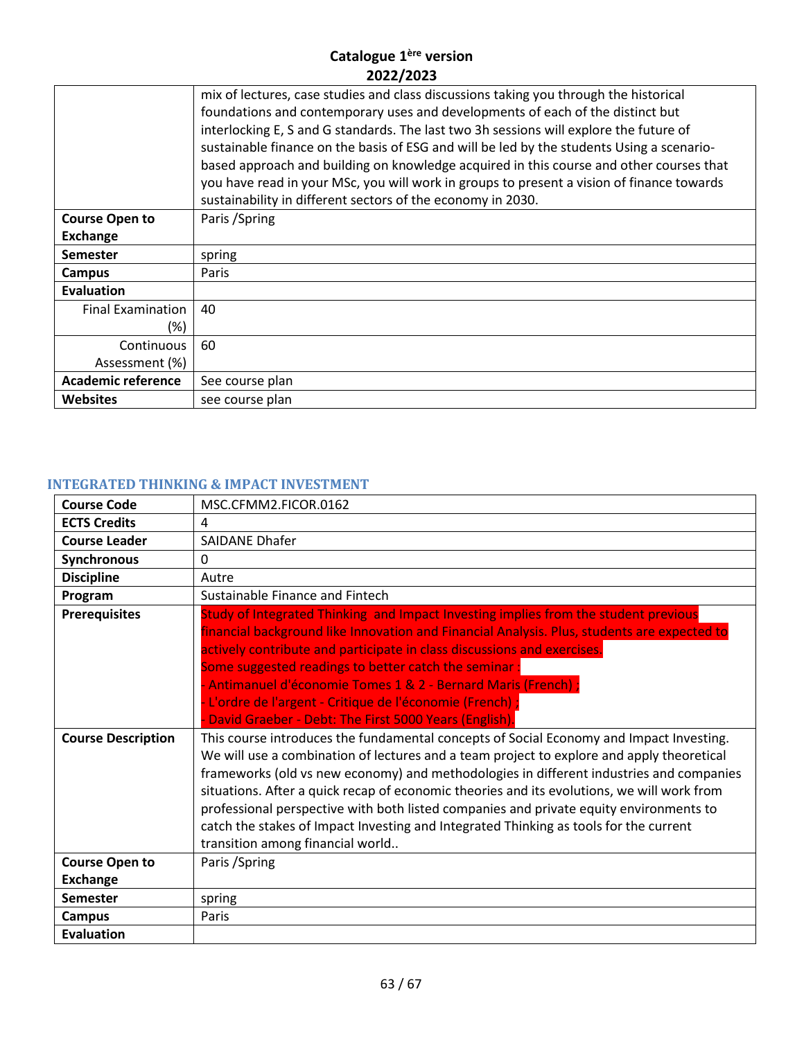| | |
|---|---|
| | mix of lectures, case studies and class discussions taking you through the historical foundations and contemporary uses and developments of each of the distinct but interlocking E, S and G standards. The last two 3h sessions will explore the future of sustainable finance on the basis of ESG and will be led by the students Using a scenario-based approach and building on knowledge acquired in this course and other courses that you have read in your MSc, you will work in groups to present a vision of finance towards sustainability in different sectors of the economy in 2030. |
| **Course Open to Exchange** | Paris /Spring |
| **Semester** | spring |
| **Campus** | Paris |
| **Evaluation** | |
| Final Examination (%) | 40 |
| Continuous Assessment (%) | 60 |
| **Academic reference** | See course plan |
| **Websites** | see course plan |

## INTEGRATED THINKING & IMPACT INVESTMENT

| | |
|---|---|
| **Course Code** | MSC.CFMM2.FICOR.0162 |
| **ECTS Credits** | 4 |
| **Course Leader** | SAIDANE Dhafer |
| **Synchronous** | 0 |
| **Discipline** | Autre |
| **Program** | Sustainable Finance and Fintech |
| **Prerequisites** | Study of Integrated Thinking and Impact Investing implies from the student previous financial background like Innovation and Financial Analysis. Plus, students are expected to actively contribute and participate in class discussions and exercises.<br>Some suggested readings to better catch the seminar :<br>- Antimanuel d'économie Tomes 1 & 2 - Bernard Maris (French) ;<br>- L'ordre de l'argent - Critique de l'économie (French) ;<br>- David Graeber - Debt: The First 5000 Years (English). |
| **Course Description** | This course introduces the fundamental concepts of Social Economy and Impact Investing. We will use a combination of lectures and a team project to explore and apply theoretical frameworks (old vs new economy) and methodologies in different industries and companies situations. After a quick recap of economic theories and its evolutions, we will work from professional perspective with both listed companies and private equity environments to catch the stakes of Impact Investing and Integrated Thinking as tools for the current transition among financial world.. |
| **Course Open to Exchange** | Paris /Spring |
| **Semester** | spring |
| **Campus** | Paris |
| **Evaluation** | |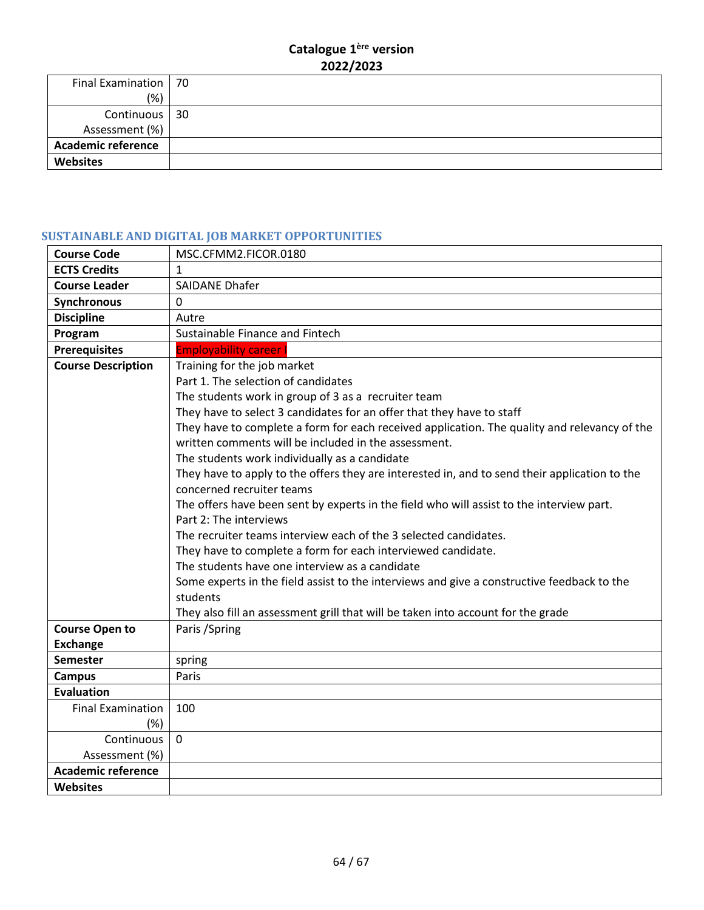| Final Examination (%) | 70 |
|---|---|
| Continuous Assessment (%) | 30 |
| **Academic reference** | |
| **Websites** | |

## SUSTAINABLE AND DIGITAL JOB MARKET OPPORTUNITIES

| **Course Code** | MSC.CFMM2.FICOR.0180 |
|---|---|
| **ECTS Credits** | 1 |
| **Course Leader** | SAIDANE Dhafer |
| **Synchronous** | 0 |
| **Discipline** | Autre |
| **Program** | Sustainable Finance and Fintech |
| **Prerequisites** | Employability career I |
| **Course Description** | Training for the job market<br>Part 1. The selection of candidates<br>The students work in group of 3 as a recruiter team<br>They have to select 3 candidates for an offer that they have to staff<br>They have to complete a form for each received application. The quality and relevancy of the written comments will be included in the assessment.<br>The students work individually as a candidate<br>They have to apply to the offers they are interested in, and to send their application to the concerned recruiter teams<br>The offers have been sent by experts in the field who will assist to the interview part.<br>Part 2: The interviews<br>The recruiter teams interview each of the 3 selected candidates.<br>They have to complete a form for each interviewed candidate.<br>The students have one interview as a candidate<br>Some experts in the field assist to the interviews and give a constructive feedback to the students<br>They also fill an assessment grill that will be taken into account for the grade |
| **Course Open to Exchange** | Paris /Spring |
| **Semester** | spring |
| **Campus** | Paris |
| **Evaluation** | |
| Final Examination (%) | 100 |
| Continuous Assessment (%) | 0 |
| **Academic reference** | |
| **Websites** | |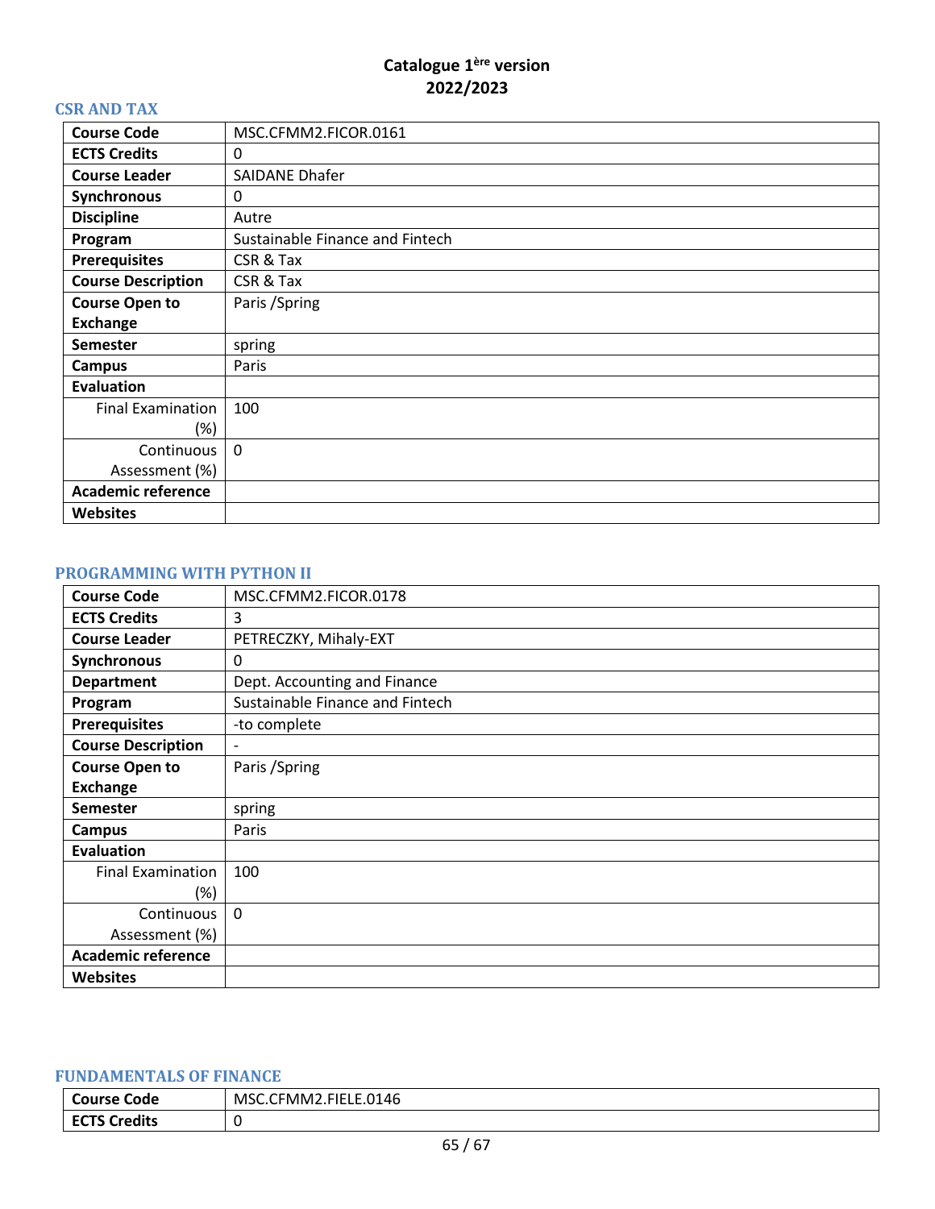**Catalogue 1ère version**
**2022/2023**

## CSR AND TAX

| | |
|---|---|
| **Course Code** | MSC.CFMM2.FICOR.0161 |
| **ECTS Credits** | 0 |
| **Course Leader** | SAIDANE Dhafer |
| **Synchronous** | 0 |
| **Discipline** | Autre |
| **Program** | Sustainable Finance and Fintech |
| **Prerequisites** | CSR & Tax |
| **Course Description** | CSR & Tax |
| **Course Open to Exchange** | Paris /Spring |
| **Semester** | spring |
| **Campus** | Paris |
| **Evaluation** | |
| Final Examination (%) | 100 |
| Continuous Assessment (%) | 0 |
| **Academic reference** | |
| **Websites** | |

## PROGRAMMING WITH PYTHON II

| | |
|---|---|
| **Course Code** | MSC.CFMM2.FICOR.0178 |
| **ECTS Credits** | 3 |
| **Course Leader** | PETRECZKY, Mihaly-EXT |
| **Synchronous** | 0 |
| **Department** | Dept. Accounting and Finance |
| **Program** | Sustainable Finance and Fintech |
| **Prerequisites** | -to complete |
| **Course Description** | - |
| **Course Open to Exchange** | Paris /Spring |
| **Semester** | spring |
| **Campus** | Paris |
| **Evaluation** | |
| Final Examination (%) | 100 |
| Continuous Assessment (%) | 0 |
| **Academic reference** | |
| **Websites** | |

## FUNDAMENTALS OF FINANCE

| | |
|---|---|
| **Course Code** | MSC.CFMM2.FIELE.0146 |
| **ECTS Credits** | 0 |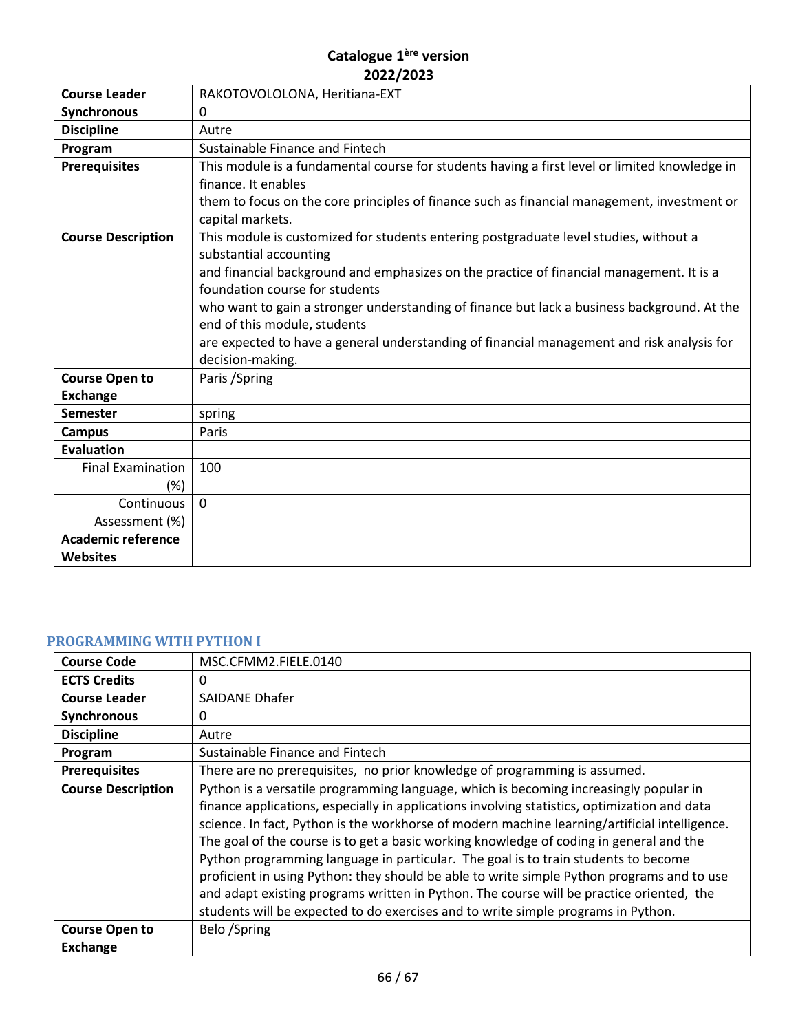**Catalogue 1ère version**
**2022/2023**

| | |
|---|---|
| **Course Leader** | RAKOTOVOLOLONA, Heritiana-EXT |
| **Synchronous** | 0 |
| **Discipline** | Autre |
| **Program** | Sustainable Finance and Fintech |
| **Prerequisites** | This module is a fundamental course for students having a first level or limited knowledge in finance. It enables them to focus on the core principles of finance such as financial management, investment or capital markets. |
| **Course Description** | This module is customized for students entering postgraduate level studies, without a substantial accounting and financial background and emphasizes on the practice of financial management. It is a foundation course for students who want to gain a stronger understanding of finance but lack a business background. At the end of this module, students are expected to have a general understanding of financial management and risk analysis for decision-making. |
| **Course Open to Exchange** | Paris /Spring |
| **Semester** | spring |
| **Campus** | Paris |
| **Evaluation** | |
| Final Examination (%) | 100 |
| Continuous Assessment (%) | 0 |
| **Academic reference** | |
| **Websites** | |

## PROGRAMMING WITH PYTHON I

| | |
|---|---|
| **Course Code** | MSC.CFMM2.FIELE.0140 |
| **ECTS Credits** | 0 |
| **Course Leader** | SAIDANE Dhafer |
| **Synchronous** | 0 |
| **Discipline** | Autre |
| **Program** | Sustainable Finance and Fintech |
| **Prerequisites** | There are no prerequisites, no prior knowledge of programming is assumed. |
| **Course Description** | Python is a versatile programming language, which is becoming increasingly popular in finance applications, especially in applications involving statistics, optimization and data science. In fact, Python is the workhorse of modern machine learning/artificial intelligence. The goal of the course is to get a basic working knowledge of coding in general and the Python programming language in particular. The goal is to train students to become proficient in using Python: they should be able to write simple Python programs and to use and adapt existing programs written in Python. The course will be practice oriented, the students will be expected to do exercises and to write simple programs in Python. |
| **Course Open to Exchange** | Belo /Spring |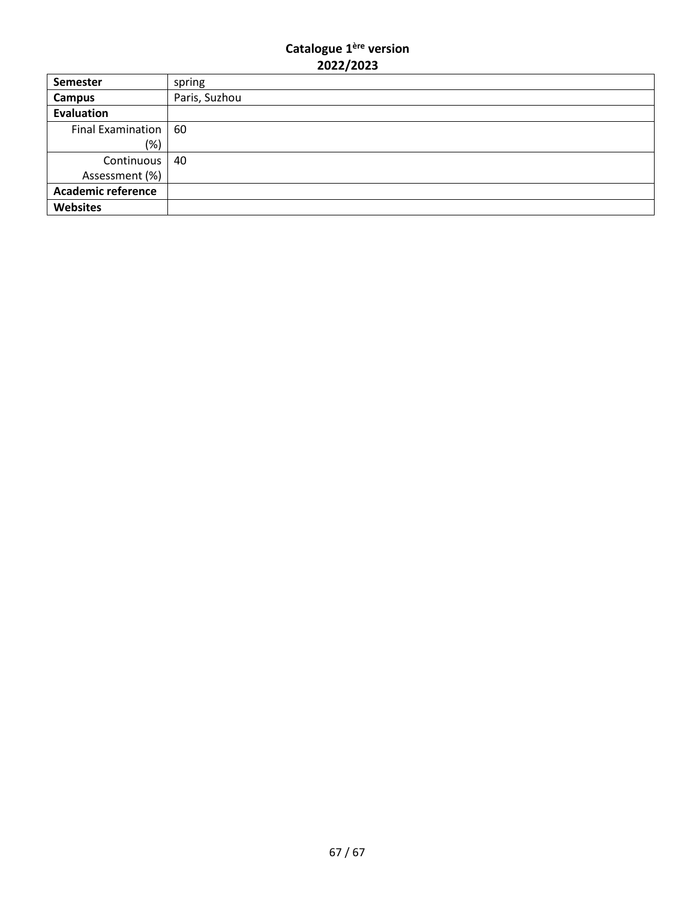| | |
|---|---|
| **Semester** | spring |
| **Campus** | Paris, Suzhou |
| **Evaluation** | |
| Final Examination (%) | 60 |
| Continuous Assessment (%) | 40 |
| **Academic reference** | |
| **Websites** | |